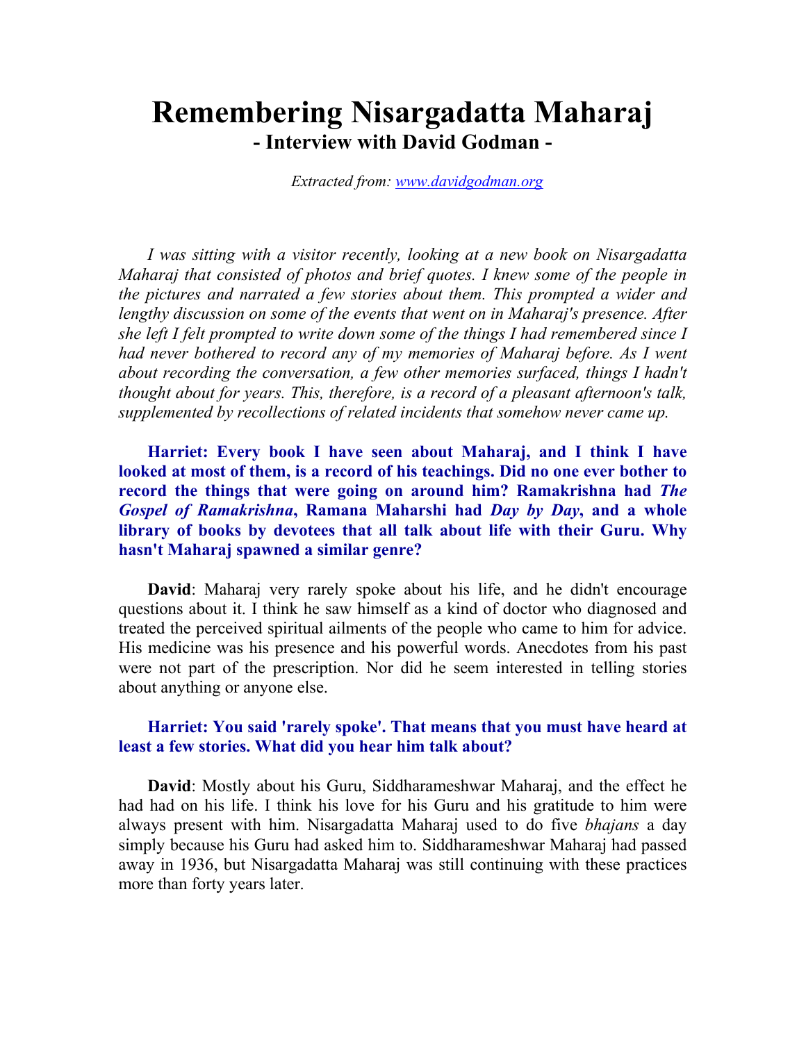# Remembering Nisargadatta Maharaj

## - Interview with David Godman -

*Extracted from: [www.davidgodman.org](www.davidgodman.org)*

*I was sitting with a visitor recently, looking at a new book on Nisargadatta Maharaj that consisted of photos and brief quotes. I knew some of the people in the pictures and narrated a few stories about them. This prompted a wider and lengthy discussion on some of the events that went on in Maharaj's presence. After she left I felt prompted to write down some of the things I had remembered since I had never bothered to record any of my memories of Maharaj before. As I went about recording the conversation, a few other memories surfaced, things I hadn't thought about for years. This, therefore, is a record of a pleasant afternoon's talk, supplemented by recollections of related incidents that somehow never came up.*

**Harriet: Every book I have seen about Maharaj, and I think I have looked at most of them, is a record of his teachings. Did no one ever bother to record the things that were going on around him? Ramakrishna had *The Gospel of Ramakrishna*, Ramana Maharshi had *Day by Day*, and a whole library of books by devotees that all talk about life with their Guru. Why hasn't Maharaj spawned a similar genre?**

**David**: Maharaj very rarely spoke about his life, and he didn't encourage questions about it. I think he saw himself as a kind of doctor who diagnosed and treated the perceived spiritual ailments of the people who came to him for advice. His medicine was his presence and his powerful words. Anecdotes from his past were not part of the prescription. Nor did he seem interested in telling stories about anything or anyone else.

**Harriet: You said 'rarely spoke'. That means that you must have heard at least a few stories. What did you hear him talk about?**

**David**: Mostly about his Guru, Siddharameshwar Maharaj, and the effect he had had on his life. I think his love for his Guru and his gratitude to him were always present with him. Nisargadatta Maharaj used to do five *bhajans* a day simply because his Guru had asked him to. Siddharameshwar Maharaj had passed away in 1936, but Nisargadatta Maharaj was still continuing with these practices more than forty years later.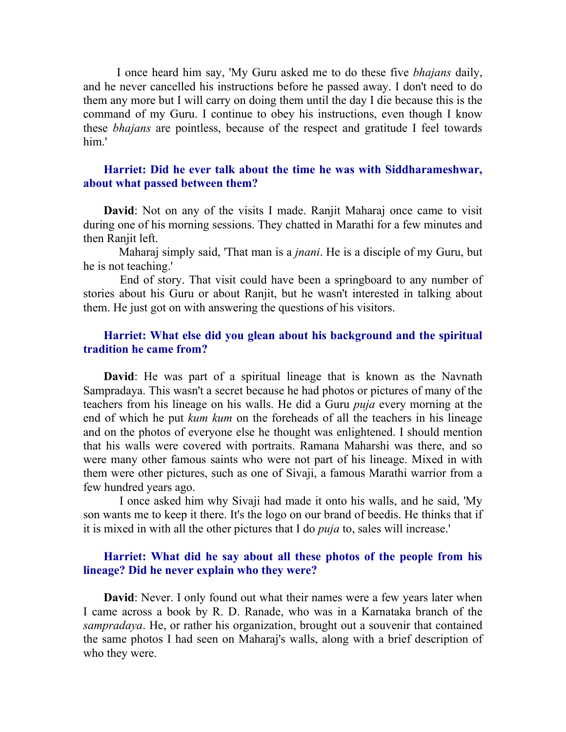I once heard him say, 'My Guru asked me to do these five *bhajans* daily, and he never cancelled his instructions before he passed away. I don't need to do them any more but I will carry on doing them until the day I die because this is the command of my Guru. I continue to obey his instructions, even though I know these *bhajans* are pointless, because of the respect and gratitude I feel towards him.'

**Harriet: Did he ever talk about the time he was with Siddharameshwar, about what passed between them?**

**David**: Not on any of the visits I made. Ranjit Maharaj once came to visit during one of his morning sessions. They chatted in Marathi for a few minutes and then Ranjit left.

Maharaj simply said, 'That man is a *jnani*. He is a disciple of my Guru, but he is not teaching.'

End of story. That visit could have been a springboard to any number of stories about his Guru or about Ranjit, but he wasn't interested in talking about them. He just got on with answering the questions of his visitors.

**Harriet: What else did you glean about his background and the spiritual tradition he came from?**

**David**: He was part of a spiritual lineage that is known as the Navnath Sampradaya. This wasn't a secret because he had photos or pictures of many of the teachers from his lineage on his walls. He did a Guru *puja* every morning at the end of which he put *kum kum* on the foreheads of all the teachers in his lineage and on the photos of everyone else he thought was enlightened. I should mention that his walls were covered with portraits. Ramana Maharshi was there, and so were many other famous saints who were not part of his lineage. Mixed in with them were other pictures, such as one of Sivaji, a famous Marathi warrior from a few hundred years ago.

I once asked him why Sivaji had made it onto his walls, and he said, 'My son wants me to keep it there. It's the logo on our brand of beedis. He thinks that if it is mixed in with all the other pictures that I do *puja* to, sales will increase.'

**Harriet: What did he say about all these photos of the people from his lineage? Did he never explain who they were?**

**David**: Never. I only found out what their names were a few years later when I came across a book by R. D. Ranade, who was in a Karnataka branch of the *sampradaya*. He, or rather his organization, brought out a souvenir that contained the same photos I had seen on Maharaj's walls, along with a brief description of who they were.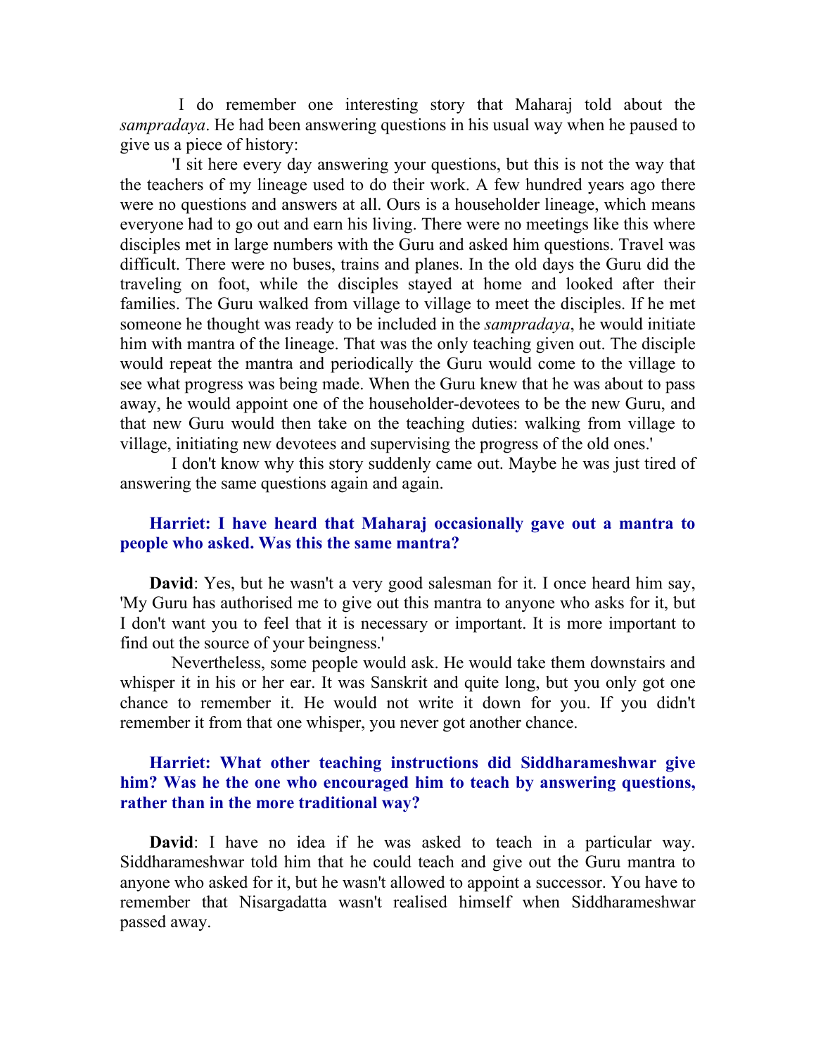I do remember one interesting story that Maharaj told about the *sampradaya*. He had been answering questions in his usual way when he paused to give us a piece of history:

'I sit here every day answering your questions, but this is not the way that the teachers of my lineage used to do their work. A few hundred years ago there were no questions and answers at all. Ours is a householder lineage, which means everyone had to go out and earn his living. There were no meetings like this where disciples met in large numbers with the Guru and asked him questions. Travel was difficult. There were no buses, trains and planes. In the old days the Guru did the traveling on foot, while the disciples stayed at home and looked after their families. The Guru walked from village to village to meet the disciples. If he met someone he thought was ready to be included in the *sampradaya*, he would initiate him with mantra of the lineage. That was the only teaching given out. The disciple would repeat the mantra and periodically the Guru would come to the village to see what progress was being made. When the Guru knew that he was about to pass away, he would appoint one of the householder-devotees to be the new Guru, and that new Guru would then take on the teaching duties: walking from village to village, initiating new devotees and supervising the progress of the old ones.'

I don't know why this story suddenly came out. Maybe he was just tired of answering the same questions again and again.

**Harriet: I have heard that Maharaj occasionally gave out a mantra to people who asked. Was this the same mantra?**

**David**: Yes, but he wasn't a very good salesman for it. I once heard him say, 'My Guru has authorised me to give out this mantra to anyone who asks for it, but I don't want you to feel that it is necessary or important. It is more important to find out the source of your beingness.'

Nevertheless, some people would ask. He would take them downstairs and whisper it in his or her ear. It was Sanskrit and quite long, but you only got one chance to remember it. He would not write it down for you. If you didn't remember it from that one whisper, you never got another chance.

**Harriet: What other teaching instructions did Siddharameshwar give him? Was he the one who encouraged him to teach by answering questions, rather than in the more traditional way?**

**David**: I have no idea if he was asked to teach in a particular way. Siddharameshwar told him that he could teach and give out the Guru mantra to anyone who asked for it, but he wasn't allowed to appoint a successor. You have to remember that Nisargadatta wasn't realised himself when Siddharameshwar passed away.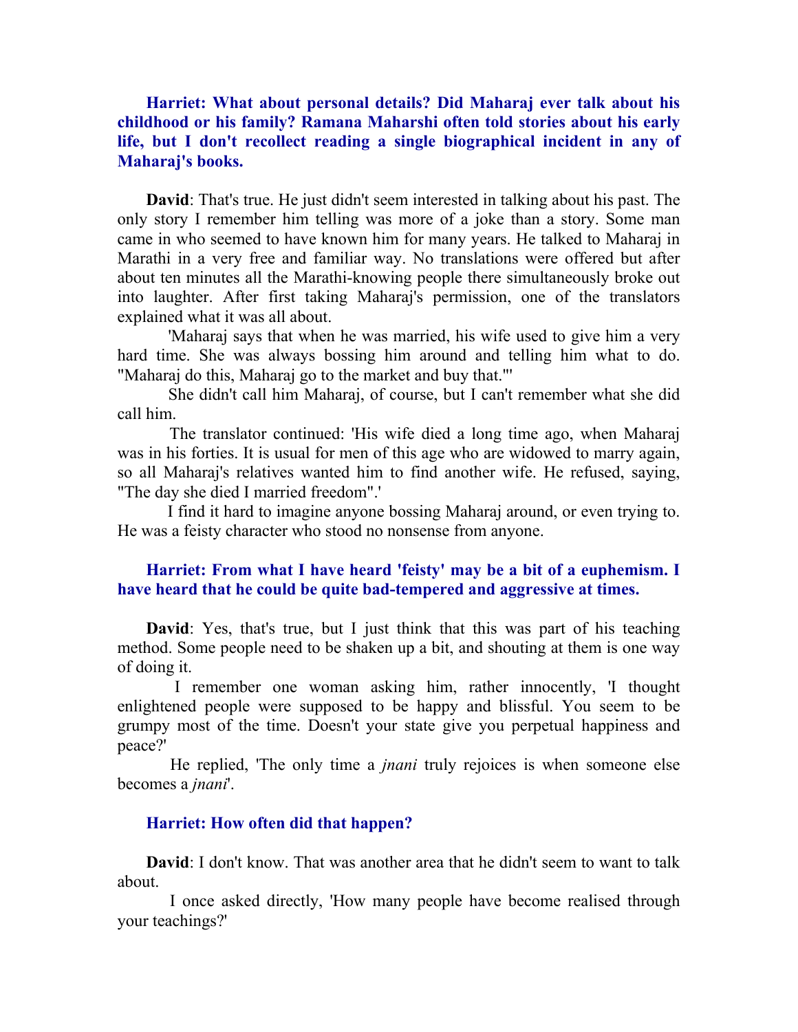**Harriet: What about personal details? Did Maharaj ever talk about his childhood or his family? Ramana Maharshi often told stories about his early life, but I don't recollect reading a single biographical incident in any of Maharaj's books.**

**David**: That's true. He just didn't seem interested in talking about his past. The only story I remember him telling was more of a joke than a story. Some man came in who seemed to have known him for many years. He talked to Maharaj in Marathi in a very free and familiar way. No translations were offered but after about ten minutes all the Marathi-knowing people there simultaneously broke out into laughter. After first taking Maharaj's permission, one of the translators explained what it was all about.

'Maharaj says that when he was married, his wife used to give him a very hard time. She was always bossing him around and telling him what to do. "Maharaj do this, Maharaj go to the market and buy that."'

She didn't call him Maharaj, of course, but I can't remember what she did call him.

The translator continued: 'His wife died a long time ago, when Maharaj was in his forties. It is usual for men of this age who are widowed to marry again, so all Maharaj's relatives wanted him to find another wife. He refused, saying, "The day she died I married freedom".'

I find it hard to imagine anyone bossing Maharaj around, or even trying to. He was a feisty character who stood no nonsense from anyone.

**Harriet: From what I have heard 'feisty' may be a bit of a euphemism. I have heard that he could be quite bad-tempered and aggressive at times.**

**David**: Yes, that's true, but I just think that this was part of his teaching method. Some people need to be shaken up a bit, and shouting at them is one way of doing it.

I remember one woman asking him, rather innocently, 'I thought enlightened people were supposed to be happy and blissful. You seem to be grumpy most of the time. Doesn't your state give you perpetual happiness and peace?'

He replied, 'The only time a *jnani* truly rejoices is when someone else becomes a *jnani*'.

**Harriet: How often did that happen?**

**David**: I don't know. That was another area that he didn't seem to want to talk about.

I once asked directly, 'How many people have become realised through your teachings?'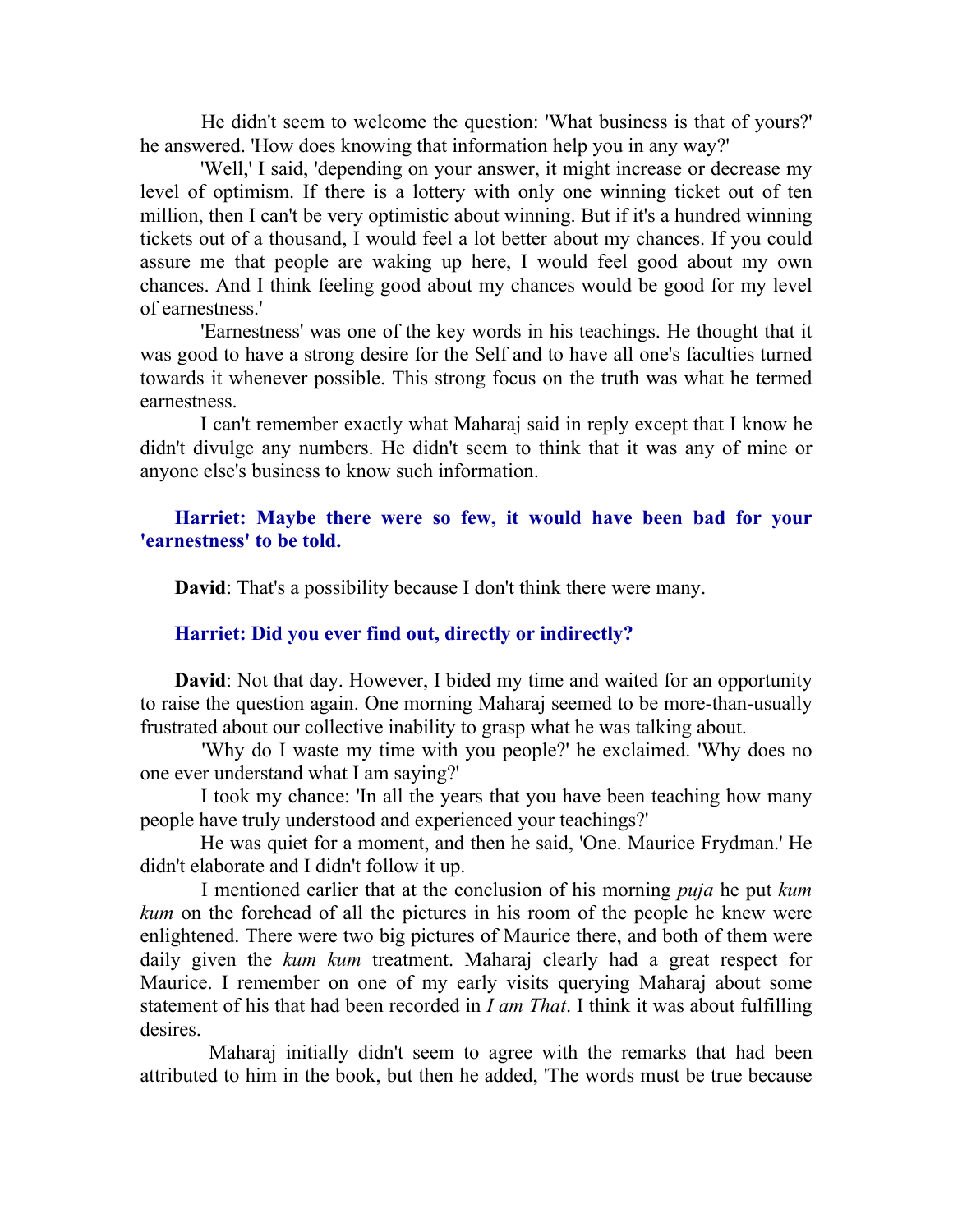He didn't seem to welcome the question: 'What business is that of yours?' he answered. 'How does knowing that information help you in any way?'

'Well,' I said, 'depending on your answer, it might increase or decrease my level of optimism. If there is a lottery with only one winning ticket out of ten million, then I can't be very optimistic about winning. But if it's a hundred winning tickets out of a thousand, I would feel a lot better about my chances. If you could assure me that people are waking up here, I would feel good about my own chances. And I think feeling good about my chances would be good for my level of earnestness.'

'Earnestness' was one of the key words in his teachings. He thought that it was good to have a strong desire for the Self and to have all one's faculties turned towards it whenever possible. This strong focus on the truth was what he termed earnestness.

I can't remember exactly what Maharaj said in reply except that I know he didn't divulge any numbers. He didn't seem to think that it was any of mine or anyone else's business to know such information.

**Harriet: Maybe there were so few, it would have been bad for your 'earnestness' to be told.**

**David**: That's a possibility because I don't think there were many.

**Harriet: Did you ever find out, directly or indirectly?**

**David**: Not that day. However, I bided my time and waited for an opportunity to raise the question again. One morning Maharaj seemed to be more-than-usually frustrated about our collective inability to grasp what he was talking about.

'Why do I waste my time with you people?' he exclaimed. 'Why does no one ever understand what I am saying?'

I took my chance: 'In all the years that you have been teaching how many people have truly understood and experienced your teachings?'

He was quiet for a moment, and then he said, 'One. Maurice Frydman.' He didn't elaborate and I didn't follow it up.

I mentioned earlier that at the conclusion of his morning *puja* he put *kum kum* on the forehead of all the pictures in his room of the people he knew were enlightened. There were two big pictures of Maurice there, and both of them were daily given the *kum kum* treatment. Maharaj clearly had a great respect for Maurice. I remember on one of my early visits querying Maharaj about some statement of his that had been recorded in *I am That*. I think it was about fulfilling desires.

Maharaj initially didn't seem to agree with the remarks that had been attributed to him in the book, but then he added, 'The words must be true because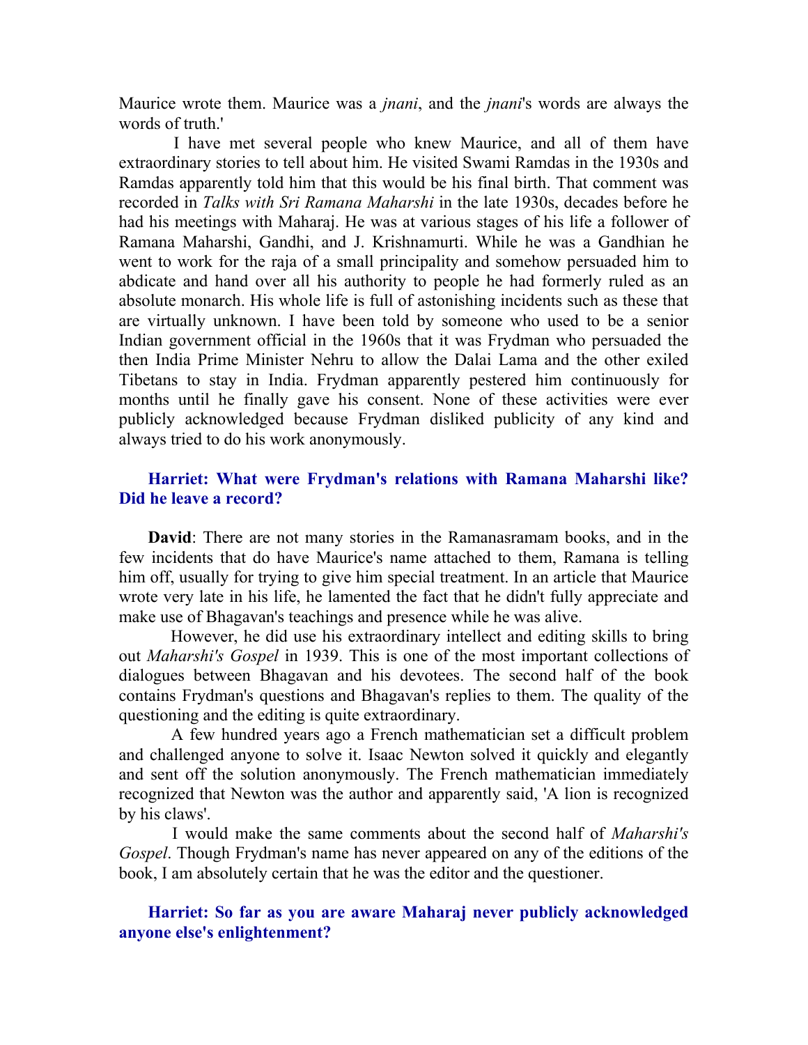Maurice wrote them. Maurice was a *jnani*, and the *jnani*'s words are always the words of truth.'

I have met several people who knew Maurice, and all of them have extraordinary stories to tell about him. He visited Swami Ramdas in the 1930s and Ramdas apparently told him that this would be his final birth. That comment was recorded in *Talks with Sri Ramana Maharshi* in the late 1930s, decades before he had his meetings with Maharaj. He was at various stages of his life a follower of Ramana Maharshi, Gandhi, and J. Krishnamurti. While he was a Gandhian he went to work for the raja of a small principality and somehow persuaded him to abdicate and hand over all his authority to people he had formerly ruled as an absolute monarch. His whole life is full of astonishing incidents such as these that are virtually unknown. I have been told by someone who used to be a senior Indian government official in the 1960s that it was Frydman who persuaded the then India Prime Minister Nehru to allow the Dalai Lama and the other exiled Tibetans to stay in India. Frydman apparently pestered him continuously for months until he finally gave his consent. None of these activities were ever publicly acknowledged because Frydman disliked publicity of any kind and always tried to do his work anonymously.

**Harriet: What were Frydman's relations with Ramana Maharshi like? Did he leave a record?**

**David**: There are not many stories in the Ramanasramam books, and in the few incidents that do have Maurice's name attached to them, Ramana is telling him off, usually for trying to give him special treatment. In an article that Maurice wrote very late in his life, he lamented the fact that he didn't fully appreciate and make use of Bhagavan's teachings and presence while he was alive.

However, he did use his extraordinary intellect and editing skills to bring out *Maharshi's Gospel* in 1939. This is one of the most important collections of dialogues between Bhagavan and his devotees. The second half of the book contains Frydman's questions and Bhagavan's replies to them. The quality of the questioning and the editing is quite extraordinary.

A few hundred years ago a French mathematician set a difficult problem and challenged anyone to solve it. Isaac Newton solved it quickly and elegantly and sent off the solution anonymously. The French mathematician immediately recognized that Newton was the author and apparently said, 'A lion is recognized by his claws'.

I would make the same comments about the second half of *Maharshi's Gospel*. Though Frydman's name has never appeared on any of the editions of the book, I am absolutely certain that he was the editor and the questioner.

**Harriet: So far as you are aware Maharaj never publicly acknowledged anyone else's enlightenment?**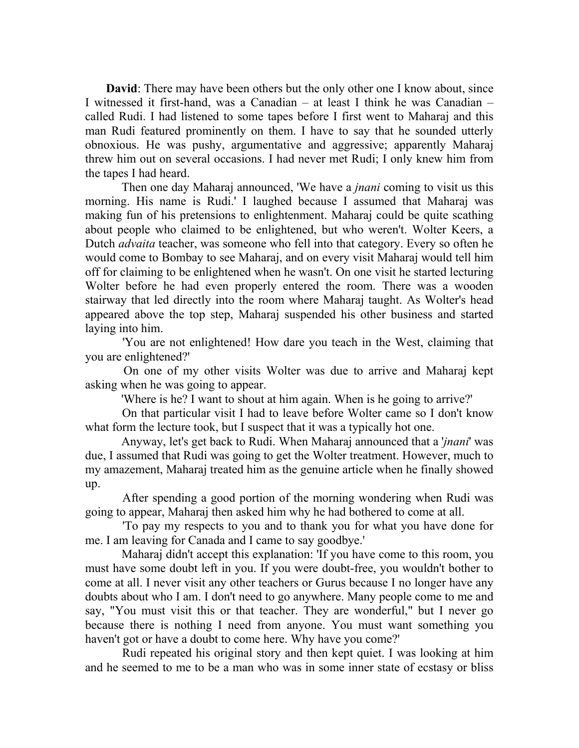**David**: There may have been others but the only other one I know about, since I witnessed it first-hand, was a Canadian – at least I think he was Canadian – called Rudi. I had listened to some tapes before I first went to Maharaj and this man Rudi featured prominently on them. I have to say that he sounded utterly obnoxious. He was pushy, argumentative and aggressive; apparently Maharaj threw him out on several occasions. I had never met Rudi; I only knew him from the tapes I had heard.

Then one day Maharaj announced, 'We have a *jnani* coming to visit us this morning. His name is Rudi.' I laughed because I assumed that Maharaj was making fun of his pretensions to enlightenment. Maharaj could be quite scathing about people who claimed to be enlightened, but who weren't. Wolter Keers, a Dutch *advaita* teacher, was someone who fell into that category. Every so often he would come to Bombay to see Maharaj, and on every visit Maharaj would tell him off for claiming to be enlightened when he wasn't. On one visit he started lecturing Wolter before he had even properly entered the room. There was a wooden stairway that led directly into the room where Maharaj taught. As Wolter's head appeared above the top step, Maharaj suspended his other business and started laying into him.

'You are not enlightened! How dare you teach in the West, claiming that you are enlightened?'

On one of my other visits Wolter was due to arrive and Maharaj kept asking when he was going to appear.

'Where is he? I want to shout at him again. When is he going to arrive?'

On that particular visit I had to leave before Wolter came so I don't know what form the lecture took, but I suspect that it was a typically hot one.

Anyway, let's get back to Rudi. When Maharaj announced that a '*jnani*' was due, I assumed that Rudi was going to get the Wolter treatment. However, much to my amazement, Maharaj treated him as the genuine article when he finally showed up.

After spending a good portion of the morning wondering when Rudi was going to appear, Maharaj then asked him why he had bothered to come at all.

'To pay my respects to you and to thank you for what you have done for me. I am leaving for Canada and I came to say goodbye.'

Maharaj didn't accept this explanation: 'If you have come to this room, you must have some doubt left in you. If you were doubt-free, you wouldn't bother to come at all. I never visit any other teachers or Gurus because I no longer have any doubts about who I am. I don't need to go anywhere. Many people come to me and say, "You must visit this or that teacher. They are wonderful," but I never go because there is nothing I need from anyone. You must want something you haven't got or have a doubt to come here. Why have you come?'

Rudi repeated his original story and then kept quiet. I was looking at him and he seemed to me to be a man who was in some inner state of ecstasy or bliss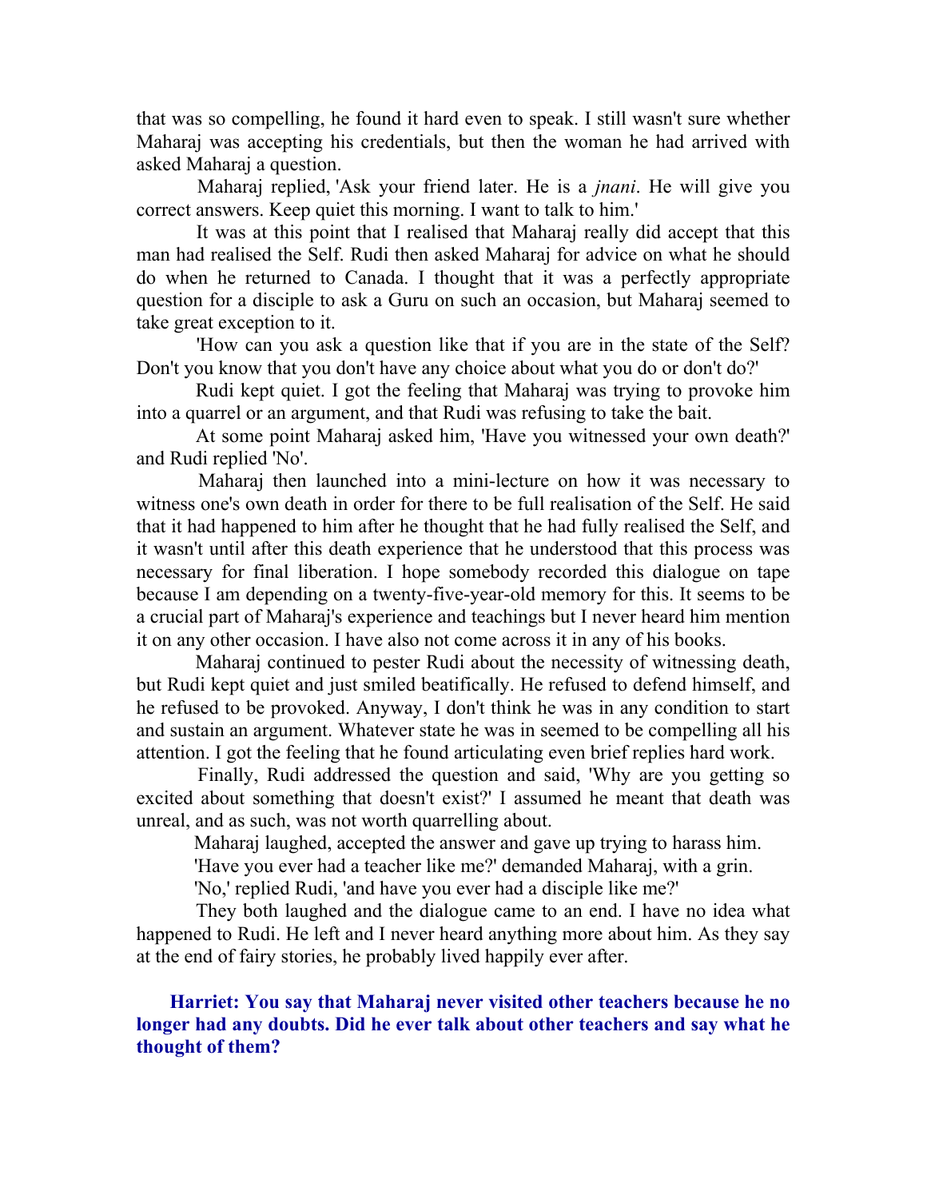that was so compelling, he found it hard even to speak. I still wasn't sure whether Maharaj was accepting his credentials, but then the woman he had arrived with asked Maharaj a question.

Maharaj replied, 'Ask your friend later. He is a *jnani*. He will give you correct answers. Keep quiet this morning. I want to talk to him.'

It was at this point that I realised that Maharaj really did accept that this man had realised the Self. Rudi then asked Maharaj for advice on what he should do when he returned to Canada. I thought that it was a perfectly appropriate question for a disciple to ask a Guru on such an occasion, but Maharaj seemed to take great exception to it.

'How can you ask a question like that if you are in the state of the Self? Don't you know that you don't have any choice about what you do or don't do?'

Rudi kept quiet. I got the feeling that Maharaj was trying to provoke him into a quarrel or an argument, and that Rudi was refusing to take the bait.

At some point Maharaj asked him, 'Have you witnessed your own death?' and Rudi replied 'No'.

Maharaj then launched into a mini-lecture on how it was necessary to witness one's own death in order for there to be full realisation of the Self. He said that it had happened to him after he thought that he had fully realised the Self, and it wasn't until after this death experience that he understood that this process was necessary for final liberation. I hope somebody recorded this dialogue on tape because I am depending on a twenty-five-year-old memory for this. It seems to be a crucial part of Maharaj's experience and teachings but I never heard him mention it on any other occasion. I have also not come across it in any of his books.

Maharaj continued to pester Rudi about the necessity of witnessing death, but Rudi kept quiet and just smiled beatifically. He refused to defend himself, and he refused to be provoked. Anyway, I don't think he was in any condition to start and sustain an argument. Whatever state he was in seemed to be compelling all his attention. I got the feeling that he found articulating even brief replies hard work.

Finally, Rudi addressed the question and said, 'Why are you getting so excited about something that doesn't exist?' I assumed he meant that death was unreal, and as such, was not worth quarrelling about.

Maharaj laughed, accepted the answer and gave up trying to harass him.

'Have you ever had a teacher like me?' demanded Maharaj, with a grin.

'No,' replied Rudi, 'and have you ever had a disciple like me?'

They both laughed and the dialogue came to an end. I have no idea what happened to Rudi. He left and I never heard anything more about him. As they say at the end of fairy stories, he probably lived happily ever after.

**Harriet: You say that Maharaj never visited other teachers because he no longer had any doubts. Did he ever talk about other teachers and say what he thought of them?**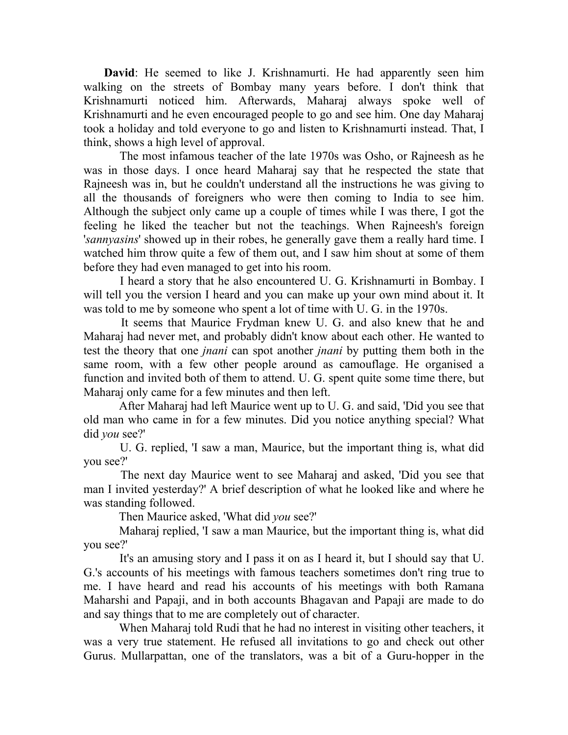**David**: He seemed to like J. Krishnamurti. He had apparently seen him walking on the streets of Bombay many years before. I don't think that Krishnamurti noticed him. Afterwards, Maharaj always spoke well of Krishnamurti and he even encouraged people to go and see him. One day Maharaj took a holiday and told everyone to go and listen to Krishnamurti instead. That, I think, shows a high level of approval.

The most infamous teacher of the late 1970s was Osho, or Rajneesh as he was in those days. I once heard Maharaj say that he respected the state that Rajneesh was in, but he couldn't understand all the instructions he was giving to all the thousands of foreigners who were then coming to India to see him. Although the subject only came up a couple of times while I was there, I got the feeling he liked the teacher but not the teachings. When Rajneesh's foreign '*sannyasins*' showed up in their robes, he generally gave them a really hard time. I watched him throw quite a few of them out, and I saw him shout at some of them before they had even managed to get into his room.

I heard a story that he also encountered U. G. Krishnamurti in Bombay. I will tell you the version I heard and you can make up your own mind about it. It was told to me by someone who spent a lot of time with U. G. in the 1970s.

It seems that Maurice Frydman knew U. G. and also knew that he and Maharaj had never met, and probably didn't know about each other. He wanted to test the theory that one *jnani* can spot another *jnani* by putting them both in the same room, with a few other people around as camouflage. He organised a function and invited both of them to attend. U. G. spent quite some time there, but Maharaj only came for a few minutes and then left.

After Maharaj had left Maurice went up to U. G. and said, 'Did you see that old man who came in for a few minutes. Did you notice anything special? What did *you* see?'

U. G. replied, 'I saw a man, Maurice, but the important thing is, what did you see?'

The next day Maurice went to see Maharaj and asked, 'Did you see that man I invited yesterday?' A brief description of what he looked like and where he was standing followed.

Then Maurice asked, 'What did *you* see?'

Maharaj replied, 'I saw a man Maurice, but the important thing is, what did you see?'

It's an amusing story and I pass it on as I heard it, but I should say that U. G.'s accounts of his meetings with famous teachers sometimes don't ring true to me. I have heard and read his accounts of his meetings with both Ramana Maharshi and Papaji, and in both accounts Bhagavan and Papaji are made to do and say things that to me are completely out of character.

When Maharaj told Rudi that he had no interest in visiting other teachers, it was a very true statement. He refused all invitations to go and check out other Gurus. Mullarpattan, one of the translators, was a bit of a Guru-hopper in the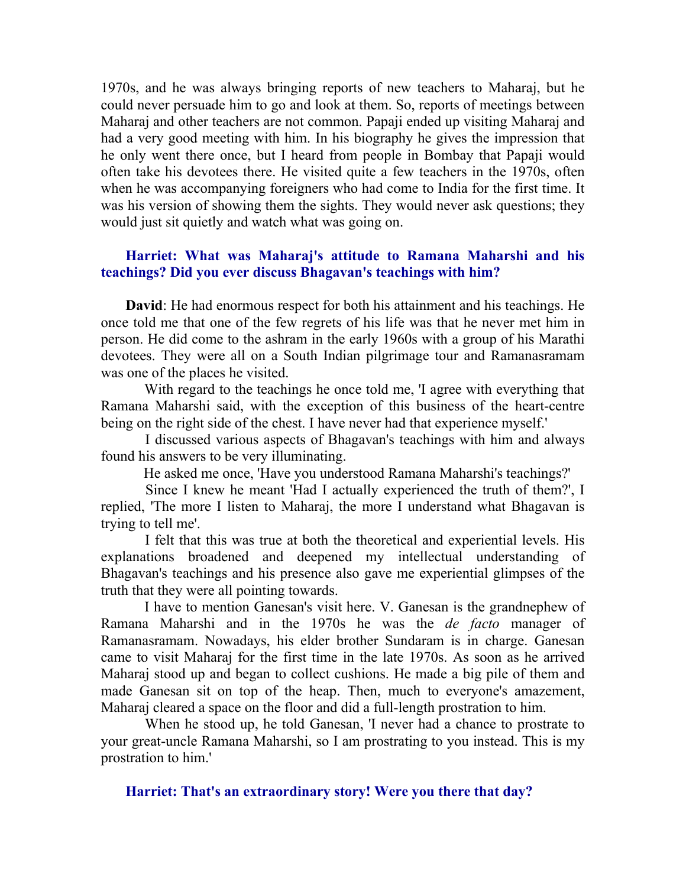1970s, and he was always bringing reports of new teachers to Maharaj, but he could never persuade him to go and look at them. So, reports of meetings between Maharaj and other teachers are not common. Papaji ended up visiting Maharaj and had a very good meeting with him. In his biography he gives the impression that he only went there once, but I heard from people in Bombay that Papaji would often take his devotees there. He visited quite a few teachers in the 1970s, often when he was accompanying foreigners who had come to India for the first time. It was his version of showing them the sights. They would never ask questions; they would just sit quietly and watch what was going on.

**Harriet: What was Maharaj's attitude to Ramana Maharshi and his teachings? Did you ever discuss Bhagavan's teachings with him?**

**David**: He had enormous respect for both his attainment and his teachings. He once told me that one of the few regrets of his life was that he never met him in person. He did come to the ashram in the early 1960s with a group of his Marathi devotees. They were all on a South Indian pilgrimage tour and Ramanasramam was one of the places he visited.

With regard to the teachings he once told me, 'I agree with everything that Ramana Maharshi said, with the exception of this business of the heart-centre being on the right side of the chest. I have never had that experience myself.'

I discussed various aspects of Bhagavan's teachings with him and always found his answers to be very illuminating.

He asked me once, 'Have you understood Ramana Maharshi's teachings?'

Since I knew he meant 'Had I actually experienced the truth of them?', I replied, 'The more I listen to Maharaj, the more I understand what Bhagavan is trying to tell me'.

I felt that this was true at both the theoretical and experiential levels. His explanations broadened and deepened my intellectual understanding of Bhagavan's teachings and his presence also gave me experiential glimpses of the truth that they were all pointing towards.

I have to mention Ganesan's visit here. V. Ganesan is the grandnephew of Ramana Maharshi and in the 1970s he was the *de facto* manager of Ramanasramam. Nowadays, his elder brother Sundaram is in charge. Ganesan came to visit Maharaj for the first time in the late 1970s. As soon as he arrived Maharaj stood up and began to collect cushions. He made a big pile of them and made Ganesan sit on top of the heap. Then, much to everyone's amazement, Maharaj cleared a space on the floor and did a full-length prostration to him.

When he stood up, he told Ganesan, 'I never had a chance to prostrate to your great-uncle Ramana Maharshi, so I am prostrating to you instead. This is my prostration to him.'

**Harriet: That's an extraordinary story! Were you there that day?**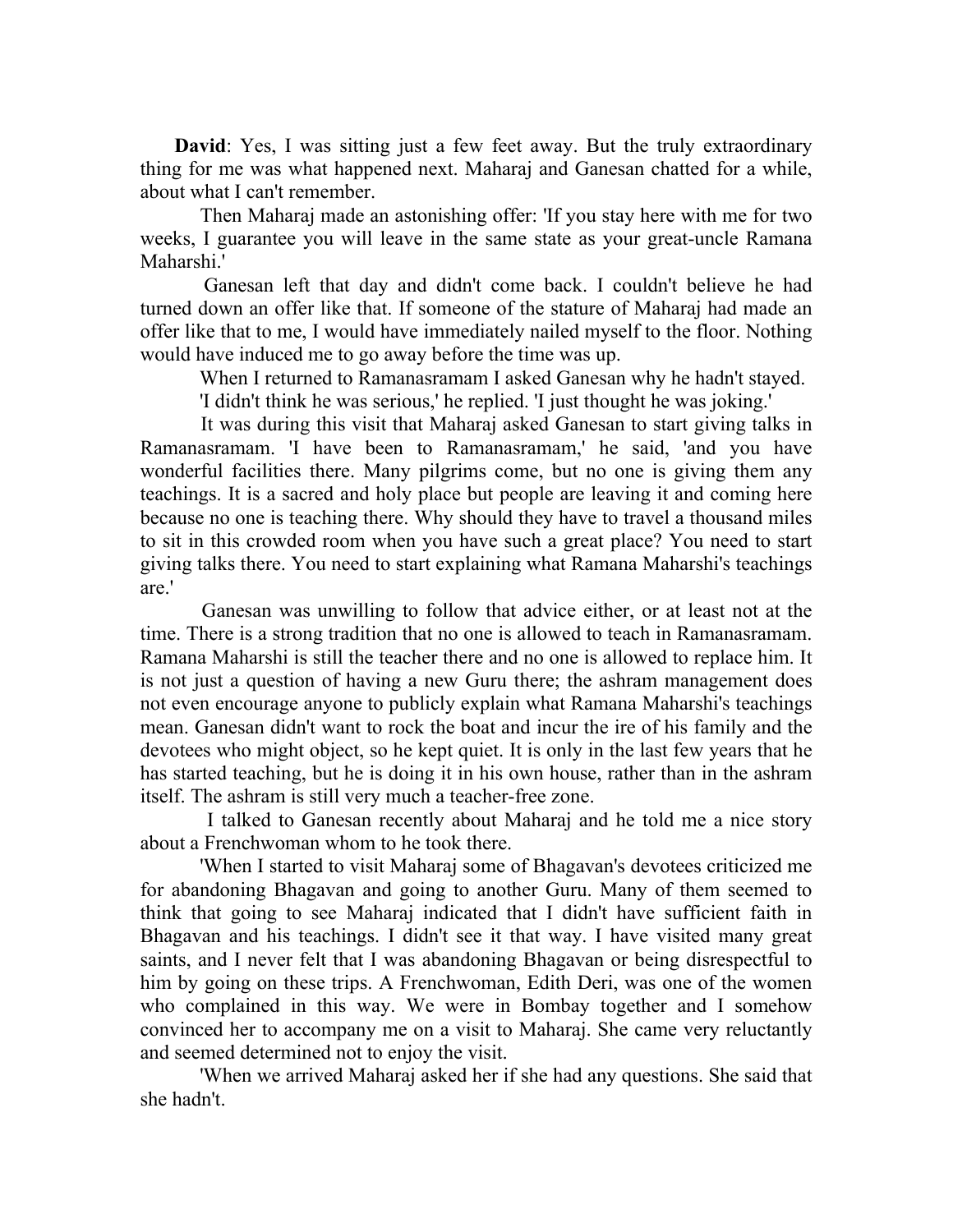**David**: Yes, I was sitting just a few feet away. But the truly extraordinary thing for me was what happened next. Maharaj and Ganesan chatted for a while, about what I can't remember.

Then Maharaj made an astonishing offer: 'If you stay here with me for two weeks, I guarantee you will leave in the same state as your great-uncle Ramana Maharshi.'

Ganesan left that day and didn't come back. I couldn't believe he had turned down an offer like that. If someone of the stature of Maharaj had made an offer like that to me, I would have immediately nailed myself to the floor. Nothing would have induced me to go away before the time was up.

When I returned to Ramanasramam I asked Ganesan why he hadn't stayed.

'I didn't think he was serious,' he replied. 'I just thought he was joking.'

It was during this visit that Maharaj asked Ganesan to start giving talks in Ramanasramam. 'I have been to Ramanasramam,' he said, 'and you have wonderful facilities there. Many pilgrims come, but no one is giving them any teachings. It is a sacred and holy place but people are leaving it and coming here because no one is teaching there. Why should they have to travel a thousand miles to sit in this crowded room when you have such a great place? You need to start giving talks there. You need to start explaining what Ramana Maharshi's teachings are.'

Ganesan was unwilling to follow that advice either, or at least not at the time. There is a strong tradition that no one is allowed to teach in Ramanasramam. Ramana Maharshi is still the teacher there and no one is allowed to replace him. It is not just a question of having a new Guru there; the ashram management does not even encourage anyone to publicly explain what Ramana Maharshi's teachings mean. Ganesan didn't want to rock the boat and incur the ire of his family and the devotees who might object, so he kept quiet. It is only in the last few years that he has started teaching, but he is doing it in his own house, rather than in the ashram itself. The ashram is still very much a teacher-free zone.

I talked to Ganesan recently about Maharaj and he told me a nice story about a Frenchwoman whom to he took there.

'When I started to visit Maharaj some of Bhagavan's devotees criticized me for abandoning Bhagavan and going to another Guru. Many of them seemed to think that going to see Maharaj indicated that I didn't have sufficient faith in Bhagavan and his teachings. I didn't see it that way. I have visited many great saints, and I never felt that I was abandoning Bhagavan or being disrespectful to him by going on these trips. A Frenchwoman, Edith Deri, was one of the women who complained in this way. We were in Bombay together and I somehow convinced her to accompany me on a visit to Maharaj. She came very reluctantly and seemed determined not to enjoy the visit.

'When we arrived Maharaj asked her if she had any questions. She said that she hadn't.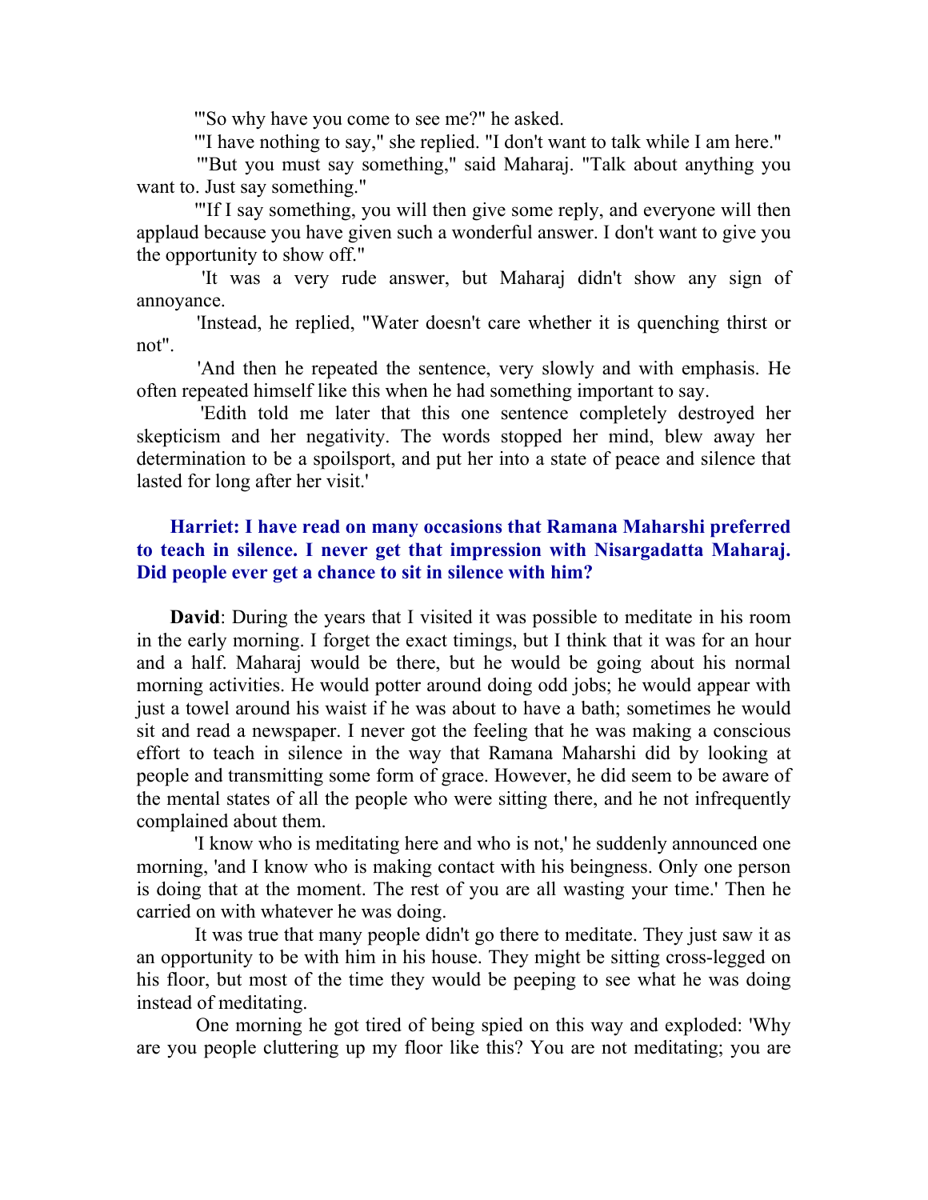'"So why have you come to see me?" he asked.

'"I have nothing to say," she replied. "I don't want to talk while I am here."

'"But you must say something," said Maharaj. "Talk about anything you want to. Just say something."

'"If I say something, you will then give some reply, and everyone will then applaud because you have given such a wonderful answer. I don't want to give you the opportunity to show off."

'It was a very rude answer, but Maharaj didn't show any sign of annoyance.

'Instead, he replied, "Water doesn't care whether it is quenching thirst or not".

'And then he repeated the sentence, very slowly and with emphasis. He often repeated himself like this when he had something important to say.

'Edith told me later that this one sentence completely destroyed her skepticism and her negativity. The words stopped her mind, blew away her determination to be a spoilsport, and put her into a state of peace and silence that lasted for long after her visit.'

**Harriet: I have read on many occasions that Ramana Maharshi preferred to teach in silence. I never get that impression with Nisargadatta Maharaj. Did people ever get a chance to sit in silence with him?**

**David**: During the years that I visited it was possible to meditate in his room in the early morning. I forget the exact timings, but I think that it was for an hour and a half. Maharaj would be there, but he would be going about his normal morning activities. He would potter around doing odd jobs; he would appear with just a towel around his waist if he was about to have a bath; sometimes he would sit and read a newspaper. I never got the feeling that he was making a conscious effort to teach in silence in the way that Ramana Maharshi did by looking at people and transmitting some form of grace. However, he did seem to be aware of the mental states of all the people who were sitting there, and he not infrequently complained about them.

'I know who is meditating here and who is not,' he suddenly announced one morning, 'and I know who is making contact with his beingness. Only one person is doing that at the moment. The rest of you are all wasting your time.' Then he carried on with whatever he was doing.

It was true that many people didn't go there to meditate. They just saw it as an opportunity to be with him in his house. They might be sitting cross-legged on his floor, but most of the time they would be peeping to see what he was doing instead of meditating.

One morning he got tired of being spied on this way and exploded: 'Why are you people cluttering up my floor like this? You are not meditating; you are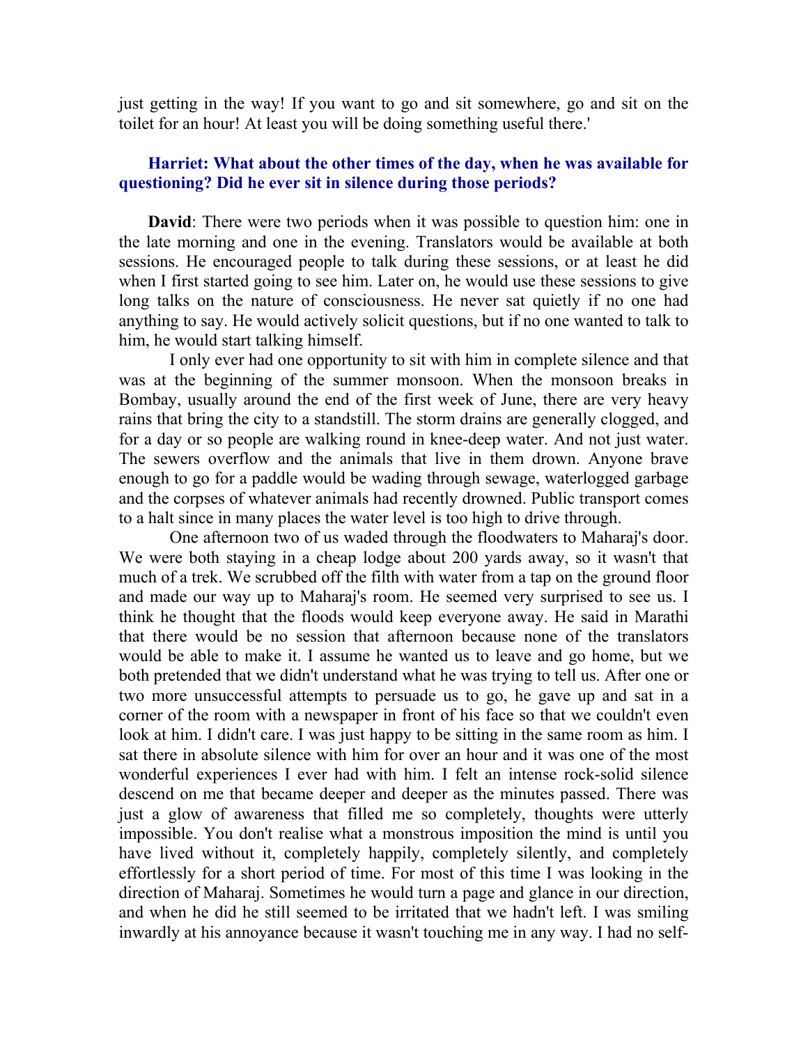just getting in the way! If you want to go and sit somewhere, go and sit on the toilet for an hour! At least you will be doing something useful there.'

**Harriet: What about the other times of the day, when he was available for questioning? Did he ever sit in silence during those periods?**

**David**: There were two periods when it was possible to question him: one in the late morning and one in the evening. Translators would be available at both sessions. He encouraged people to talk during these sessions, or at least he did when I first started going to see him. Later on, he would use these sessions to give long talks on the nature of consciousness. He never sat quietly if no one had anything to say. He would actively solicit questions, but if no one wanted to talk to him, he would start talking himself.

I only ever had one opportunity to sit with him in complete silence and that was at the beginning of the summer monsoon. When the monsoon breaks in Bombay, usually around the end of the first week of June, there are very heavy rains that bring the city to a standstill. The storm drains are generally clogged, and for a day or so people are walking round in knee-deep water. And not just water. The sewers overflow and the animals that live in them drown. Anyone brave enough to go for a paddle would be wading through sewage, waterlogged garbage and the corpses of whatever animals had recently drowned. Public transport comes to a halt since in many places the water level is too high to drive through.

One afternoon two of us waded through the floodwaters to Maharaj's door. We were both staying in a cheap lodge about 200 yards away, so it wasn't that much of a trek. We scrubbed off the filth with water from a tap on the ground floor and made our way up to Maharaj's room. He seemed very surprised to see us. I think he thought that the floods would keep everyone away. He said in Marathi that there would be no session that afternoon because none of the translators would be able to make it. I assume he wanted us to leave and go home, but we both pretended that we didn't understand what he was trying to tell us. After one or two more unsuccessful attempts to persuade us to go, he gave up and sat in a corner of the room with a newspaper in front of his face so that we couldn't even look at him. I didn't care. I was just happy to be sitting in the same room as him. I sat there in absolute silence with him for over an hour and it was one of the most wonderful experiences I ever had with him. I felt an intense rock-solid silence descend on me that became deeper and deeper as the minutes passed. There was just a glow of awareness that filled me so completely, thoughts were utterly impossible. You don't realise what a monstrous imposition the mind is until you have lived without it, completely happily, completely silently, and completely effortlessly for a short period of time. For most of this time I was looking in the direction of Maharaj. Sometimes he would turn a page and glance in our direction, and when he did he still seemed to be irritated that we hadn't left. I was smiling inwardly at his annoyance because it wasn't touching me in any way. I had no self-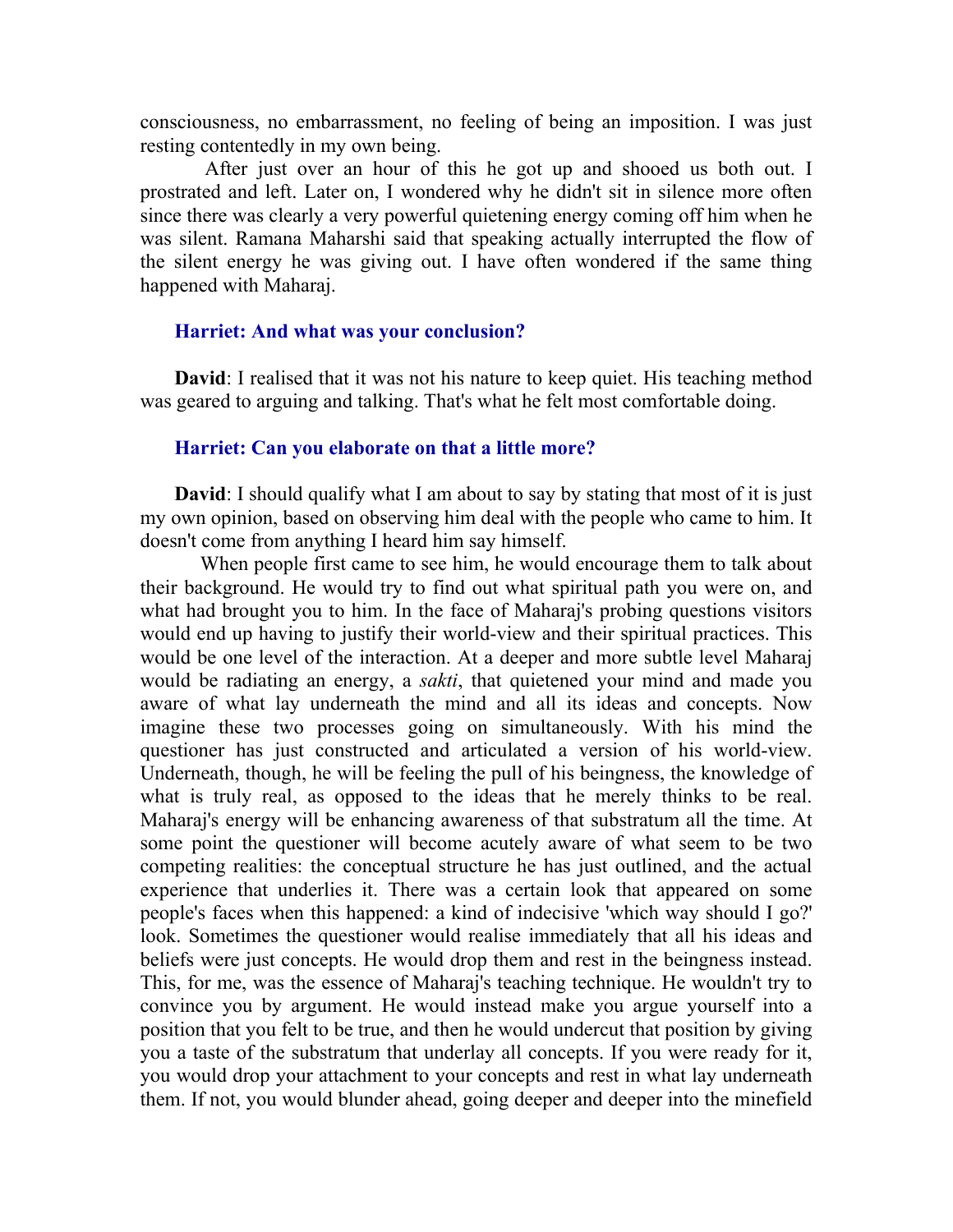consciousness, no embarrassment, no feeling of being an imposition. I was just resting contentedly in my own being.

After just over an hour of this he got up and shooed us both out. I prostrated and left. Later on, I wondered why he didn't sit in silence more often since there was clearly a very powerful quietening energy coming off him when he was silent. Ramana Maharshi said that speaking actually interrupted the flow of the silent energy he was giving out. I have often wondered if the same thing happened with Maharaj.

**Harriet: And what was your conclusion?**

**David**: I realised that it was not his nature to keep quiet. His teaching method was geared to arguing and talking. That's what he felt most comfortable doing.

**Harriet: Can you elaborate on that a little more?**

**David**: I should qualify what I am about to say by stating that most of it is just my own opinion, based on observing him deal with the people who came to him. It doesn't come from anything I heard him say himself.

When people first came to see him, he would encourage them to talk about their background. He would try to find out what spiritual path you were on, and what had brought you to him. In the face of Maharaj's probing questions visitors would end up having to justify their world-view and their spiritual practices. This would be one level of the interaction. At a deeper and more subtle level Maharaj would be radiating an energy, a *sakti*, that quietened your mind and made you aware of what lay underneath the mind and all its ideas and concepts. Now imagine these two processes going on simultaneously. With his mind the questioner has just constructed and articulated a version of his world-view. Underneath, though, he will be feeling the pull of his beingness, the knowledge of what is truly real, as opposed to the ideas that he merely thinks to be real. Maharaj's energy will be enhancing awareness of that substratum all the time. At some point the questioner will become acutely aware of what seem to be two competing realities: the conceptual structure he has just outlined, and the actual experience that underlies it. There was a certain look that appeared on some people's faces when this happened: a kind of indecisive 'which way should I go?' look. Sometimes the questioner would realise immediately that all his ideas and beliefs were just concepts. He would drop them and rest in the beingness instead. This, for me, was the essence of Maharaj's teaching technique. He wouldn't try to convince you by argument. He would instead make you argue yourself into a position that you felt to be true, and then he would undercut that position by giving you a taste of the substratum that underlay all concepts. If you were ready for it, you would drop your attachment to your concepts and rest in what lay underneath them. If not, you would blunder ahead, going deeper and deeper into the minefield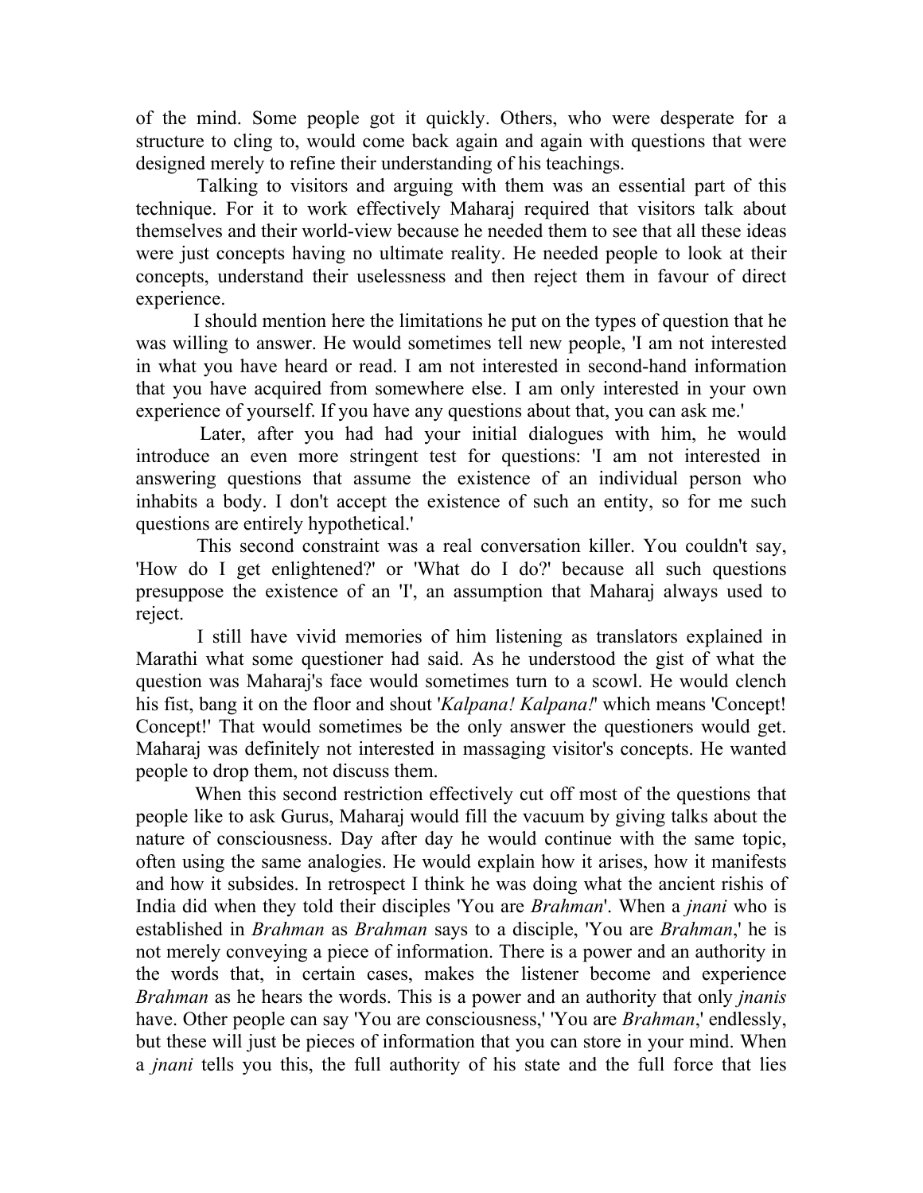of the mind. Some people got it quickly. Others, who were desperate for a structure to cling to, would come back again and again with questions that were designed merely to refine their understanding of his teachings.

Talking to visitors and arguing with them was an essential part of this technique. For it to work effectively Maharaj required that visitors talk about themselves and their world-view because he needed them to see that all these ideas were just concepts having no ultimate reality. He needed people to look at their concepts, understand their uselessness and then reject them in favour of direct experience.

I should mention here the limitations he put on the types of question that he was willing to answer. He would sometimes tell new people, 'I am not interested in what you have heard or read. I am not interested in second-hand information that you have acquired from somewhere else. I am only interested in your own experience of yourself. If you have any questions about that, you can ask me.'

Later, after you had had your initial dialogues with him, he would introduce an even more stringent test for questions: 'I am not interested in answering questions that assume the existence of an individual person who inhabits a body. I don't accept the existence of such an entity, so for me such questions are entirely hypothetical.'

This second constraint was a real conversation killer. You couldn't say, 'How do I get enlightened?' or 'What do I do?' because all such questions presuppose the existence of an 'I', an assumption that Maharaj always used to reject.

I still have vivid memories of him listening as translators explained in Marathi what some questioner had said. As he understood the gist of what the question was Maharaj's face would sometimes turn to a scowl. He would clench his fist, bang it on the floor and shout '*Kalpana! Kalpana!*' which means 'Concept! Concept!' That would sometimes be the only answer the questioners would get. Maharaj was definitely not interested in massaging visitor's concepts. He wanted people to drop them, not discuss them.

When this second restriction effectively cut off most of the questions that people like to ask Gurus, Maharaj would fill the vacuum by giving talks about the nature of consciousness. Day after day he would continue with the same topic, often using the same analogies. He would explain how it arises, how it manifests and how it subsides. In retrospect I think he was doing what the ancient rishis of India did when they told their disciples 'You are *Brahman*'. When a *jnani* who is established in *Brahman* as *Brahman* says to a disciple, 'You are *Brahman*,' he is not merely conveying a piece of information. There is a power and an authority in the words that, in certain cases, makes the listener become and experience *Brahman* as he hears the words. This is a power and an authority that only *jnanis* have. Other people can say 'You are consciousness,' 'You are *Brahman*,' endlessly, but these will just be pieces of information that you can store in your mind. When a *jnani* tells you this, the full authority of his state and the full force that lies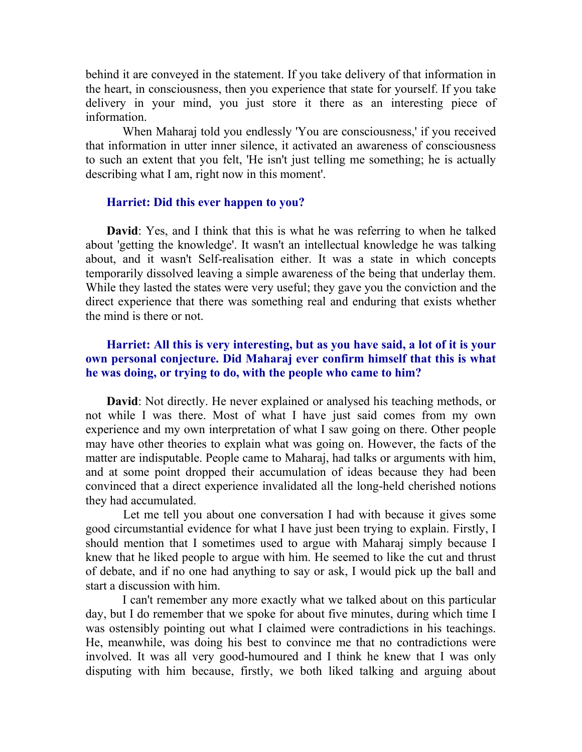behind it are conveyed in the statement. If you take delivery of that information in the heart, in consciousness, then you experience that state for yourself. If you take delivery in your mind, you just store it there as an interesting piece of information.

When Maharaj told you endlessly 'You are consciousness,' if you received that information in utter inner silence, it activated an awareness of consciousness to such an extent that you felt, 'He isn't just telling me something; he is actually describing what I am, right now in this moment'.

**Harriet: Did this ever happen to you?**

**David**: Yes, and I think that this is what he was referring to when he talked about 'getting the knowledge'. It wasn't an intellectual knowledge he was talking about, and it wasn't Self-realisation either. It was a state in which concepts temporarily dissolved leaving a simple awareness of the being that underlay them. While they lasted the states were very useful; they gave you the conviction and the direct experience that there was something real and enduring that exists whether the mind is there or not.

**Harriet: All this is very interesting, but as you have said, a lot of it is your own personal conjecture. Did Maharaj ever confirm himself that this is what he was doing, or trying to do, with the people who came to him?**

**David**: Not directly. He never explained or analysed his teaching methods, or not while I was there. Most of what I have just said comes from my own experience and my own interpretation of what I saw going on there. Other people may have other theories to explain what was going on. However, the facts of the matter are indisputable. People came to Maharaj, had talks or arguments with him, and at some point dropped their accumulation of ideas because they had been convinced that a direct experience invalidated all the long-held cherished notions they had accumulated.

Let me tell you about one conversation I had with because it gives some good circumstantial evidence for what I have just been trying to explain. Firstly, I should mention that I sometimes used to argue with Maharaj simply because I knew that he liked people to argue with him. He seemed to like the cut and thrust of debate, and if no one had anything to say or ask, I would pick up the ball and start a discussion with him.

I can't remember any more exactly what we talked about on this particular day, but I do remember that we spoke for about five minutes, during which time I was ostensibly pointing out what I claimed were contradictions in his teachings. He, meanwhile, was doing his best to convince me that no contradictions were involved. It was all very good-humoured and I think he knew that I was only disputing with him because, firstly, we both liked talking and arguing about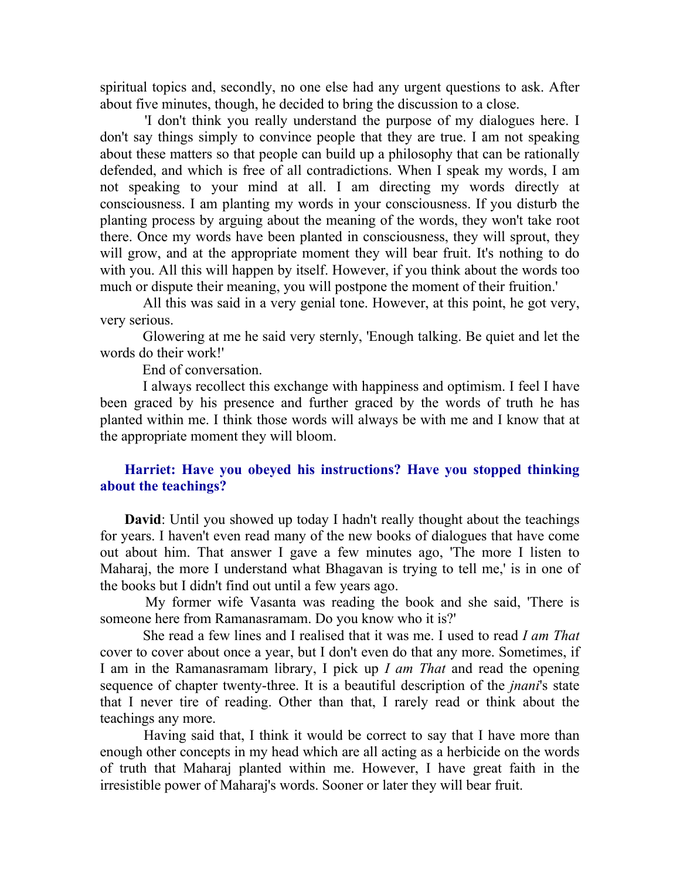spiritual topics and, secondly, no one else had any urgent questions to ask. After about five minutes, though, he decided to bring the discussion to a close.

'I don't think you really understand the purpose of my dialogues here. I don't say things simply to convince people that they are true. I am not speaking about these matters so that people can build up a philosophy that can be rationally defended, and which is free of all contradictions. When I speak my words, I am not speaking to your mind at all. I am directing my words directly at consciousness. I am planting my words in your consciousness. If you disturb the planting process by arguing about the meaning of the words, they won't take root there. Once my words have been planted in consciousness, they will sprout, they will grow, and at the appropriate moment they will bear fruit. It's nothing to do with you. All this will happen by itself. However, if you think about the words too much or dispute their meaning, you will postpone the moment of their fruition.'

All this was said in a very genial tone. However, at this point, he got very, very serious.

Glowering at me he said very sternly, 'Enough talking. Be quiet and let the words do their work!'

End of conversation.

I always recollect this exchange with happiness and optimism. I feel I have been graced by his presence and further graced by the words of truth he has planted within me. I think those words will always be with me and I know that at the appropriate moment they will bloom.

**Harriet: Have you obeyed his instructions? Have you stopped thinking about the teachings?**

**David**: Until you showed up today I hadn't really thought about the teachings for years. I haven't even read many of the new books of dialogues that have come out about him. That answer I gave a few minutes ago, 'The more I listen to Maharaj, the more I understand what Bhagavan is trying to tell me,' is in one of the books but I didn't find out until a few years ago.

My former wife Vasanta was reading the book and she said, 'There is someone here from Ramanasramam. Do you know who it is?'

She read a few lines and I realised that it was me. I used to read *I am That* cover to cover about once a year, but I don't even do that any more. Sometimes, if I am in the Ramanasramam library, I pick up *I am That* and read the opening sequence of chapter twenty-three. It is a beautiful description of the *jnani*'s state that I never tire of reading. Other than that, I rarely read or think about the teachings any more.

Having said that, I think it would be correct to say that I have more than enough other concepts in my head which are all acting as a herbicide on the words of truth that Maharaj planted within me. However, I have great faith in the irresistible power of Maharaj's words. Sooner or later they will bear fruit.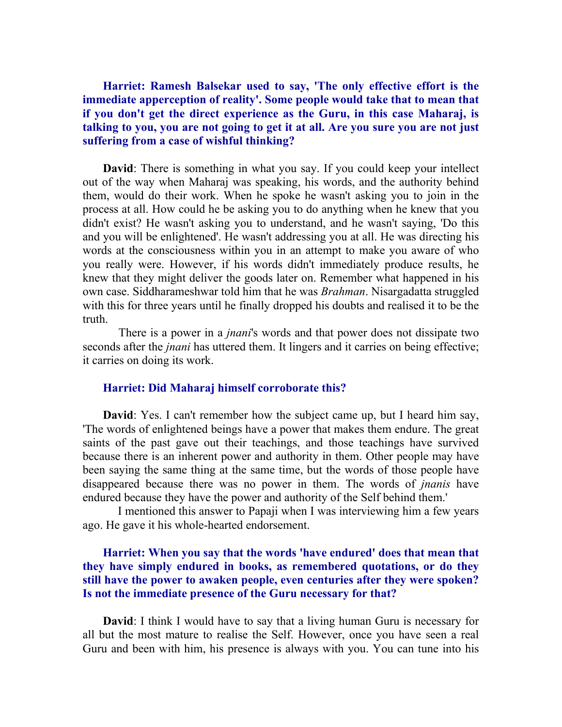**Harriet: Ramesh Balsekar used to say, 'The only effective effort is the immediate apperception of reality'. Some people would take that to mean that if you don't get the direct experience as the Guru, in this case Maharaj, is talking to you, you are not going to get it at all. Are you sure you are not just suffering from a case of wishful thinking?**

**David**: There is something in what you say. If you could keep your intellect out of the way when Maharaj was speaking, his words, and the authority behind them, would do their work. When he spoke he wasn't asking you to join in the process at all. How could he be asking you to do anything when he knew that you didn't exist? He wasn't asking you to understand, and he wasn't saying, 'Do this and you will be enlightened'. He wasn't addressing you at all. He was directing his words at the consciousness within you in an attempt to make you aware of who you really were. However, if his words didn't immediately produce results, he knew that they might deliver the goods later on. Remember what happened in his own case. Siddharameshwar told him that he was *Brahman*. Nisargadatta struggled with this for three years until he finally dropped his doubts and realised it to be the truth.

There is a power in a *jnani*'s words and that power does not dissipate two seconds after the *jnani* has uttered them. It lingers and it carries on being effective; it carries on doing its work.

**Harriet: Did Maharaj himself corroborate this?**

**David**: Yes. I can't remember how the subject came up, but I heard him say, 'The words of enlightened beings have a power that makes them endure. The great saints of the past gave out their teachings, and those teachings have survived because there is an inherent power and authority in them. Other people may have been saying the same thing at the same time, but the words of those people have disappeared because there was no power in them. The words of *jnanis* have endured because they have the power and authority of the Self behind them.'

I mentioned this answer to Papaji when I was interviewing him a few years ago. He gave it his whole-hearted endorsement.

**Harriet: When you say that the words 'have endured' does that mean that they have simply endured in books, as remembered quotations, or do they still have the power to awaken people, even centuries after they were spoken? Is not the immediate presence of the Guru necessary for that?**

**David**: I think I would have to say that a living human Guru is necessary for all but the most mature to realise the Self. However, once you have seen a real Guru and been with him, his presence is always with you. You can tune into his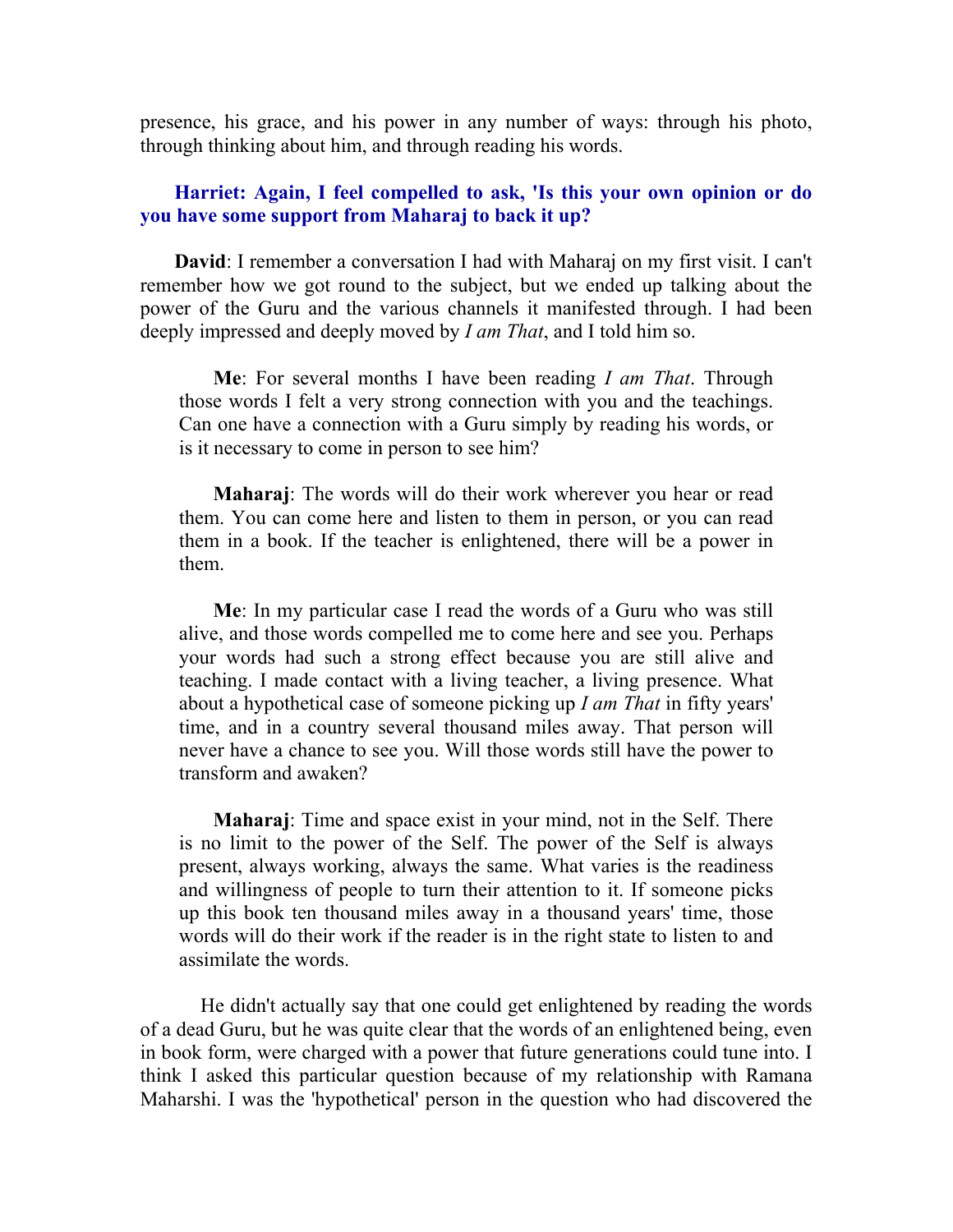presence, his grace, and his power in any number of ways: through his photo, through thinking about him, and through reading his words.

**Harriet: Again, I feel compelled to ask, 'Is this your own opinion or do you have some support from Maharaj to back it up?**

**David**: I remember a conversation I had with Maharaj on my first visit. I can't remember how we got round to the subject, but we ended up talking about the power of the Guru and the various channels it manifested through. I had been deeply impressed and deeply moved by *I am That*, and I told him so.

> **Me**: For several months I have been reading *I am That*. Through those words I felt a very strong connection with you and the teachings. Can one have a connection with a Guru simply by reading his words, or is it necessary to come in person to see him?
>
> **Maharaj**: The words will do their work wherever you hear or read them. You can come here and listen to them in person, or you can read them in a book. If the teacher is enlightened, there will be a power in them.
>
> **Me**: In my particular case I read the words of a Guru who was still alive, and those words compelled me to come here and see you. Perhaps your words had such a strong effect because you are still alive and teaching. I made contact with a living teacher, a living presence. What about a hypothetical case of someone picking up *I am That* in fifty years' time, and in a country several thousand miles away. That person will never have a chance to see you. Will those words still have the power to transform and awaken?
>
> **Maharaj**: Time and space exist in your mind, not in the Self. There is no limit to the power of the Self. The power of the Self is always present, always working, always the same. What varies is the readiness and willingness of people to turn their attention to it. If someone picks up this book ten thousand miles away in a thousand years' time, those words will do their work if the reader is in the right state to listen to and assimilate the words.

He didn't actually say that one could get enlightened by reading the words of a dead Guru, but he was quite clear that the words of an enlightened being, even in book form, were charged with a power that future generations could tune into. I think I asked this particular question because of my relationship with Ramana Maharshi. I was the 'hypothetical' person in the question who had discovered the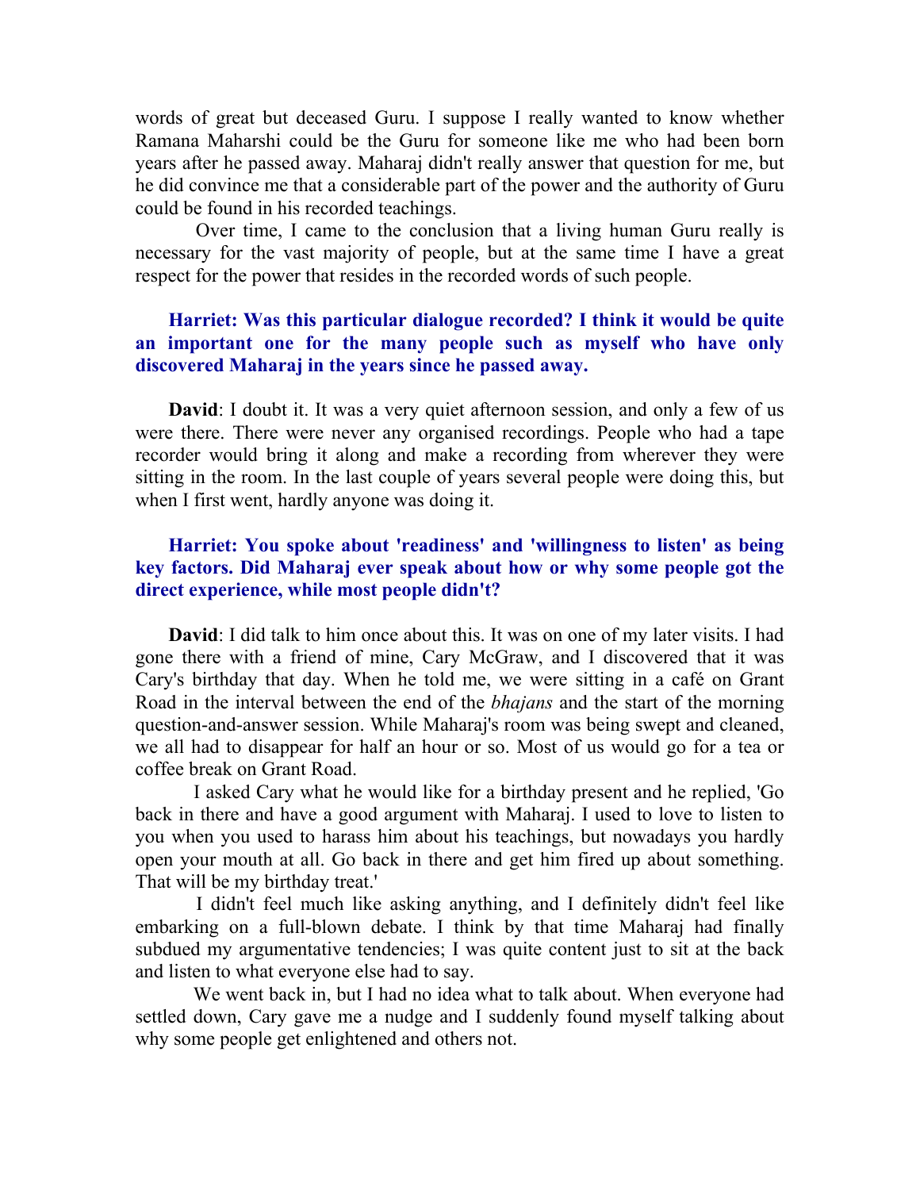words of great but deceased Guru. I suppose I really wanted to know whether Ramana Maharshi could be the Guru for someone like me who had been born years after he passed away. Maharaj didn't really answer that question for me, but he did convince me that a considerable part of the power and the authority of Guru could be found in his recorded teachings.

Over time, I came to the conclusion that a living human Guru really is necessary for the vast majority of people, but at the same time I have a great respect for the power that resides in the recorded words of such people.

**Harriet: Was this particular dialogue recorded? I think it would be quite an important one for the many people such as myself who have only discovered Maharaj in the years since he passed away.**

**David**: I doubt it. It was a very quiet afternoon session, and only a few of us were there. There were never any organised recordings. People who had a tape recorder would bring it along and make a recording from wherever they were sitting in the room. In the last couple of years several people were doing this, but when I first went, hardly anyone was doing it.

**Harriet: You spoke about 'readiness' and 'willingness to listen' as being key factors. Did Maharaj ever speak about how or why some people got the direct experience, while most people didn't?**

**David**: I did talk to him once about this. It was on one of my later visits. I had gone there with a friend of mine, Cary McGraw, and I discovered that it was Cary's birthday that day. When he told me, we were sitting in a café on Grant Road in the interval between the end of the *bhajans* and the start of the morning question-and-answer session. While Maharaj's room was being swept and cleaned, we all had to disappear for half an hour or so. Most of us would go for a tea or coffee break on Grant Road.

I asked Cary what he would like for a birthday present and he replied, 'Go back in there and have a good argument with Maharaj. I used to love to listen to you when you used to harass him about his teachings, but nowadays you hardly open your mouth at all. Go back in there and get him fired up about something. That will be my birthday treat.'

I didn't feel much like asking anything, and I definitely didn't feel like embarking on a full-blown debate. I think by that time Maharaj had finally subdued my argumentative tendencies; I was quite content just to sit at the back and listen to what everyone else had to say.

We went back in, but I had no idea what to talk about. When everyone had settled down, Cary gave me a nudge and I suddenly found myself talking about why some people get enlightened and others not.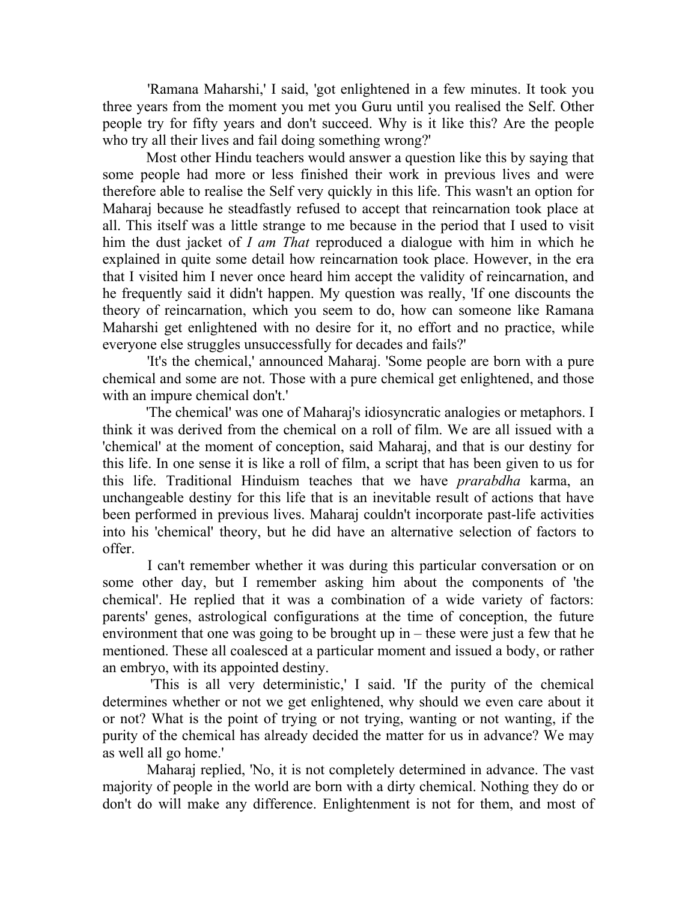'Ramana Maharshi,' I said, 'got enlightened in a few minutes. It took you three years from the moment you met you Guru until you realised the Self. Other people try for fifty years and don't succeed. Why is it like this? Are the people who try all their lives and fail doing something wrong?'

Most other Hindu teachers would answer a question like this by saying that some people had more or less finished their work in previous lives and were therefore able to realise the Self very quickly in this life. This wasn't an option for Maharaj because he steadfastly refused to accept that reincarnation took place at all. This itself was a little strange to me because in the period that I used to visit him the dust jacket of *I am That* reproduced a dialogue with him in which he explained in quite some detail how reincarnation took place. However, in the era that I visited him I never once heard him accept the validity of reincarnation, and he frequently said it didn't happen. My question was really, 'If one discounts the theory of reincarnation, which you seem to do, how can someone like Ramana Maharshi get enlightened with no desire for it, no effort and no practice, while everyone else struggles unsuccessfully for decades and fails?'

'It's the chemical,' announced Maharaj. 'Some people are born with a pure chemical and some are not. Those with a pure chemical get enlightened, and those with an impure chemical don't.'

'The chemical' was one of Maharaj's idiosyncratic analogies or metaphors. I think it was derived from the chemical on a roll of film. We are all issued with a 'chemical' at the moment of conception, said Maharaj, and that is our destiny for this life. In one sense it is like a roll of film, a script that has been given to us for this life. Traditional Hinduism teaches that we have *prarabdha* karma, an unchangeable destiny for this life that is an inevitable result of actions that have been performed in previous lives. Maharaj couldn't incorporate past-life activities into his 'chemical' theory, but he did have an alternative selection of factors to offer.

I can't remember whether it was during this particular conversation or on some other day, but I remember asking him about the components of 'the chemical'. He replied that it was a combination of a wide variety of factors: parents' genes, astrological configurations at the time of conception, the future environment that one was going to be brought up in – these were just a few that he mentioned. These all coalesced at a particular moment and issued a body, or rather an embryo, with its appointed destiny.

'This is all very deterministic,' I said. 'If the purity of the chemical determines whether or not we get enlightened, why should we even care about it or not? What is the point of trying or not trying, wanting or not wanting, if the purity of the chemical has already decided the matter for us in advance? We may as well all go home.'

Maharaj replied, 'No, it is not completely determined in advance. The vast majority of people in the world are born with a dirty chemical. Nothing they do or don't do will make any difference. Enlightenment is not for them, and most of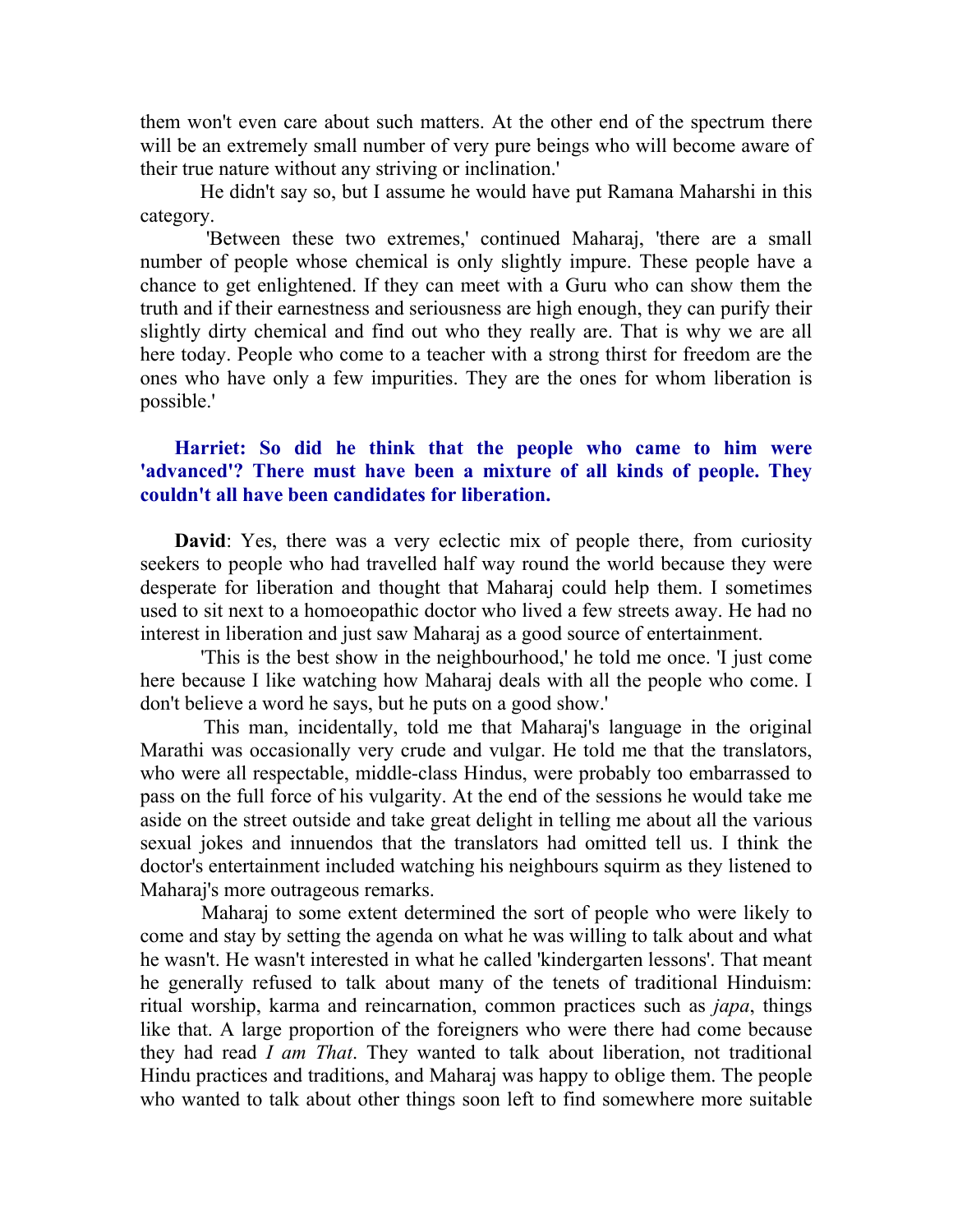them won't even care about such matters. At the other end of the spectrum there will be an extremely small number of very pure beings who will become aware of their true nature without any striving or inclination.'

He didn't say so, but I assume he would have put Ramana Maharshi in this category.

'Between these two extremes,' continued Maharaj, 'there are a small number of people whose chemical is only slightly impure. These people have a chance to get enlightened. If they can meet with a Guru who can show them the truth and if their earnestness and seriousness are high enough, they can purify their slightly dirty chemical and find out who they really are. That is why we are all here today. People who come to a teacher with a strong thirst for freedom are the ones who have only a few impurities. They are the ones for whom liberation is possible.'

**Harriet: So did he think that the people who came to him were 'advanced'? There must have been a mixture of all kinds of people. They couldn't all have been candidates for liberation.**

**David**: Yes, there was a very eclectic mix of people there, from curiosity seekers to people who had travelled half way round the world because they were desperate for liberation and thought that Maharaj could help them. I sometimes used to sit next to a homoeopathic doctor who lived a few streets away. He had no interest in liberation and just saw Maharaj as a good source of entertainment.

'This is the best show in the neighbourhood,' he told me once. 'I just come here because I like watching how Maharaj deals with all the people who come. I don't believe a word he says, but he puts on a good show.'

This man, incidentally, told me that Maharaj's language in the original Marathi was occasionally very crude and vulgar. He told me that the translators, who were all respectable, middle-class Hindus, were probably too embarrassed to pass on the full force of his vulgarity. At the end of the sessions he would take me aside on the street outside and take great delight in telling me about all the various sexual jokes and innuendos that the translators had omitted tell us. I think the doctor's entertainment included watching his neighbours squirm as they listened to Maharaj's more outrageous remarks.

Maharaj to some extent determined the sort of people who were likely to come and stay by setting the agenda on what he was willing to talk about and what he wasn't. He wasn't interested in what he called 'kindergarten lessons'. That meant he generally refused to talk about many of the tenets of traditional Hinduism: ritual worship, karma and reincarnation, common practices such as *japa*, things like that. A large proportion of the foreigners who were there had come because they had read *I am That*. They wanted to talk about liberation, not traditional Hindu practices and traditions, and Maharaj was happy to oblige them. The people who wanted to talk about other things soon left to find somewhere more suitable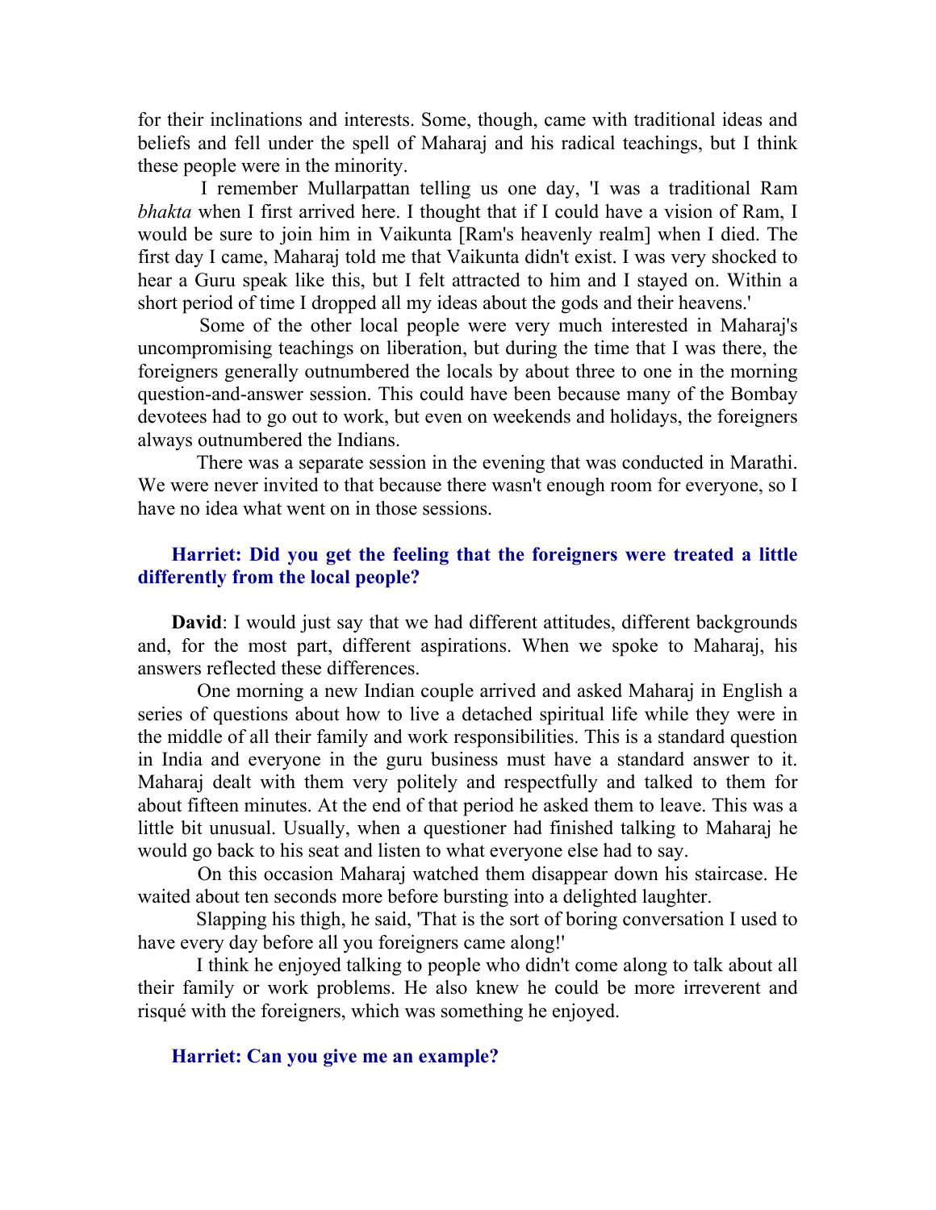for their inclinations and interests. Some, though, came with traditional ideas and beliefs and fell under the spell of Maharaj and his radical teachings, but I think these people were in the minority.

I remember Mullarpattan telling us one day, 'I was a traditional Ram *bhakta* when I first arrived here. I thought that if I could have a vision of Ram, I would be sure to join him in Vaikunta [Ram's heavenly realm] when I died. The first day I came, Maharaj told me that Vaikunta didn't exist. I was very shocked to hear a Guru speak like this, but I felt attracted to him and I stayed on. Within a short period of time I dropped all my ideas about the gods and their heavens.'

Some of the other local people were very much interested in Maharaj's uncompromising teachings on liberation, but during the time that I was there, the foreigners generally outnumbered the locals by about three to one in the morning question-and-answer session. This could have been because many of the Bombay devotees had to go out to work, but even on weekends and holidays, the foreigners always outnumbered the Indians.

There was a separate session in the evening that was conducted in Marathi. We were never invited to that because there wasn't enough room for everyone, so I have no idea what went on in those sessions.

**Harriet: Did you get the feeling that the foreigners were treated a little differently from the local people?**

**David**: I would just say that we had different attitudes, different backgrounds and, for the most part, different aspirations. When we spoke to Maharaj, his answers reflected these differences.

One morning a new Indian couple arrived and asked Maharaj in English a series of questions about how to live a detached spiritual life while they were in the middle of all their family and work responsibilities. This is a standard question in India and everyone in the guru business must have a standard answer to it. Maharaj dealt with them very politely and respectfully and talked to them for about fifteen minutes. At the end of that period he asked them to leave. This was a little bit unusual. Usually, when a questioner had finished talking to Maharaj he would go back to his seat and listen to what everyone else had to say.

On this occasion Maharaj watched them disappear down his staircase. He waited about ten seconds more before bursting into a delighted laughter.

Slapping his thigh, he said, 'That is the sort of boring conversation I used to have every day before all you foreigners came along!'

I think he enjoyed talking to people who didn't come along to talk about all their family or work problems. He also knew he could be more irreverent and risqué with the foreigners, which was something he enjoyed.

**Harriet: Can you give me an example?**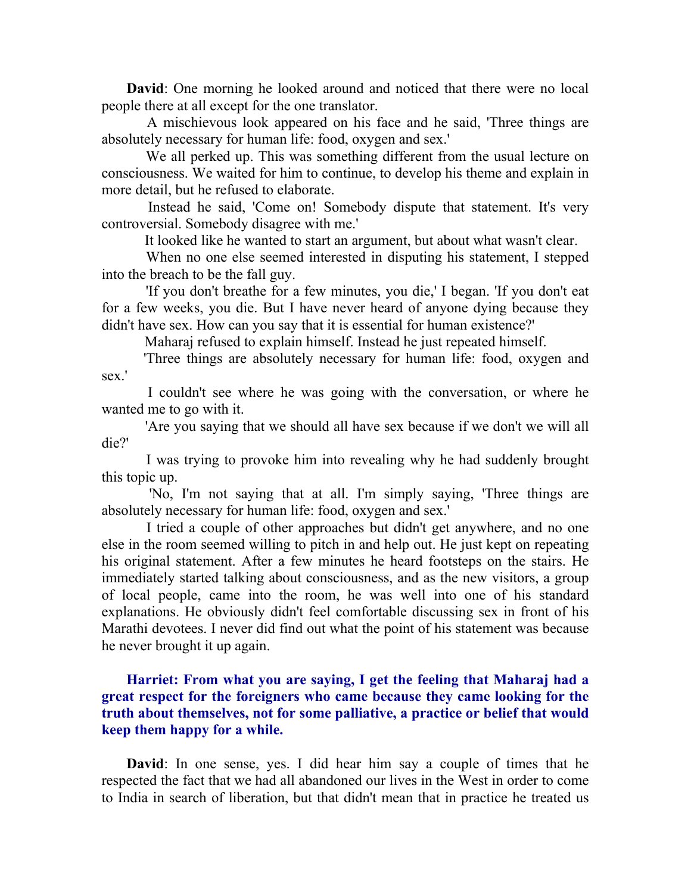**David**: One morning he looked around and noticed that there were no local people there at all except for the one translator.

A mischievous look appeared on his face and he said, 'Three things are absolutely necessary for human life: food, oxygen and sex.'

We all perked up. This was something different from the usual lecture on consciousness. We waited for him to continue, to develop his theme and explain in more detail, but he refused to elaborate.

Instead he said, 'Come on! Somebody dispute that statement. It's very controversial. Somebody disagree with me.'

It looked like he wanted to start an argument, but about what wasn't clear.

When no one else seemed interested in disputing his statement, I stepped into the breach to be the fall guy.

'If you don't breathe for a few minutes, you die,' I began. 'If you don't eat for a few weeks, you die. But I have never heard of anyone dying because they didn't have sex. How can you say that it is essential for human existence?'

Maharaj refused to explain himself. Instead he just repeated himself.

'Three things are absolutely necessary for human life: food, oxygen and sex.'

I couldn't see where he was going with the conversation, or where he wanted me to go with it.

'Are you saying that we should all have sex because if we don't we will all die?'

I was trying to provoke him into revealing why he had suddenly brought this topic up.

'No, I'm not saying that at all. I'm simply saying, 'Three things are absolutely necessary for human life: food, oxygen and sex.'

I tried a couple of other approaches but didn't get anywhere, and no one else in the room seemed willing to pitch in and help out. He just kept on repeating his original statement. After a few minutes he heard footsteps on the stairs. He immediately started talking about consciousness, and as the new visitors, a group of local people, came into the room, he was well into one of his standard explanations. He obviously didn't feel comfortable discussing sex in front of his Marathi devotees. I never did find out what the point of his statement was because he never brought it up again.

**Harriet: From what you are saying, I get the feeling that Maharaj had a great respect for the foreigners who came because they came looking for the truth about themselves, not for some palliative, a practice or belief that would keep them happy for a while.**

**David**: In one sense, yes. I did hear him say a couple of times that he respected the fact that we had all abandoned our lives in the West in order to come to India in search of liberation, but that didn't mean that in practice he treated us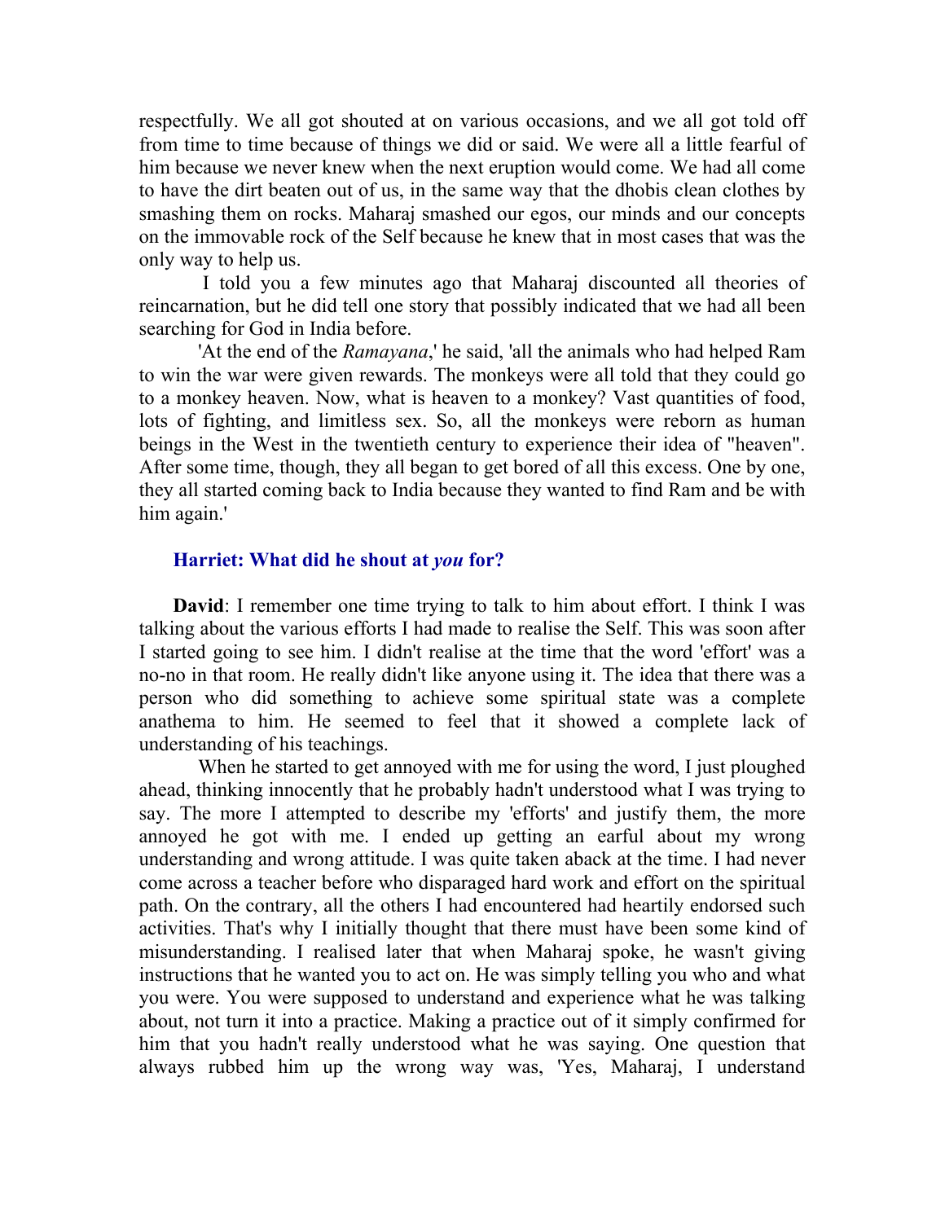respectfully. We all got shouted at on various occasions, and we all got told off from time to time because of things we did or said. We were all a little fearful of him because we never knew when the next eruption would come. We had all come to have the dirt beaten out of us, in the same way that the dhobis clean clothes by smashing them on rocks. Maharaj smashed our egos, our minds and our concepts on the immovable rock of the Self because he knew that in most cases that was the only way to help us.

I told you a few minutes ago that Maharaj discounted all theories of reincarnation, but he did tell one story that possibly indicated that we had all been searching for God in India before.

'At the end of the *Ramayana*,' he said, 'all the animals who had helped Ram to win the war were given rewards. The monkeys were all told that they could go to a monkey heaven. Now, what is heaven to a monkey? Vast quantities of food, lots of fighting, and limitless sex. So, all the monkeys were reborn as human beings in the West in the twentieth century to experience their idea of "heaven". After some time, though, they all began to get bored of all this excess. One by one, they all started coming back to India because they wanted to find Ram and be with him again.'

**Harriet: What did he shout at *you* for?**

**David**: I remember one time trying to talk to him about effort. I think I was talking about the various efforts I had made to realise the Self. This was soon after I started going to see him. I didn't realise at the time that the word 'effort' was a no-no in that room. He really didn't like anyone using it. The idea that there was a person who did something to achieve some spiritual state was a complete anathema to him. He seemed to feel that it showed a complete lack of understanding of his teachings.

When he started to get annoyed with me for using the word, I just ploughed ahead, thinking innocently that he probably hadn't understood what I was trying to say. The more I attempted to describe my 'efforts' and justify them, the more annoyed he got with me. I ended up getting an earful about my wrong understanding and wrong attitude. I was quite taken aback at the time. I had never come across a teacher before who disparaged hard work and effort on the spiritual path. On the contrary, all the others I had encountered had heartily endorsed such activities. That's why I initially thought that there must have been some kind of misunderstanding. I realised later that when Maharaj spoke, he wasn't giving instructions that he wanted you to act on. He was simply telling you who and what you were. You were supposed to understand and experience what he was talking about, not turn it into a practice. Making a practice out of it simply confirmed for him that you hadn't really understood what he was saying. One question that always rubbed him up the wrong way was, 'Yes, Maharaj, I understand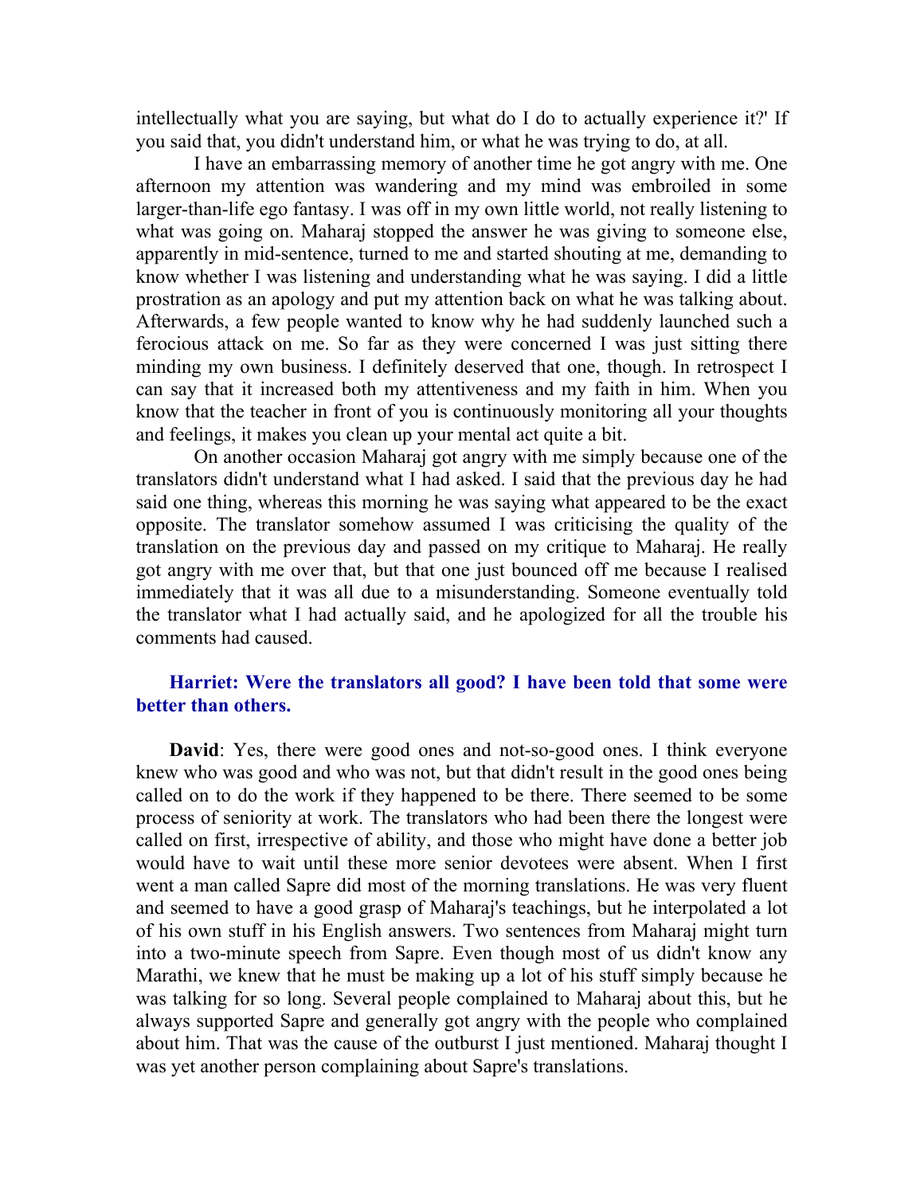intellectually what you are saying, but what do I do to actually experience it?' If you said that, you didn't understand him, or what he was trying to do, at all.

I have an embarrassing memory of another time he got angry with me. One afternoon my attention was wandering and my mind was embroiled in some larger-than-life ego fantasy. I was off in my own little world, not really listening to what was going on. Maharaj stopped the answer he was giving to someone else, apparently in mid-sentence, turned to me and started shouting at me, demanding to know whether I was listening and understanding what he was saying. I did a little prostration as an apology and put my attention back on what he was talking about. Afterwards, a few people wanted to know why he had suddenly launched such a ferocious attack on me. So far as they were concerned I was just sitting there minding my own business. I definitely deserved that one, though. In retrospect I can say that it increased both my attentiveness and my faith in him. When you know that the teacher in front of you is continuously monitoring all your thoughts and feelings, it makes you clean up your mental act quite a bit.

On another occasion Maharaj got angry with me simply because one of the translators didn't understand what I had asked. I said that the previous day he had said one thing, whereas this morning he was saying what appeared to be the exact opposite. The translator somehow assumed I was criticising the quality of the translation on the previous day and passed on my critique to Maharaj. He really got angry with me over that, but that one just bounced off me because I realised immediately that it was all due to a misunderstanding. Someone eventually told the translator what I had actually said, and he apologized for all the trouble his comments had caused.

**Harriet: Were the translators all good? I have been told that some were better than others.**

**David**: Yes, there were good ones and not-so-good ones. I think everyone knew who was good and who was not, but that didn't result in the good ones being called on to do the work if they happened to be there. There seemed to be some process of seniority at work. The translators who had been there the longest were called on first, irrespective of ability, and those who might have done a better job would have to wait until these more senior devotees were absent. When I first went a man called Sapre did most of the morning translations. He was very fluent and seemed to have a good grasp of Maharaj's teachings, but he interpolated a lot of his own stuff in his English answers. Two sentences from Maharaj might turn into a two-minute speech from Sapre. Even though most of us didn't know any Marathi, we knew that he must be making up a lot of his stuff simply because he was talking for so long. Several people complained to Maharaj about this, but he always supported Sapre and generally got angry with the people who complained about him. That was the cause of the outburst I just mentioned. Maharaj thought I was yet another person complaining about Sapre's translations.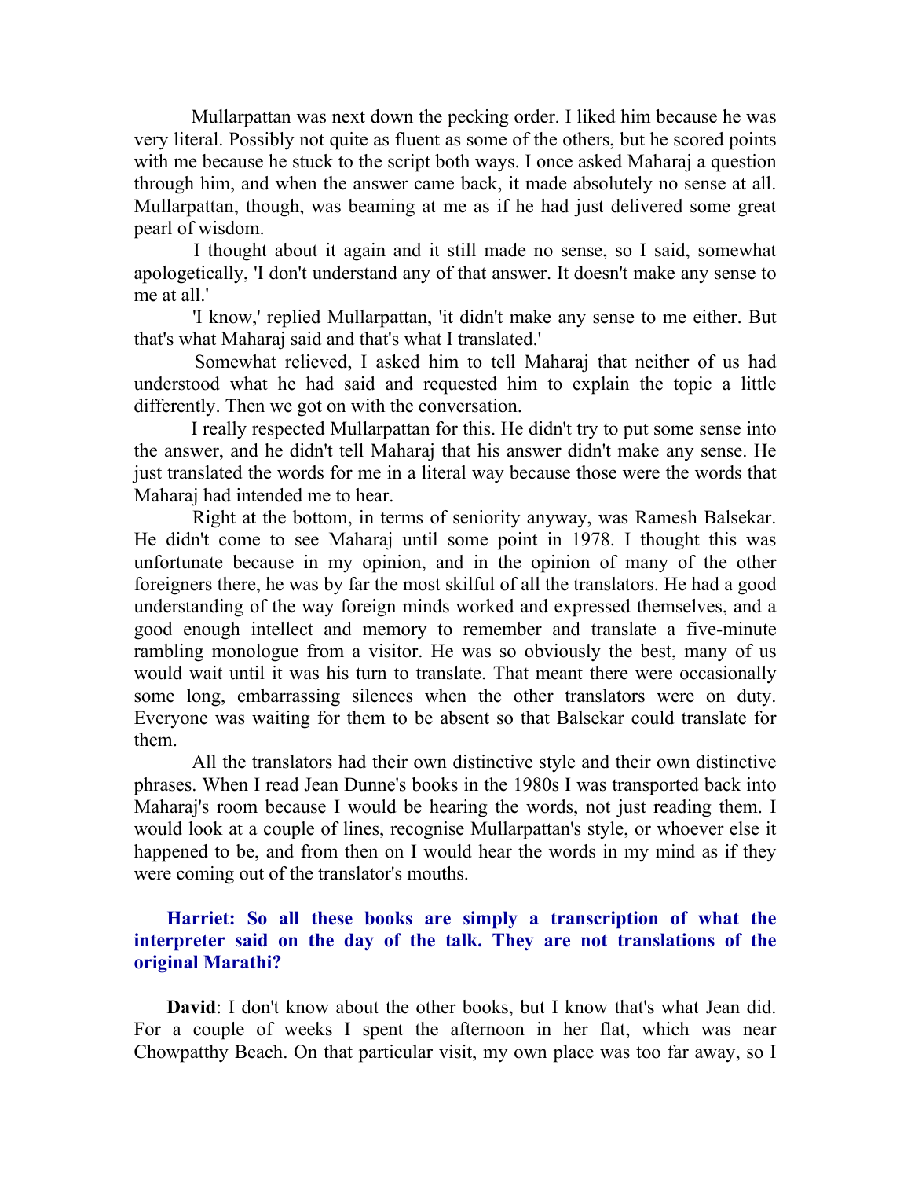Mullarpattan was next down the pecking order. I liked him because he was very literal. Possibly not quite as fluent as some of the others, but he scored points with me because he stuck to the script both ways. I once asked Maharaj a question through him, and when the answer came back, it made absolutely no sense at all. Mullarpattan, though, was beaming at me as if he had just delivered some great pearl of wisdom.

I thought about it again and it still made no sense, so I said, somewhat apologetically, 'I don't understand any of that answer. It doesn't make any sense to me at all.'

'I know,' replied Mullarpattan, 'it didn't make any sense to me either. But that's what Maharaj said and that's what I translated.'

Somewhat relieved, I asked him to tell Maharaj that neither of us had understood what he had said and requested him to explain the topic a little differently. Then we got on with the conversation.

I really respected Mullarpattan for this. He didn't try to put some sense into the answer, and he didn't tell Maharaj that his answer didn't make any sense. He just translated the words for me in a literal way because those were the words that Maharaj had intended me to hear.

Right at the bottom, in terms of seniority anyway, was Ramesh Balsekar. He didn't come to see Maharaj until some point in 1978. I thought this was unfortunate because in my opinion, and in the opinion of many of the other foreigners there, he was by far the most skilful of all the translators. He had a good understanding of the way foreign minds worked and expressed themselves, and a good enough intellect and memory to remember and translate a five-minute rambling monologue from a visitor. He was so obviously the best, many of us would wait until it was his turn to translate. That meant there were occasionally some long, embarrassing silences when the other translators were on duty. Everyone was waiting for them to be absent so that Balsekar could translate for them.

All the translators had their own distinctive style and their own distinctive phrases. When I read Jean Dunne's books in the 1980s I was transported back into Maharaj's room because I would be hearing the words, not just reading them. I would look at a couple of lines, recognise Mullarpattan's style, or whoever else it happened to be, and from then on I would hear the words in my mind as if they were coming out of the translator's mouths.

**Harriet: So all these books are simply a transcription of what the interpreter said on the day of the talk. They are not translations of the original Marathi?**

**David**: I don't know about the other books, but I know that's what Jean did. For a couple of weeks I spent the afternoon in her flat, which was near Chowpatthy Beach. On that particular visit, my own place was too far away, so I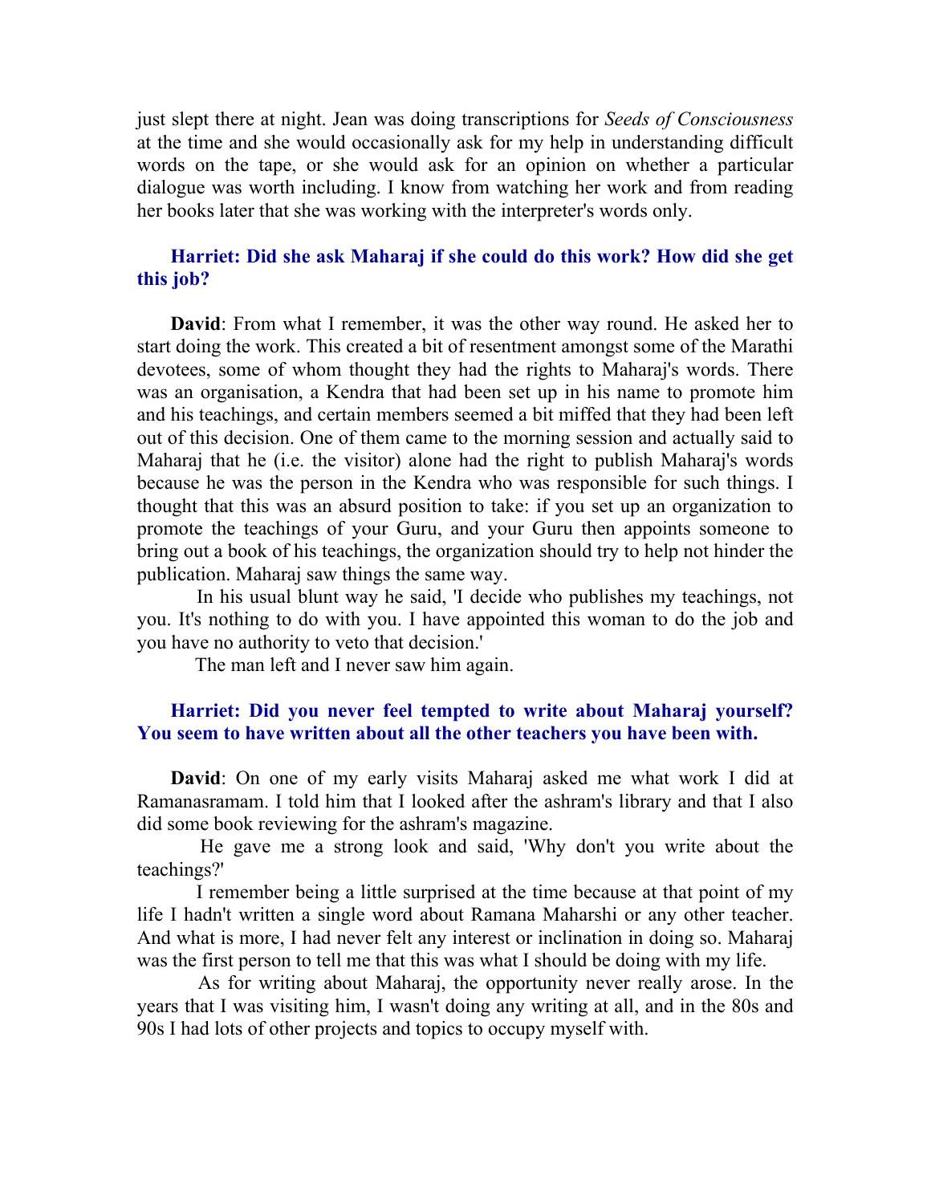just slept there at night. Jean was doing transcriptions for *Seeds of Consciousness* at the time and she would occasionally ask for my help in understanding difficult words on the tape, or she would ask for an opinion on whether a particular dialogue was worth including. I know from watching her work and from reading her books later that she was working with the interpreter's words only.

**Harriet: Did she ask Maharaj if she could do this work? How did she get this job?**

**David**: From what I remember, it was the other way round. He asked her to start doing the work. This created a bit of resentment amongst some of the Marathi devotees, some of whom thought they had the rights to Maharaj's words. There was an organisation, a Kendra that had been set up in his name to promote him and his teachings, and certain members seemed a bit miffed that they had been left out of this decision. One of them came to the morning session and actually said to Maharaj that he (i.e. the visitor) alone had the right to publish Maharaj's words because he was the person in the Kendra who was responsible for such things. I thought that this was an absurd position to take: if you set up an organization to promote the teachings of your Guru, and your Guru then appoints someone to bring out a book of his teachings, the organization should try to help not hinder the publication. Maharaj saw things the same way.

In his usual blunt way he said, 'I decide who publishes my teachings, not you. It's nothing to do with you. I have appointed this woman to do the job and you have no authority to veto that decision.'

The man left and I never saw him again.

**Harriet: Did you never feel tempted to write about Maharaj yourself? You seem to have written about all the other teachers you have been with.**

**David**: On one of my early visits Maharaj asked me what work I did at Ramanasramam. I told him that I looked after the ashram's library and that I also did some book reviewing for the ashram's magazine.

He gave me a strong look and said, 'Why don't you write about the teachings?'

I remember being a little surprised at the time because at that point of my life I hadn't written a single word about Ramana Maharshi or any other teacher. And what is more, I had never felt any interest or inclination in doing so. Maharaj was the first person to tell me that this was what I should be doing with my life.

As for writing about Maharaj, the opportunity never really arose. In the years that I was visiting him, I wasn't doing any writing at all, and in the 80s and 90s I had lots of other projects and topics to occupy myself with.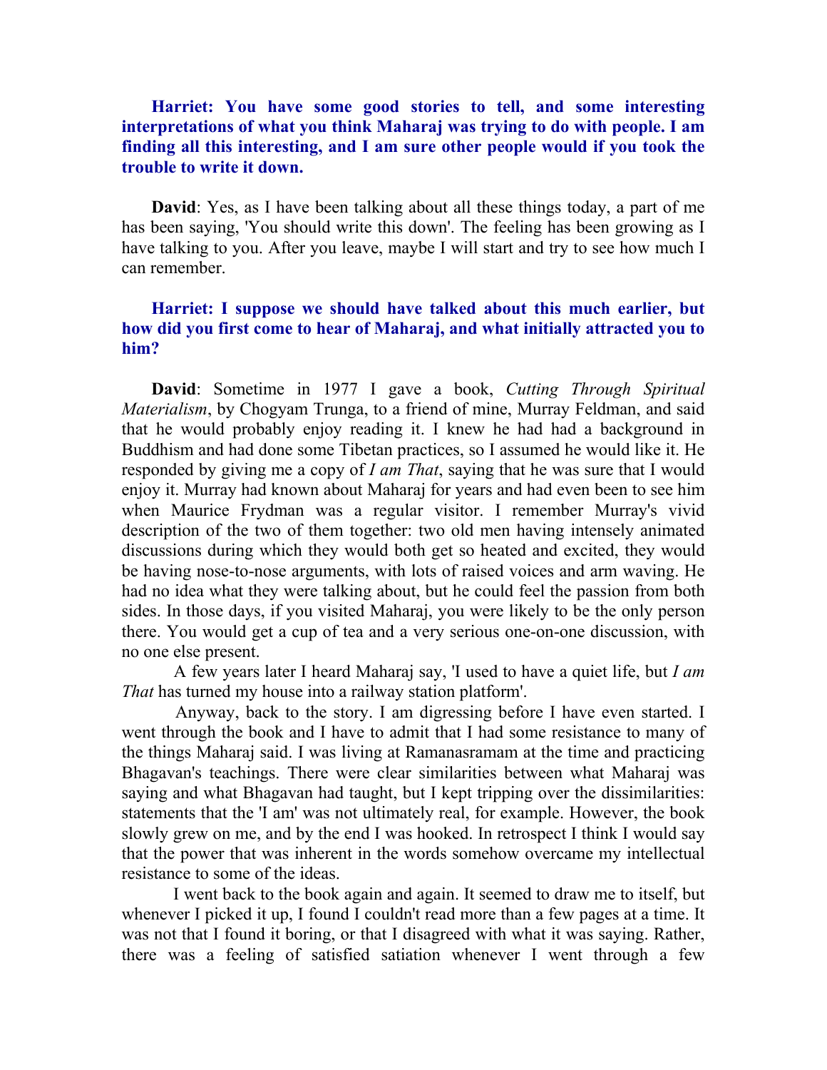**Harriet: You have some good stories to tell, and some interesting interpretations of what you think Maharaj was trying to do with people. I am finding all this interesting, and I am sure other people would if you took the trouble to write it down.**

**David**: Yes, as I have been talking about all these things today, a part of me has been saying, 'You should write this down'. The feeling has been growing as I have talking to you. After you leave, maybe I will start and try to see how much I can remember.

**Harriet: I suppose we should have talked about this much earlier, but how did you first come to hear of Maharaj, and what initially attracted you to him?**

**David**: Sometime in 1977 I gave a book, *Cutting Through Spiritual Materialism*, by Chogyam Trunga, to a friend of mine, Murray Feldman, and said that he would probably enjoy reading it. I knew he had had a background in Buddhism and had done some Tibetan practices, so I assumed he would like it. He responded by giving me a copy of *I am That*, saying that he was sure that I would enjoy it. Murray had known about Maharaj for years and had even been to see him when Maurice Frydman was a regular visitor. I remember Murray's vivid description of the two of them together: two old men having intensely animated discussions during which they would both get so heated and excited, they would be having nose-to-nose arguments, with lots of raised voices and arm waving. He had no idea what they were talking about, but he could feel the passion from both sides. In those days, if you visited Maharaj, you were likely to be the only person there. You would get a cup of tea and a very serious one-on-one discussion, with no one else present.

A few years later I heard Maharaj say, 'I used to have a quiet life, but *I am That* has turned my house into a railway station platform'.

Anyway, back to the story. I am digressing before I have even started. I went through the book and I have to admit that I had some resistance to many of the things Maharaj said. I was living at Ramanasramam at the time and practicing Bhagavan's teachings. There were clear similarities between what Maharaj was saying and what Bhagavan had taught, but I kept tripping over the dissimilarities: statements that the 'I am' was not ultimately real, for example. However, the book slowly grew on me, and by the end I was hooked. In retrospect I think I would say that the power that was inherent in the words somehow overcame my intellectual resistance to some of the ideas.

I went back to the book again and again. It seemed to draw me to itself, but whenever I picked it up, I found I couldn't read more than a few pages at a time. It was not that I found it boring, or that I disagreed with what it was saying. Rather, there was a feeling of satisfied satiation whenever I went through a few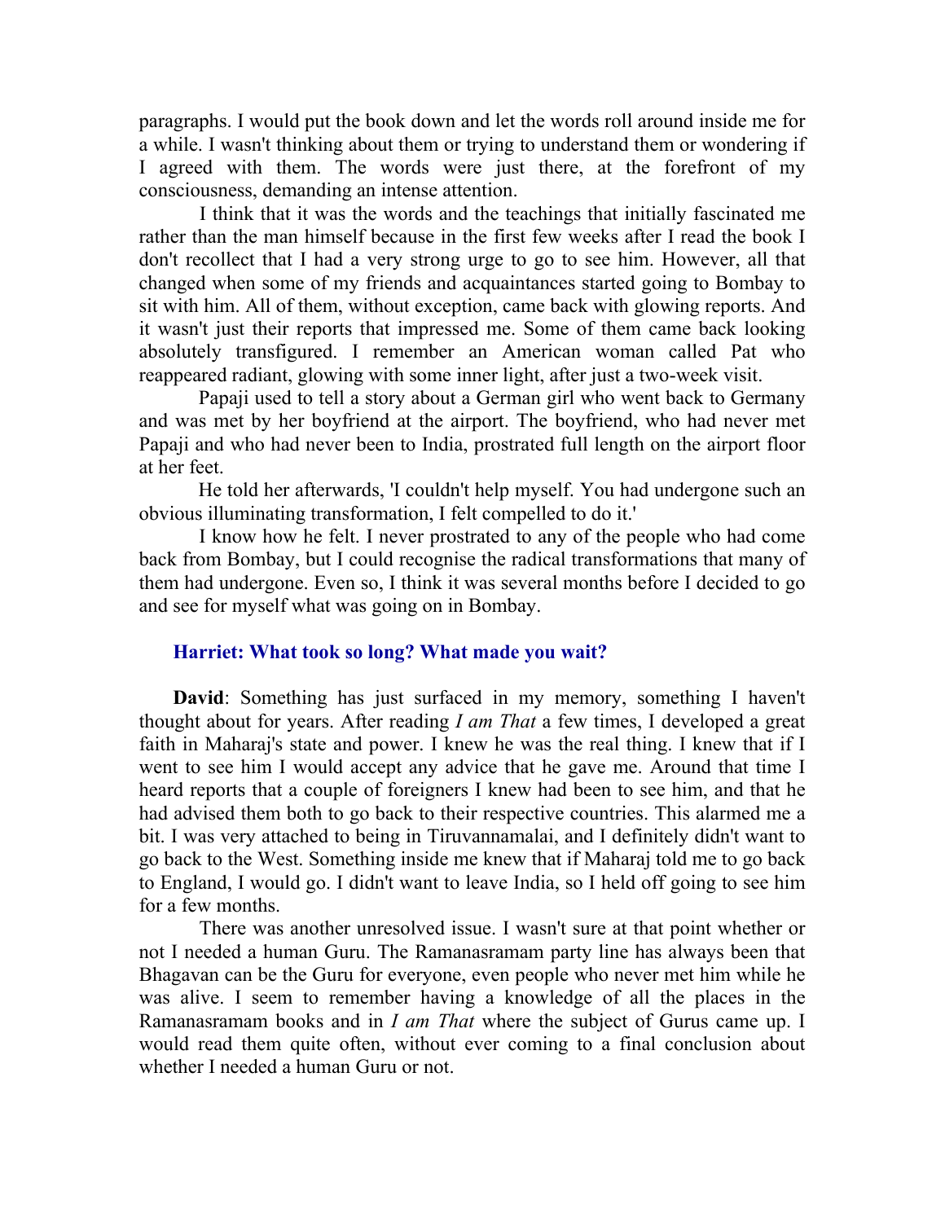paragraphs. I would put the book down and let the words roll around inside me for a while. I wasn't thinking about them or trying to understand them or wondering if I agreed with them. The words were just there, at the forefront of my consciousness, demanding an intense attention.

I think that it was the words and the teachings that initially fascinated me rather than the man himself because in the first few weeks after I read the book I don't recollect that I had a very strong urge to go to see him. However, all that changed when some of my friends and acquaintances started going to Bombay to sit with him. All of them, without exception, came back with glowing reports. And it wasn't just their reports that impressed me. Some of them came back looking absolutely transfigured. I remember an American woman called Pat who reappeared radiant, glowing with some inner light, after just a two-week visit.

Papaji used to tell a story about a German girl who went back to Germany and was met by her boyfriend at the airport. The boyfriend, who had never met Papaji and who had never been to India, prostrated full length on the airport floor at her feet.

He told her afterwards, 'I couldn't help myself. You had undergone such an obvious illuminating transformation, I felt compelled to do it.'

I know how he felt. I never prostrated to any of the people who had come back from Bombay, but I could recognise the radical transformations that many of them had undergone. Even so, I think it was several months before I decided to go and see for myself what was going on in Bombay.

**Harriet: What took so long? What made you wait?**

**David**: Something has just surfaced in my memory, something I haven't thought about for years. After reading *I am That* a few times, I developed a great faith in Maharaj's state and power. I knew he was the real thing. I knew that if I went to see him I would accept any advice that he gave me. Around that time I heard reports that a couple of foreigners I knew had been to see him, and that he had advised them both to go back to their respective countries. This alarmed me a bit. I was very attached to being in Tiruvannamalai, and I definitely didn't want to go back to the West. Something inside me knew that if Maharaj told me to go back to England, I would go. I didn't want to leave India, so I held off going to see him for a few months.

There was another unresolved issue. I wasn't sure at that point whether or not I needed a human Guru. The Ramanasramam party line has always been that Bhagavan can be the Guru for everyone, even people who never met him while he was alive. I seem to remember having a knowledge of all the places in the Ramanasramam books and in *I am That* where the subject of Gurus came up. I would read them quite often, without ever coming to a final conclusion about whether I needed a human Guru or not.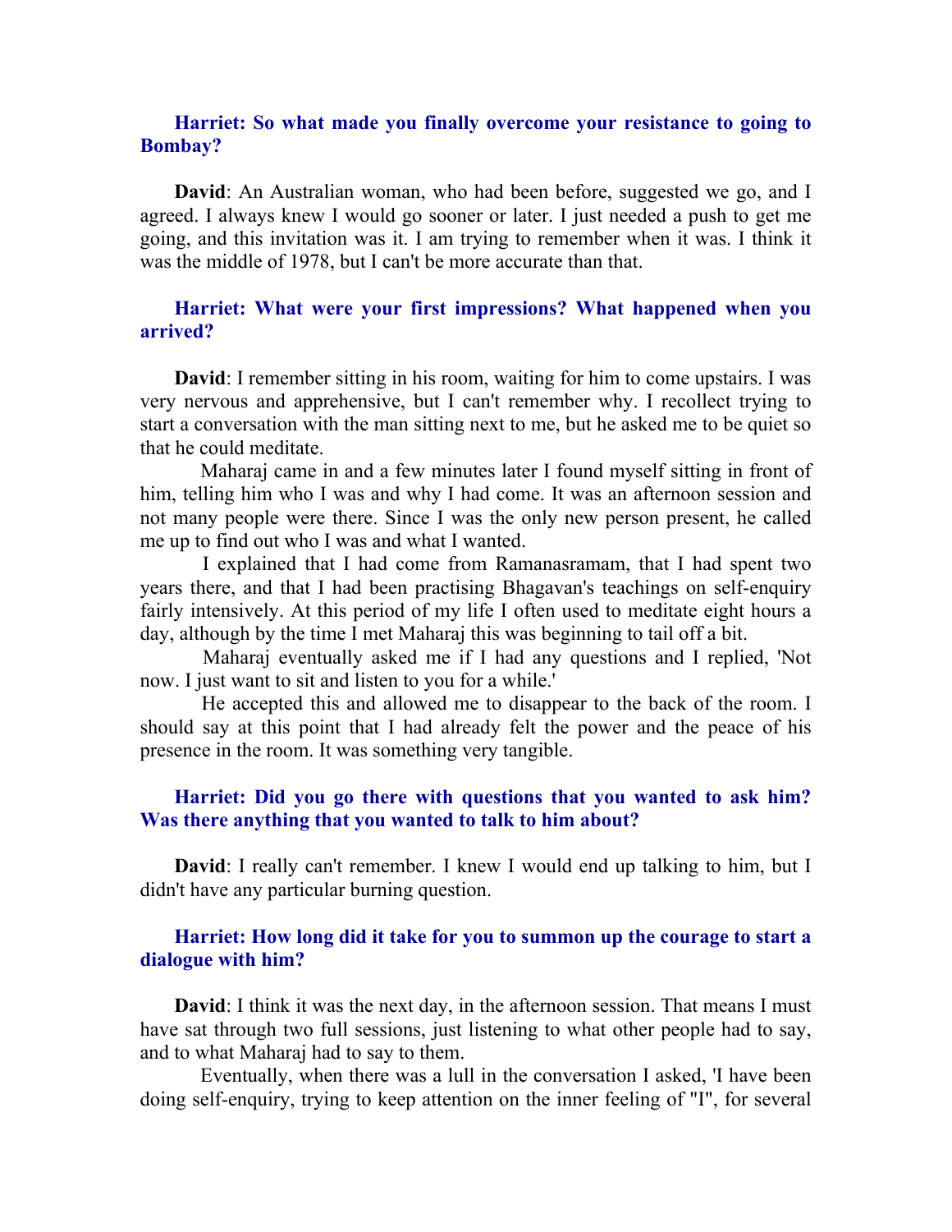**Harriet: So what made you finally overcome your resistance to going to Bombay?**

**David**: An Australian woman, who had been before, suggested we go, and I agreed. I always knew I would go sooner or later. I just needed a push to get me going, and this invitation was it. I am trying to remember when it was. I think it was the middle of 1978, but I can't be more accurate than that.

**Harriet: What were your first impressions? What happened when you arrived?**

**David**: I remember sitting in his room, waiting for him to come upstairs. I was very nervous and apprehensive, but I can't remember why. I recollect trying to start a conversation with the man sitting next to me, but he asked me to be quiet so that he could meditate.

Maharaj came in and a few minutes later I found myself sitting in front of him, telling him who I was and why I had come. It was an afternoon session and not many people were there. Since I was the only new person present, he called me up to find out who I was and what I wanted.

I explained that I had come from Ramanasramam, that I had spent two years there, and that I had been practising Bhagavan's teachings on self-enquiry fairly intensively. At this period of my life I often used to meditate eight hours a day, although by the time I met Maharaj this was beginning to tail off a bit.

Maharaj eventually asked me if I had any questions and I replied, 'Not now. I just want to sit and listen to you for a while.'

He accepted this and allowed me to disappear to the back of the room. I should say at this point that I had already felt the power and the peace of his presence in the room. It was something very tangible.

**Harriet: Did you go there with questions that you wanted to ask him? Was there anything that you wanted to talk to him about?**

**David**: I really can't remember. I knew I would end up talking to him, but I didn't have any particular burning question.

**Harriet: How long did it take for you to summon up the courage to start a dialogue with him?**

**David**: I think it was the next day, in the afternoon session. That means I must have sat through two full sessions, just listening to what other people had to say, and to what Maharaj had to say to them.

Eventually, when there was a lull in the conversation I asked, 'I have been doing self-enquiry, trying to keep attention on the inner feeling of "I", for several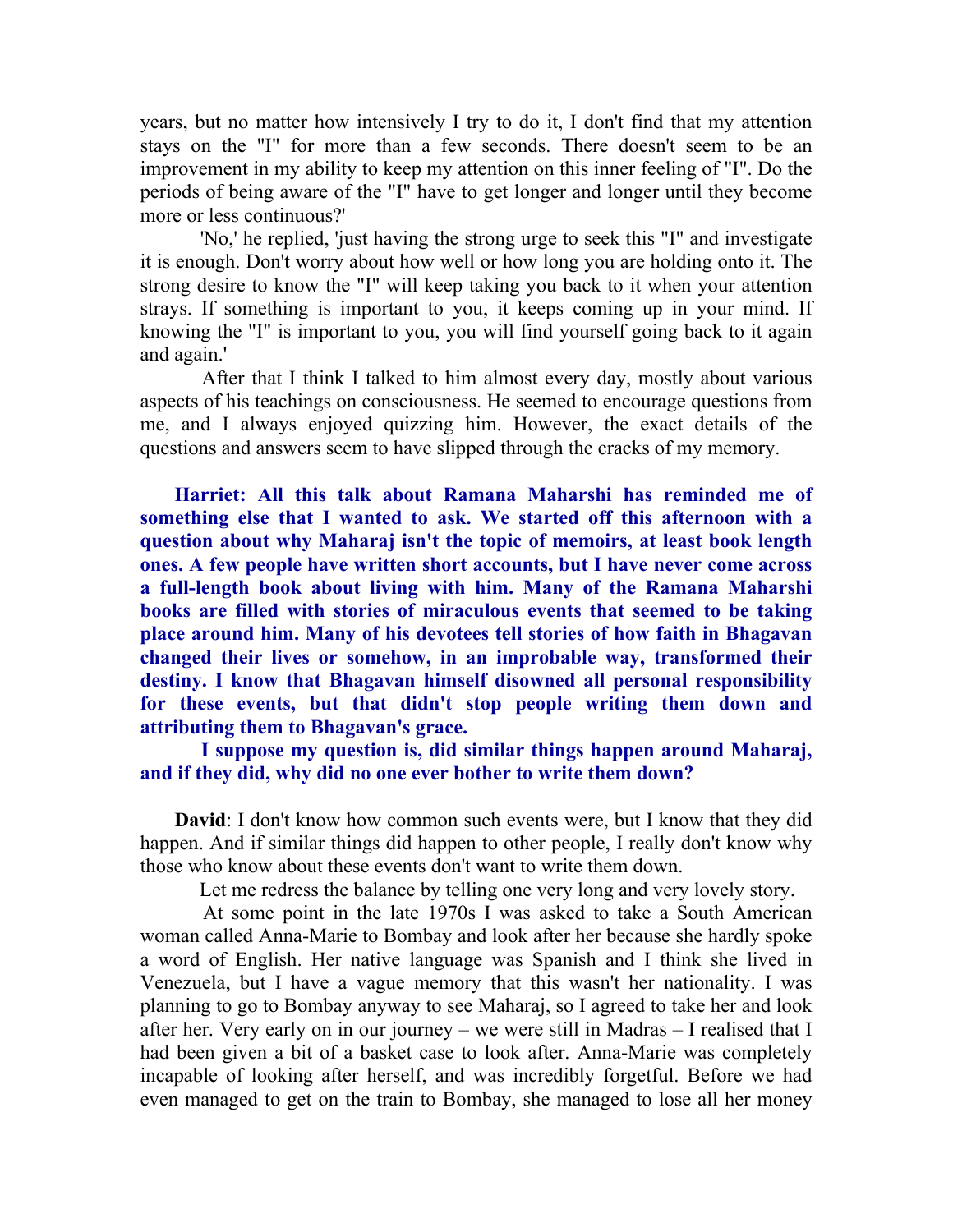years, but no matter how intensively I try to do it, I don't find that my attention stays on the "I" for more than a few seconds. There doesn't seem to be an improvement in my ability to keep my attention on this inner feeling of "I". Do the periods of being aware of the "I" have to get longer and longer until they become more or less continuous?'

'No,' he replied, 'just having the strong urge to seek this "I" and investigate it is enough. Don't worry about how well or how long you are holding onto it. The strong desire to know the "I" will keep taking you back to it when your attention strays. If something is important to you, it keeps coming up in your mind. If knowing the "I" is important to you, you will find yourself going back to it again and again.'

After that I think I talked to him almost every day, mostly about various aspects of his teachings on consciousness. He seemed to encourage questions from me, and I always enjoyed quizzing him. However, the exact details of the questions and answers seem to have slipped through the cracks of my memory.

**Harriet: All this talk about Ramana Maharshi has reminded me of something else that I wanted to ask. We started off this afternoon with a question about why Maharaj isn't the topic of memoirs, at least book length ones. A few people have written short accounts, but I have never come across a full-length book about living with him. Many of the Ramana Maharshi books are filled with stories of miraculous events that seemed to be taking place around him. Many of his devotees tell stories of how faith in Bhagavan changed their lives or somehow, in an improbable way, transformed their destiny. I know that Bhagavan himself disowned all personal responsibility for these events, but that didn't stop people writing them down and attributing them to Bhagavan's grace.**

**I suppose my question is, did similar things happen around Maharaj, and if they did, why did no one ever bother to write them down?**

**David**: I don't know how common such events were, but I know that they did happen. And if similar things did happen to other people, I really don't know why those who know about these events don't want to write them down.

Let me redress the balance by telling one very long and very lovely story.

At some point in the late 1970s I was asked to take a South American woman called Anna-Marie to Bombay and look after her because she hardly spoke a word of English. Her native language was Spanish and I think she lived in Venezuela, but I have a vague memory that this wasn't her nationality. I was planning to go to Bombay anyway to see Maharaj, so I agreed to take her and look after her. Very early on in our journey – we were still in Madras – I realised that I had been given a bit of a basket case to look after. Anna-Marie was completely incapable of looking after herself, and was incredibly forgetful. Before we had even managed to get on the train to Bombay, she managed to lose all her money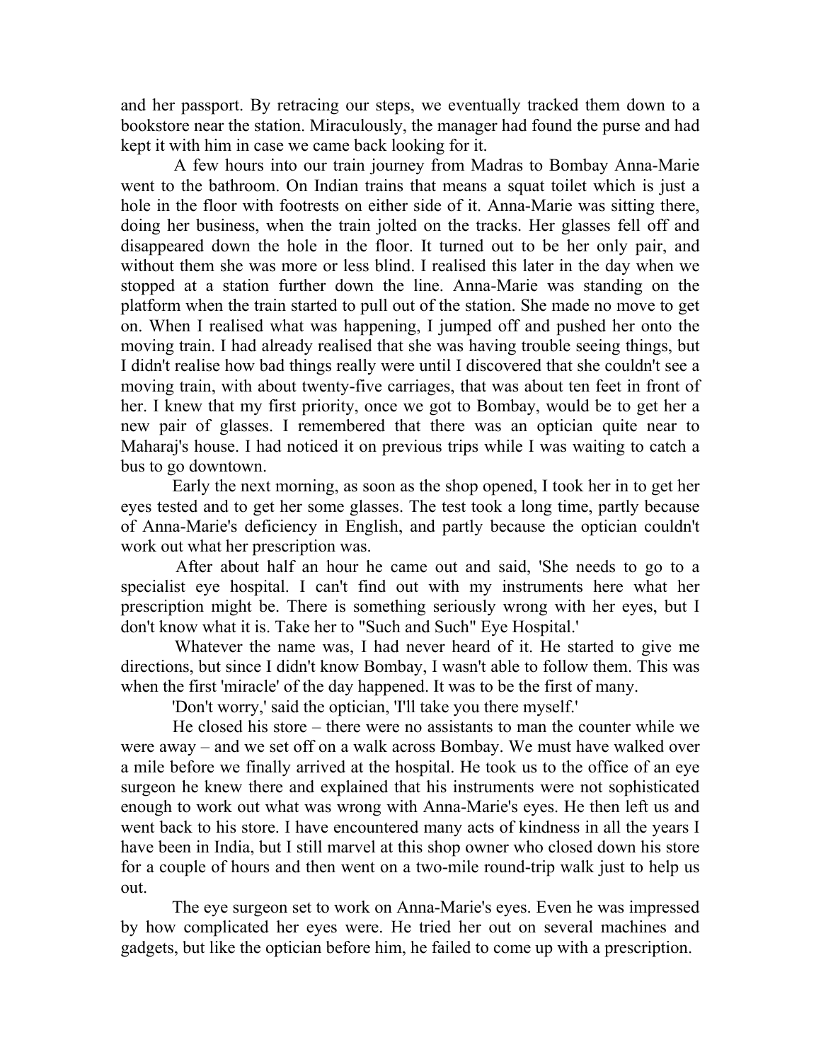and her passport. By retracing our steps, we eventually tracked them down to a bookstore near the station. Miraculously, the manager had found the purse and had kept it with him in case we came back looking for it.

A few hours into our train journey from Madras to Bombay Anna-Marie went to the bathroom. On Indian trains that means a squat toilet which is just a hole in the floor with footrests on either side of it. Anna-Marie was sitting there, doing her business, when the train jolted on the tracks. Her glasses fell off and disappeared down the hole in the floor. It turned out to be her only pair, and without them she was more or less blind. I realised this later in the day when we stopped at a station further down the line. Anna-Marie was standing on the platform when the train started to pull out of the station. She made no move to get on. When I realised what was happening, I jumped off and pushed her onto the moving train. I had already realised that she was having trouble seeing things, but I didn't realise how bad things really were until I discovered that she couldn't see a moving train, with about twenty-five carriages, that was about ten feet in front of her. I knew that my first priority, once we got to Bombay, would be to get her a new pair of glasses. I remembered that there was an optician quite near to Maharaj's house. I had noticed it on previous trips while I was waiting to catch a bus to go downtown.

Early the next morning, as soon as the shop opened, I took her in to get her eyes tested and to get her some glasses. The test took a long time, partly because of Anna-Marie's deficiency in English, and partly because the optician couldn't work out what her prescription was.

After about half an hour he came out and said, 'She needs to go to a specialist eye hospital. I can't find out with my instruments here what her prescription might be. There is something seriously wrong with her eyes, but I don't know what it is. Take her to "Such and Such" Eye Hospital.'

Whatever the name was, I had never heard of it. He started to give me directions, but since I didn't know Bombay, I wasn't able to follow them. This was when the first 'miracle' of the day happened. It was to be the first of many.

'Don't worry,' said the optician, 'I'll take you there myself.'

He closed his store – there were no assistants to man the counter while we were away – and we set off on a walk across Bombay. We must have walked over a mile before we finally arrived at the hospital. He took us to the office of an eye surgeon he knew there and explained that his instruments were not sophisticated enough to work out what was wrong with Anna-Marie's eyes. He then left us and went back to his store. I have encountered many acts of kindness in all the years I have been in India, but I still marvel at this shop owner who closed down his store for a couple of hours and then went on a two-mile round-trip walk just to help us out.

The eye surgeon set to work on Anna-Marie's eyes. Even he was impressed by how complicated her eyes were. He tried her out on several machines and gadgets, but like the optician before him, he failed to come up with a prescription.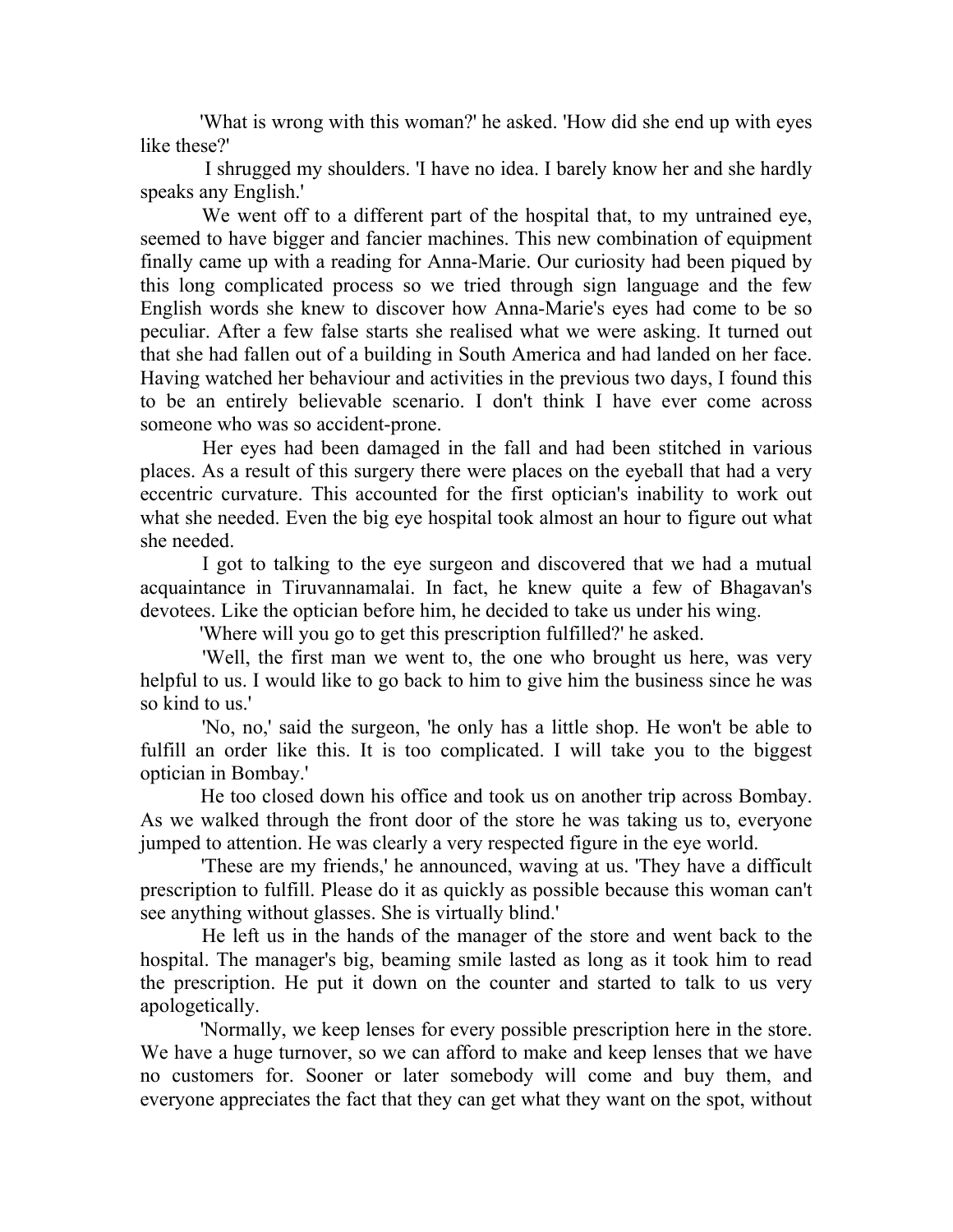'What is wrong with this woman?' he asked. 'How did she end up with eyes like these?'

I shrugged my shoulders. 'I have no idea. I barely know her and she hardly speaks any English.'

We went off to a different part of the hospital that, to my untrained eye, seemed to have bigger and fancier machines. This new combination of equipment finally came up with a reading for Anna-Marie. Our curiosity had been piqued by this long complicated process so we tried through sign language and the few English words she knew to discover how Anna-Marie's eyes had come to be so peculiar. After a few false starts she realised what we were asking. It turned out that she had fallen out of a building in South America and had landed on her face. Having watched her behaviour and activities in the previous two days, I found this to be an entirely believable scenario. I don't think I have ever come across someone who was so accident-prone.

Her eyes had been damaged in the fall and had been stitched in various places. As a result of this surgery there were places on the eyeball that had a very eccentric curvature. This accounted for the first optician's inability to work out what she needed. Even the big eye hospital took almost an hour to figure out what she needed.

I got to talking to the eye surgeon and discovered that we had a mutual acquaintance in Tiruvannamalai. In fact, he knew quite a few of Bhagavan's devotees. Like the optician before him, he decided to take us under his wing.

'Where will you go to get this prescription fulfilled?' he asked.

'Well, the first man we went to, the one who brought us here, was very helpful to us. I would like to go back to him to give him the business since he was so kind to us.'

'No, no,' said the surgeon, 'he only has a little shop. He won't be able to fulfill an order like this. It is too complicated. I will take you to the biggest optician in Bombay.'

He too closed down his office and took us on another trip across Bombay. As we walked through the front door of the store he was taking us to, everyone jumped to attention. He was clearly a very respected figure in the eye world.

'These are my friends,' he announced, waving at us. 'They have a difficult prescription to fulfill. Please do it as quickly as possible because this woman can't see anything without glasses. She is virtually blind.'

He left us in the hands of the manager of the store and went back to the hospital. The manager's big, beaming smile lasted as long as it took him to read the prescription. He put it down on the counter and started to talk to us very apologetically.

'Normally, we keep lenses for every possible prescription here in the store. We have a huge turnover, so we can afford to make and keep lenses that we have no customers for. Sooner or later somebody will come and buy them, and everyone appreciates the fact that they can get what they want on the spot, without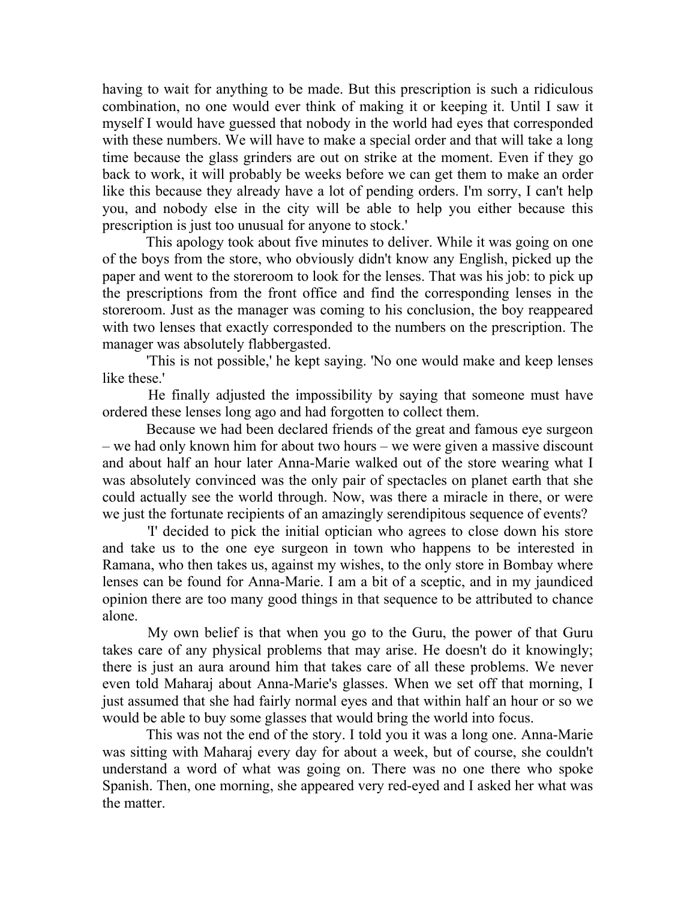having to wait for anything to be made. But this prescription is such a ridiculous combination, no one would ever think of making it or keeping it. Until I saw it myself I would have guessed that nobody in the world had eyes that corresponded with these numbers. We will have to make a special order and that will take a long time because the glass grinders are out on strike at the moment. Even if they go back to work, it will probably be weeks before we can get them to make an order like this because they already have a lot of pending orders. I'm sorry, I can't help you, and nobody else in the city will be able to help you either because this prescription is just too unusual for anyone to stock.'

This apology took about five minutes to deliver. While it was going on one of the boys from the store, who obviously didn't know any English, picked up the paper and went to the storeroom to look for the lenses. That was his job: to pick up the prescriptions from the front office and find the corresponding lenses in the storeroom. Just as the manager was coming to his conclusion, the boy reappeared with two lenses that exactly corresponded to the numbers on the prescription. The manager was absolutely flabbergasted.

'This is not possible,' he kept saying. 'No one would make and keep lenses like these.'

He finally adjusted the impossibility by saying that someone must have ordered these lenses long ago and had forgotten to collect them.

Because we had been declared friends of the great and famous eye surgeon – we had only known him for about two hours – we were given a massive discount and about half an hour later Anna-Marie walked out of the store wearing what I was absolutely convinced was the only pair of spectacles on planet earth that she could actually see the world through. Now, was there a miracle in there, or were we just the fortunate recipients of an amazingly serendipitous sequence of events?

'I' decided to pick the initial optician who agrees to close down his store and take us to the one eye surgeon in town who happens to be interested in Ramana, who then takes us, against my wishes, to the only store in Bombay where lenses can be found for Anna-Marie. I am a bit of a sceptic, and in my jaundiced opinion there are too many good things in that sequence to be attributed to chance alone.

My own belief is that when you go to the Guru, the power of that Guru takes care of any physical problems that may arise. He doesn't do it knowingly; there is just an aura around him that takes care of all these problems. We never even told Maharaj about Anna-Marie's glasses. When we set off that morning, I just assumed that she had fairly normal eyes and that within half an hour or so we would be able to buy some glasses that would bring the world into focus.

This was not the end of the story. I told you it was a long one. Anna-Marie was sitting with Maharaj every day for about a week, but of course, she couldn't understand a word of what was going on. There was no one there who spoke Spanish. Then, one morning, she appeared very red-eyed and I asked her what was the matter.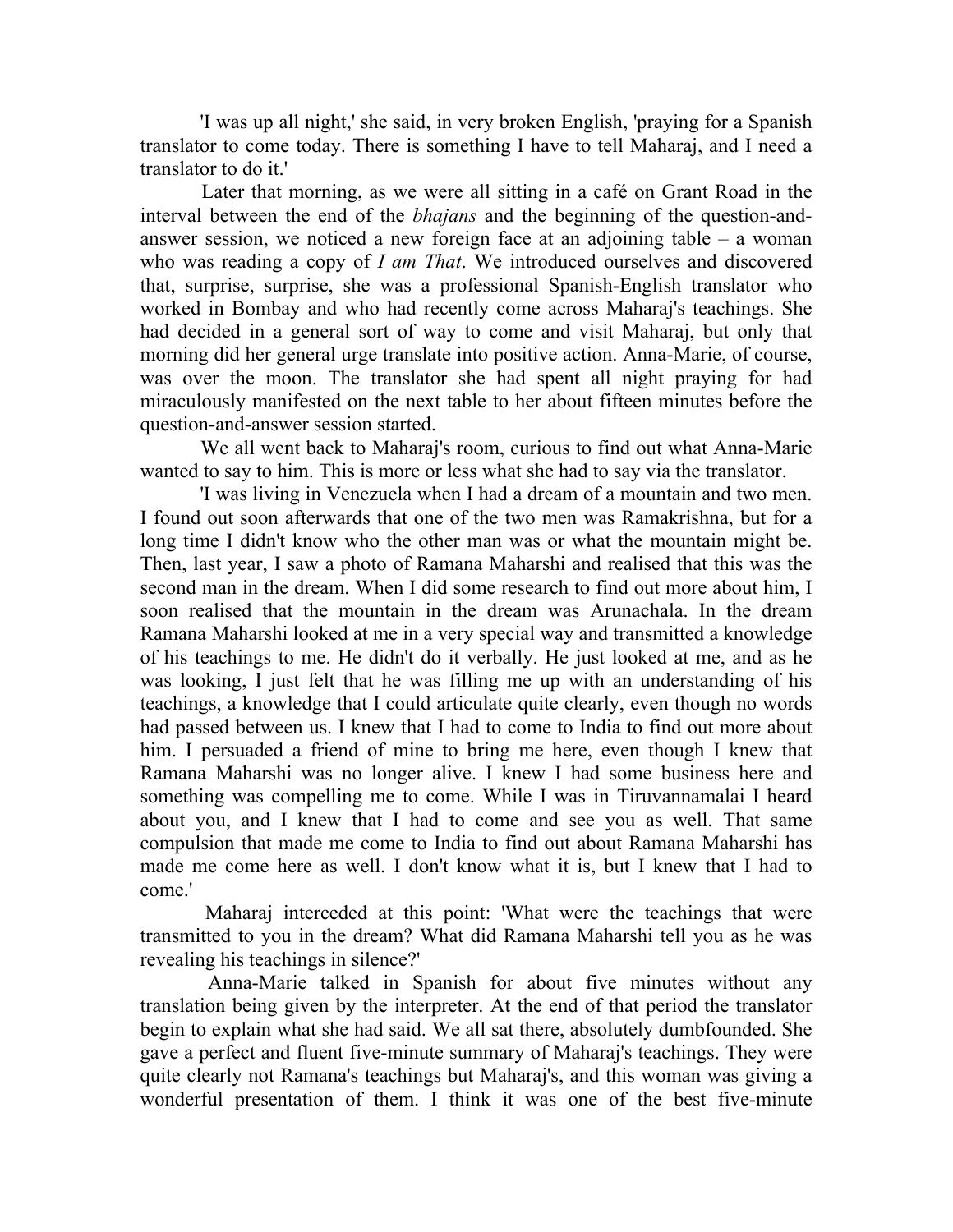'I was up all night,' she said, in very broken English, 'praying for a Spanish translator to come today. There is something I have to tell Maharaj, and I need a translator to do it.'

Later that morning, as we were all sitting in a café on Grant Road in the interval between the end of the *bhajans* and the beginning of the question-and-answer session, we noticed a new foreign face at an adjoining table – a woman who was reading a copy of *I am That*. We introduced ourselves and discovered that, surprise, surprise, she was a professional Spanish-English translator who worked in Bombay and who had recently come across Maharaj's teachings. She had decided in a general sort of way to come and visit Maharaj, but only that morning did her general urge translate into positive action. Anna-Marie, of course, was over the moon. The translator she had spent all night praying for had miraculously manifested on the next table to her about fifteen minutes before the question-and-answer session started.

We all went back to Maharaj's room, curious to find out what Anna-Marie wanted to say to him. This is more or less what she had to say via the translator.

'I was living in Venezuela when I had a dream of a mountain and two men. I found out soon afterwards that one of the two men was Ramakrishna, but for a long time I didn't know who the other man was or what the mountain might be. Then, last year, I saw a photo of Ramana Maharshi and realised that this was the second man in the dream. When I did some research to find out more about him, I soon realised that the mountain in the dream was Arunachala. In the dream Ramana Maharshi looked at me in a very special way and transmitted a knowledge of his teachings to me. He didn't do it verbally. He just looked at me, and as he was looking, I just felt that he was filling me up with an understanding of his teachings, a knowledge that I could articulate quite clearly, even though no words had passed between us. I knew that I had to come to India to find out more about him. I persuaded a friend of mine to bring me here, even though I knew that Ramana Maharshi was no longer alive. I knew I had some business here and something was compelling me to come. While I was in Tiruvannamalai I heard about you, and I knew that I had to come and see you as well. That same compulsion that made me come to India to find out about Ramana Maharshi has made me come here as well. I don't know what it is, but I knew that I had to come.'

Maharaj interceded at this point: 'What were the teachings that were transmitted to you in the dream? What did Ramana Maharshi tell you as he was revealing his teachings in silence?'

Anna-Marie talked in Spanish for about five minutes without any translation being given by the interpreter. At the end of that period the translator begin to explain what she had said. We all sat there, absolutely dumbfounded. She gave a perfect and fluent five-minute summary of Maharaj's teachings. They were quite clearly not Ramana's teachings but Maharaj's, and this woman was giving a wonderful presentation of them. I think it was one of the best five-minute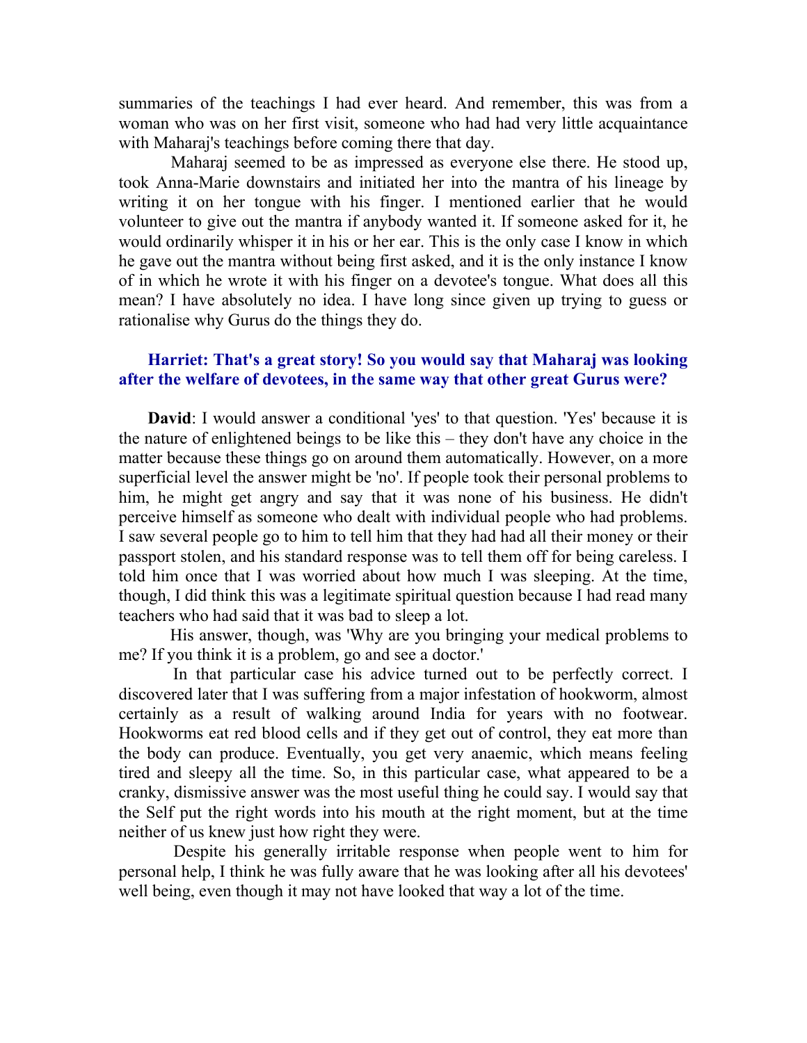summaries of the teachings I had ever heard. And remember, this was from a woman who was on her first visit, someone who had had very little acquaintance with Maharaj's teachings before coming there that day.

Maharaj seemed to be as impressed as everyone else there. He stood up, took Anna-Marie downstairs and initiated her into the mantra of his lineage by writing it on her tongue with his finger. I mentioned earlier that he would volunteer to give out the mantra if anybody wanted it. If someone asked for it, he would ordinarily whisper it in his or her ear. This is the only case I know in which he gave out the mantra without being first asked, and it is the only instance I know of in which he wrote it with his finger on a devotee's tongue. What does all this mean? I have absolutely no idea. I have long since given up trying to guess or rationalise why Gurus do the things they do.

**Harriet: That's a great story! So you would say that Maharaj was looking after the welfare of devotees, in the same way that other great Gurus were?**

**David**: I would answer a conditional 'yes' to that question. 'Yes' because it is the nature of enlightened beings to be like this – they don't have any choice in the matter because these things go on around them automatically. However, on a more superficial level the answer might be 'no'. If people took their personal problems to him, he might get angry and say that it was none of his business. He didn't perceive himself as someone who dealt with individual people who had problems. I saw several people go to him to tell him that they had had all their money or their passport stolen, and his standard response was to tell them off for being careless. I told him once that I was worried about how much I was sleeping. At the time, though, I did think this was a legitimate spiritual question because I had read many teachers who had said that it was bad to sleep a lot.

His answer, though, was 'Why are you bringing your medical problems to me? If you think it is a problem, go and see a doctor.'

In that particular case his advice turned out to be perfectly correct. I discovered later that I was suffering from a major infestation of hookworm, almost certainly as a result of walking around India for years with no footwear. Hookworms eat red blood cells and if they get out of control, they eat more than the body can produce. Eventually, you get very anaemic, which means feeling tired and sleepy all the time. So, in this particular case, what appeared to be a cranky, dismissive answer was the most useful thing he could say. I would say that the Self put the right words into his mouth at the right moment, but at the time neither of us knew just how right they were.

Despite his generally irritable response when people went to him for personal help, I think he was fully aware that he was looking after all his devotees' well being, even though it may not have looked that way a lot of the time.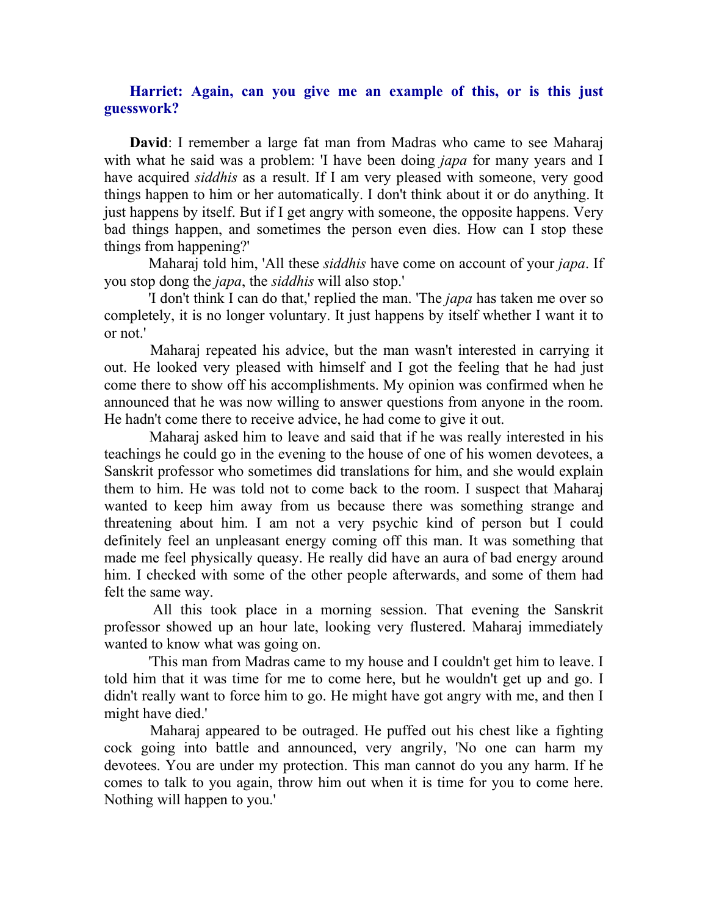**Harriet: Again, can you give me an example of this, or is this just guesswork?**

**David**: I remember a large fat man from Madras who came to see Maharaj with what he said was a problem: 'I have been doing *japa* for many years and I have acquired *siddhis* as a result. If I am very pleased with someone, very good things happen to him or her automatically. I don't think about it or do anything. It just happens by itself. But if I get angry with someone, the opposite happens. Very bad things happen, and sometimes the person even dies. How can I stop these things from happening?'

Maharaj told him, 'All these *siddhis* have come on account of your *japa*. If you stop dong the *japa*, the *siddhis* will also stop.'

'I don't think I can do that,' replied the man. 'The *japa* has taken me over so completely, it is no longer voluntary. It just happens by itself whether I want it to or not.'

Maharaj repeated his advice, but the man wasn't interested in carrying it out. He looked very pleased with himself and I got the feeling that he had just come there to show off his accomplishments. My opinion was confirmed when he announced that he was now willing to answer questions from anyone in the room. He hadn't come there to receive advice, he had come to give it out.

Maharaj asked him to leave and said that if he was really interested in his teachings he could go in the evening to the house of one of his women devotees, a Sanskrit professor who sometimes did translations for him, and she would explain them to him. He was told not to come back to the room. I suspect that Maharaj wanted to keep him away from us because there was something strange and threatening about him. I am not a very psychic kind of person but I could definitely feel an unpleasant energy coming off this man. It was something that made me feel physically queasy. He really did have an aura of bad energy around him. I checked with some of the other people afterwards, and some of them had felt the same way.

All this took place in a morning session. That evening the Sanskrit professor showed up an hour late, looking very flustered. Maharaj immediately wanted to know what was going on.

'This man from Madras came to my house and I couldn't get him to leave. I told him that it was time for me to come here, but he wouldn't get up and go. I didn't really want to force him to go. He might have got angry with me, and then I might have died.'

Maharaj appeared to be outraged. He puffed out his chest like a fighting cock going into battle and announced, very angrily, 'No one can harm my devotees. You are under my protection. This man cannot do you any harm. If he comes to talk to you again, throw him out when it is time for you to come here. Nothing will happen to you.'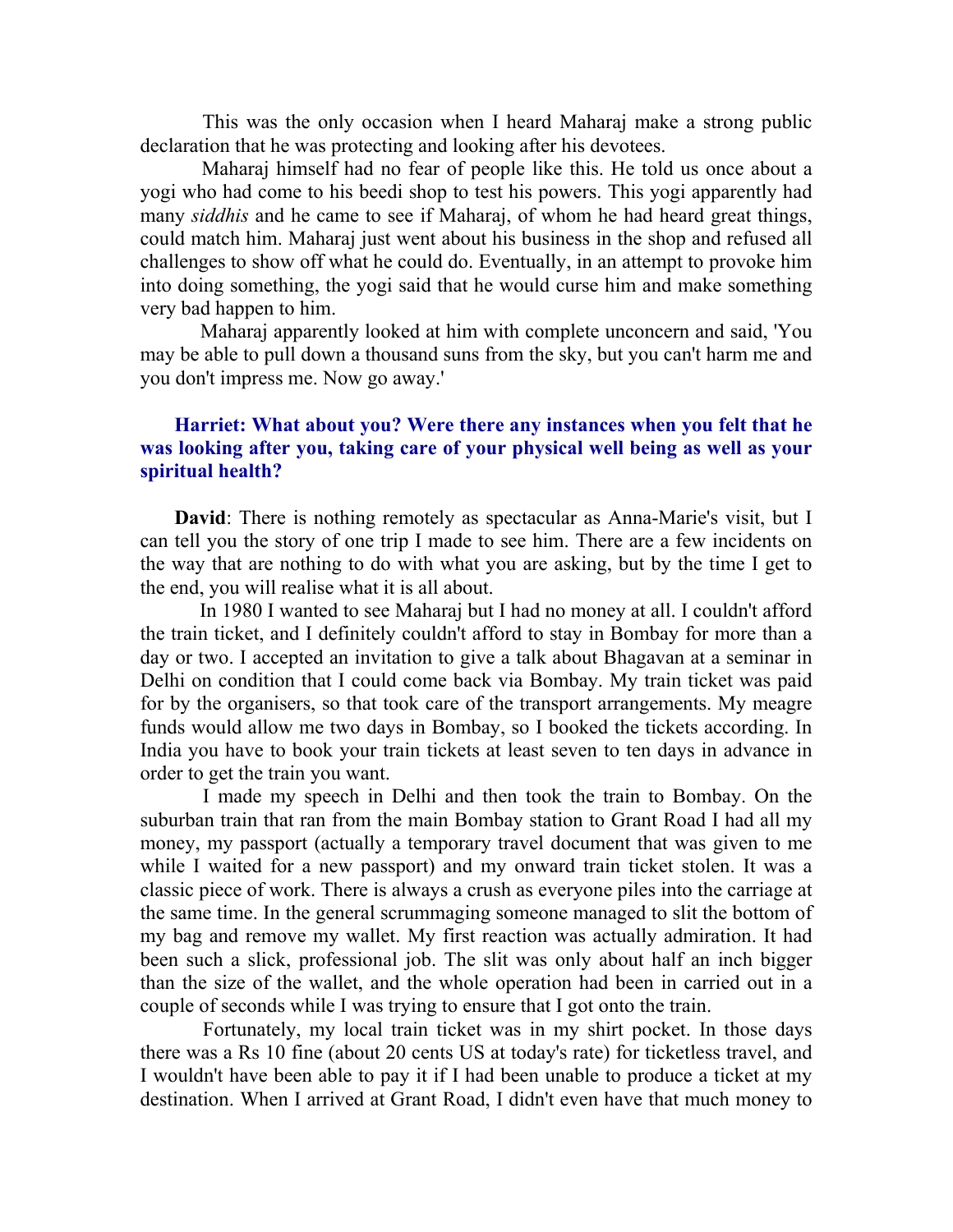This was the only occasion when I heard Maharaj make a strong public declaration that he was protecting and looking after his devotees.

Maharaj himself had no fear of people like this. He told us once about a yogi who had come to his beedi shop to test his powers. This yogi apparently had many *siddhis* and he came to see if Maharaj, of whom he had heard great things, could match him. Maharaj just went about his business in the shop and refused all challenges to show off what he could do. Eventually, in an attempt to provoke him into doing something, the yogi said that he would curse him and make something very bad happen to him.

Maharaj apparently looked at him with complete unconcern and said, 'You may be able to pull down a thousand suns from the sky, but you can't harm me and you don't impress me. Now go away.'

**Harriet: What about you? Were there any instances when you felt that he was looking after you, taking care of your physical well being as well as your spiritual health?**

**David**: There is nothing remotely as spectacular as Anna-Marie's visit, but I can tell you the story of one trip I made to see him. There are a few incidents on the way that are nothing to do with what you are asking, but by the time I get to the end, you will realise what it is all about.

In 1980 I wanted to see Maharaj but I had no money at all. I couldn't afford the train ticket, and I definitely couldn't afford to stay in Bombay for more than a day or two. I accepted an invitation to give a talk about Bhagavan at a seminar in Delhi on condition that I could come back via Bombay. My train ticket was paid for by the organisers, so that took care of the transport arrangements. My meagre funds would allow me two days in Bombay, so I booked the tickets according. In India you have to book your train tickets at least seven to ten days in advance in order to get the train you want.

I made my speech in Delhi and then took the train to Bombay. On the suburban train that ran from the main Bombay station to Grant Road I had all my money, my passport (actually a temporary travel document that was given to me while I waited for a new passport) and my onward train ticket stolen. It was a classic piece of work. There is always a crush as everyone piles into the carriage at the same time. In the general scrummaging someone managed to slit the bottom of my bag and remove my wallet. My first reaction was actually admiration. It had been such a slick, professional job. The slit was only about half an inch bigger than the size of the wallet, and the whole operation had been in carried out in a couple of seconds while I was trying to ensure that I got onto the train.

Fortunately, my local train ticket was in my shirt pocket. In those days there was a Rs 10 fine (about 20 cents US at today's rate) for ticketless travel, and I wouldn't have been able to pay it if I had been unable to produce a ticket at my destination. When I arrived at Grant Road, I didn't even have that much money to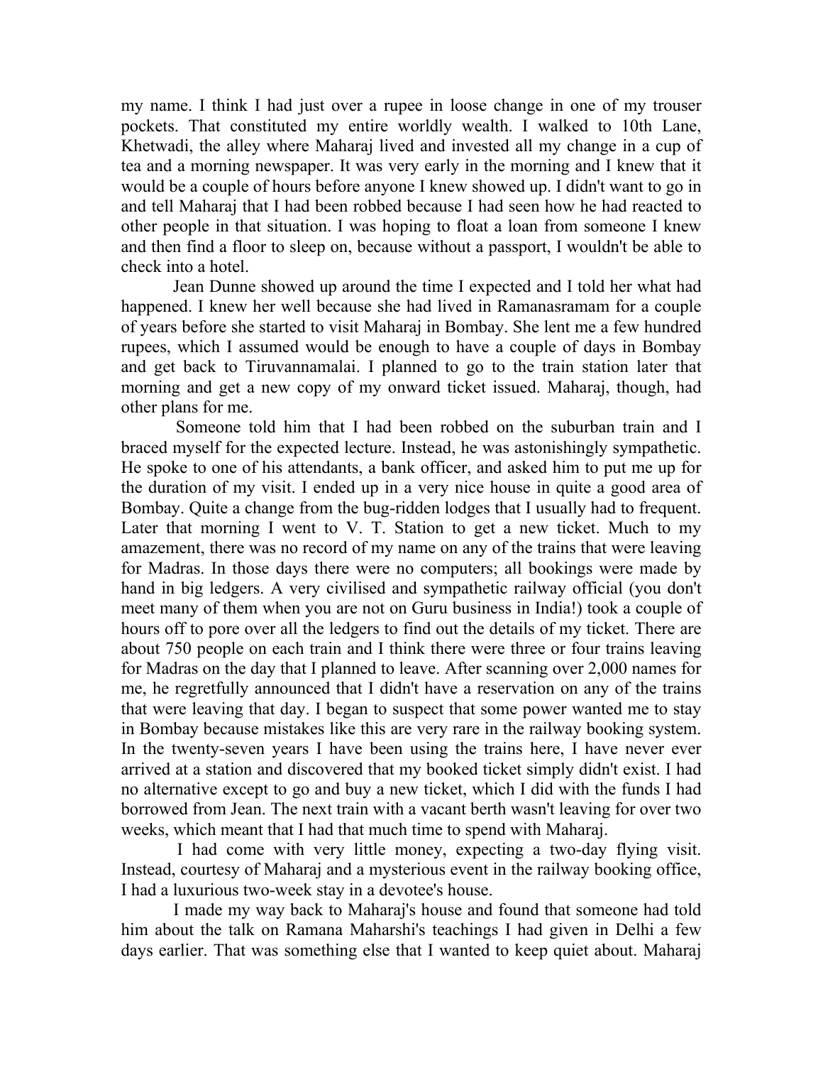my name. I think I had just over a rupee in loose change in one of my trouser pockets. That constituted my entire worldly wealth. I walked to 10th Lane, Khetwadi, the alley where Maharaj lived and invested all my change in a cup of tea and a morning newspaper. It was very early in the morning and I knew that it would be a couple of hours before anyone I knew showed up. I didn't want to go in and tell Maharaj that I had been robbed because I had seen how he had reacted to other people in that situation. I was hoping to float a loan from someone I knew and then find a floor to sleep on, because without a passport, I wouldn't be able to check into a hotel.

Jean Dunne showed up around the time I expected and I told her what had happened. I knew her well because she had lived in Ramanasramam for a couple of years before she started to visit Maharaj in Bombay. She lent me a few hundred rupees, which I assumed would be enough to have a couple of days in Bombay and get back to Tiruvannamalai. I planned to go to the train station later that morning and get a new copy of my onward ticket issued. Maharaj, though, had other plans for me.

Someone told him that I had been robbed on the suburban train and I braced myself for the expected lecture. Instead, he was astonishingly sympathetic. He spoke to one of his attendants, a bank officer, and asked him to put me up for the duration of my visit. I ended up in a very nice house in quite a good area of Bombay. Quite a change from the bug-ridden lodges that I usually had to frequent. Later that morning I went to V. T. Station to get a new ticket. Much to my amazement, there was no record of my name on any of the trains that were leaving for Madras. In those days there were no computers; all bookings were made by hand in big ledgers. A very civilised and sympathetic railway official (you don't meet many of them when you are not on Guru business in India!) took a couple of hours off to pore over all the ledgers to find out the details of my ticket. There are about 750 people on each train and I think there were three or four trains leaving for Madras on the day that I planned to leave. After scanning over 2,000 names for me, he regretfully announced that I didn't have a reservation on any of the trains that were leaving that day. I began to suspect that some power wanted me to stay in Bombay because mistakes like this are very rare in the railway booking system. In the twenty-seven years I have been using the trains here, I have never ever arrived at a station and discovered that my booked ticket simply didn't exist. I had no alternative except to go and buy a new ticket, which I did with the funds I had borrowed from Jean. The next train with a vacant berth wasn't leaving for over two weeks, which meant that I had that much time to spend with Maharaj.

I had come with very little money, expecting a two-day flying visit. Instead, courtesy of Maharaj and a mysterious event in the railway booking office, I had a luxurious two-week stay in a devotee's house.

I made my way back to Maharaj's house and found that someone had told him about the talk on Ramana Maharshi's teachings I had given in Delhi a few days earlier. That was something else that I wanted to keep quiet about. Maharaj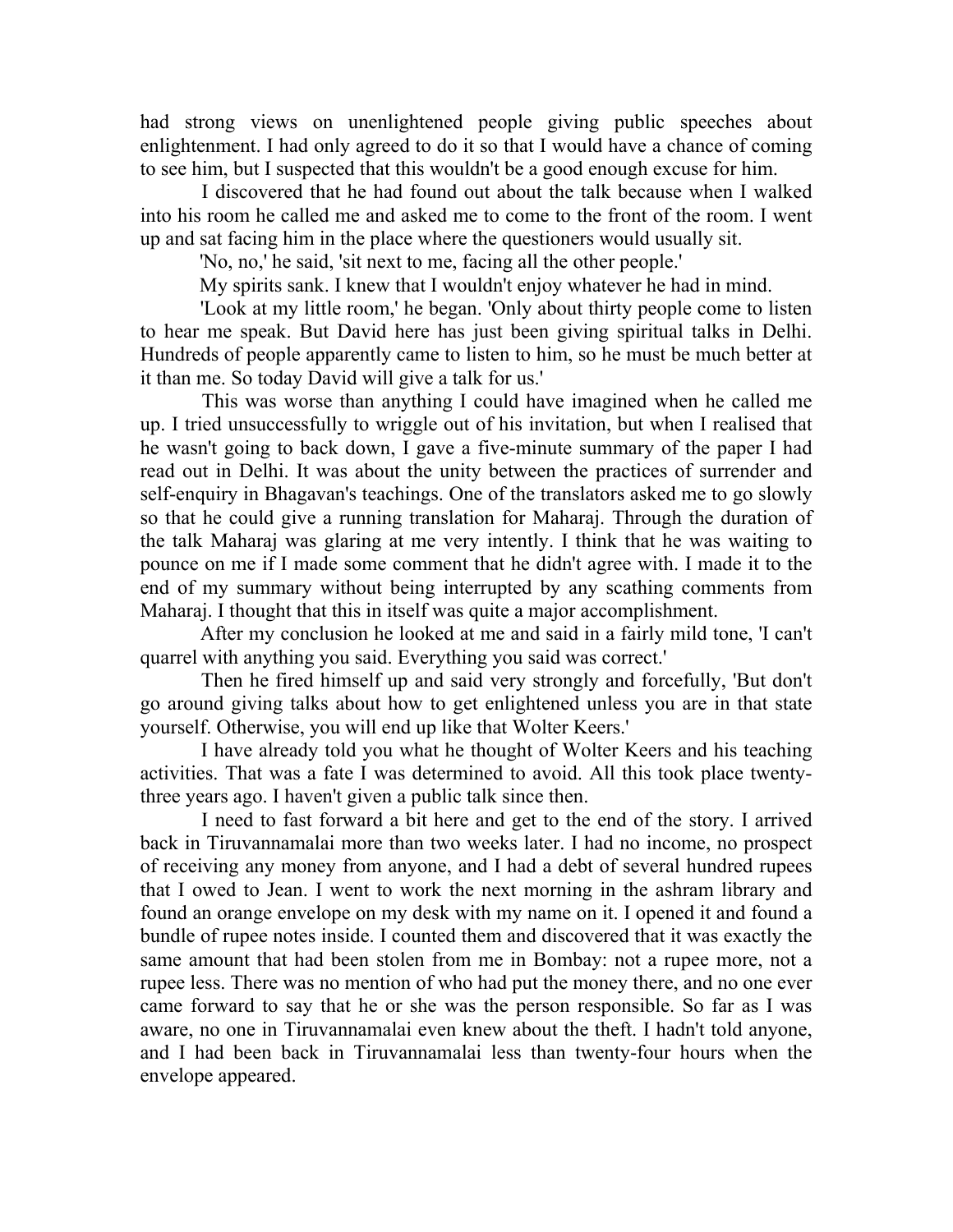had strong views on unenlightened people giving public speeches about enlightenment. I had only agreed to do it so that I would have a chance of coming to see him, but I suspected that this wouldn't be a good enough excuse for him.

I discovered that he had found out about the talk because when I walked into his room he called me and asked me to come to the front of the room. I went up and sat facing him in the place where the questioners would usually sit.

'No, no,' he said, 'sit next to me, facing all the other people.'

My spirits sank. I knew that I wouldn't enjoy whatever he had in mind.

'Look at my little room,' he began. 'Only about thirty people come to listen to hear me speak. But David here has just been giving spiritual talks in Delhi. Hundreds of people apparently came to listen to him, so he must be much better at it than me. So today David will give a talk for us.'

This was worse than anything I could have imagined when he called me up. I tried unsuccessfully to wriggle out of his invitation, but when I realised that he wasn't going to back down, I gave a five-minute summary of the paper I had read out in Delhi. It was about the unity between the practices of surrender and self-enquiry in Bhagavan's teachings. One of the translators asked me to go slowly so that he could give a running translation for Maharaj. Through the duration of the talk Maharaj was glaring at me very intently. I think that he was waiting to pounce on me if I made some comment that he didn't agree with. I made it to the end of my summary without being interrupted by any scathing comments from Maharaj. I thought that this in itself was quite a major accomplishment.

After my conclusion he looked at me and said in a fairly mild tone, 'I can't quarrel with anything you said. Everything you said was correct.'

Then he fired himself up and said very strongly and forcefully, 'But don't go around giving talks about how to get enlightened unless you are in that state yourself. Otherwise, you will end up like that Wolter Keers.'

I have already told you what he thought of Wolter Keers and his teaching activities. That was a fate I was determined to avoid. All this took place twenty-three years ago. I haven't given a public talk since then.

I need to fast forward a bit here and get to the end of the story. I arrived back in Tiruvannamalai more than two weeks later. I had no income, no prospect of receiving any money from anyone, and I had a debt of several hundred rupees that I owed to Jean. I went to work the next morning in the ashram library and found an orange envelope on my desk with my name on it. I opened it and found a bundle of rupee notes inside. I counted them and discovered that it was exactly the same amount that had been stolen from me in Bombay: not a rupee more, not a rupee less. There was no mention of who had put the money there, and no one ever came forward to say that he or she was the person responsible. So far as I was aware, no one in Tiruvannamalai even knew about the theft. I hadn't told anyone, and I had been back in Tiruvannamalai less than twenty-four hours when the envelope appeared.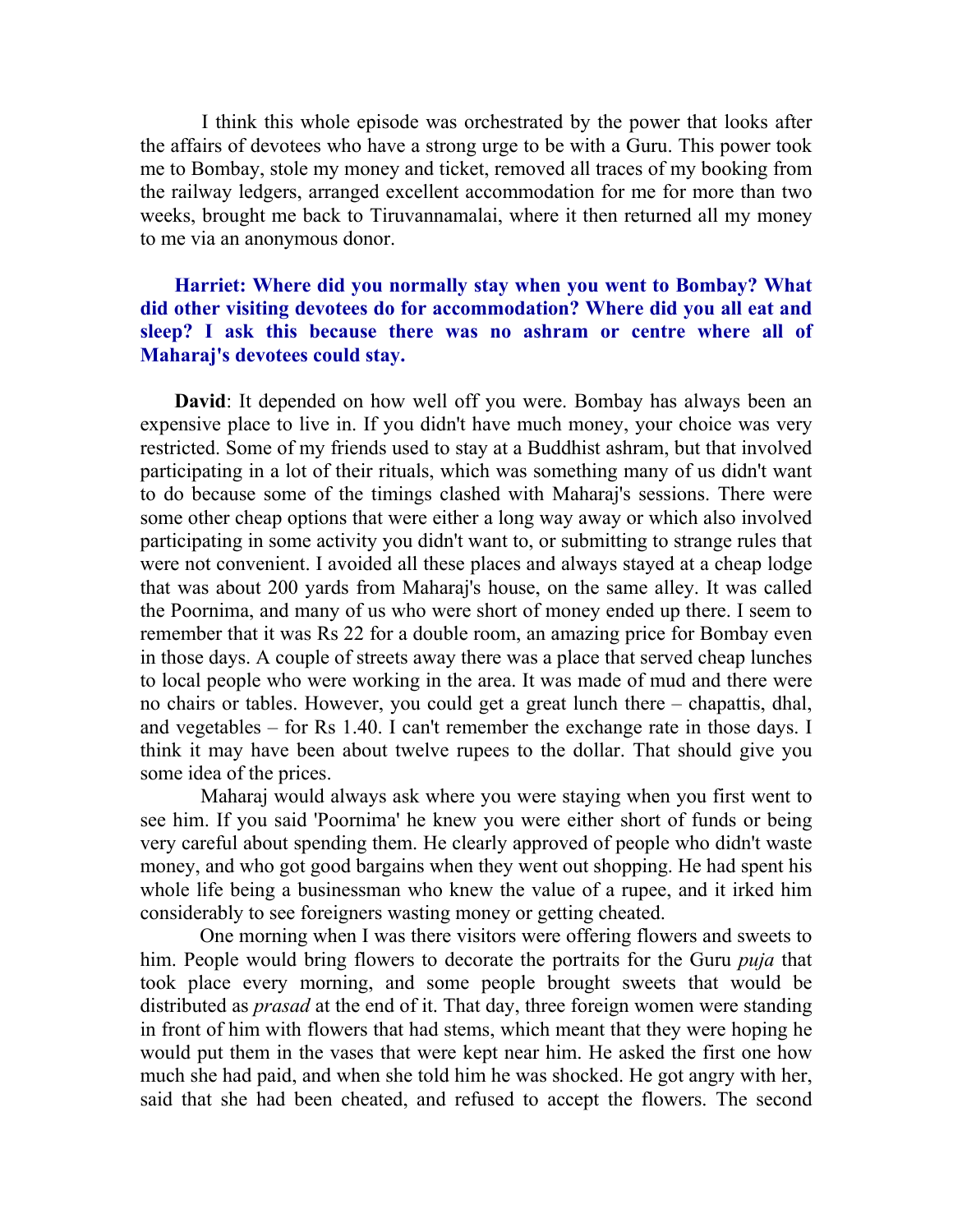I think this whole episode was orchestrated by the power that looks after the affairs of devotees who have a strong urge to be with a Guru. This power took me to Bombay, stole my money and ticket, removed all traces of my booking from the railway ledgers, arranged excellent accommodation for me for more than two weeks, brought me back to Tiruvannamalai, where it then returned all my money to me via an anonymous donor.

**Harriet: Where did you normally stay when you went to Bombay? What did other visiting devotees do for accommodation? Where did you all eat and sleep? I ask this because there was no ashram or centre where all of Maharaj's devotees could stay.**

**David**: It depended on how well off you were. Bombay has always been an expensive place to live in. If you didn't have much money, your choice was very restricted. Some of my friends used to stay at a Buddhist ashram, but that involved participating in a lot of their rituals, which was something many of us didn't want to do because some of the timings clashed with Maharaj's sessions. There were some other cheap options that were either a long way away or which also involved participating in some activity you didn't want to, or submitting to strange rules that were not convenient. I avoided all these places and always stayed at a cheap lodge that was about 200 yards from Maharaj's house, on the same alley. It was called the Poornima, and many of us who were short of money ended up there. I seem to remember that it was Rs 22 for a double room, an amazing price for Bombay even in those days. A couple of streets away there was a place that served cheap lunches to local people who were working in the area. It was made of mud and there were no chairs or tables. However, you could get a great lunch there – chapattis, dhal, and vegetables – for Rs 1.40. I can't remember the exchange rate in those days. I think it may have been about twelve rupees to the dollar. That should give you some idea of the prices.

Maharaj would always ask where you were staying when you first went to see him. If you said 'Poornima' he knew you were either short of funds or being very careful about spending them. He clearly approved of people who didn't waste money, and who got good bargains when they went out shopping. He had spent his whole life being a businessman who knew the value of a rupee, and it irked him considerably to see foreigners wasting money or getting cheated.

One morning when I was there visitors were offering flowers and sweets to him. People would bring flowers to decorate the portraits for the Guru *puja* that took place every morning, and some people brought sweets that would be distributed as *prasad* at the end of it. That day, three foreign women were standing in front of him with flowers that had stems, which meant that they were hoping he would put them in the vases that were kept near him. He asked the first one how much she had paid, and when she told him he was shocked. He got angry with her, said that she had been cheated, and refused to accept the flowers. The second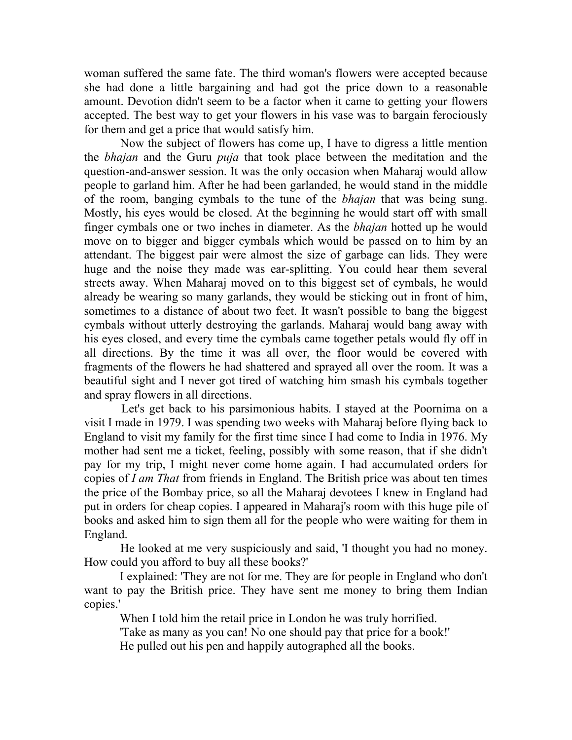woman suffered the same fate. The third woman's flowers were accepted because she had done a little bargaining and had got the price down to a reasonable amount. Devotion didn't seem to be a factor when it came to getting your flowers accepted. The best way to get your flowers in his vase was to bargain ferociously for them and get a price that would satisfy him.

Now the subject of flowers has come up, I have to digress a little mention the *bhajan* and the Guru *puja* that took place between the meditation and the question-and-answer session. It was the only occasion when Maharaj would allow people to garland him. After he had been garlanded, he would stand in the middle of the room, banging cymbals to the tune of the *bhajan* that was being sung. Mostly, his eyes would be closed. At the beginning he would start off with small finger cymbals one or two inches in diameter. As the *bhajan* hotted up he would move on to bigger and bigger cymbals which would be passed on to him by an attendant. The biggest pair were almost the size of garbage can lids. They were huge and the noise they made was ear-splitting. You could hear them several streets away. When Maharaj moved on to this biggest set of cymbals, he would already be wearing so many garlands, they would be sticking out in front of him, sometimes to a distance of about two feet. It wasn't possible to bang the biggest cymbals without utterly destroying the garlands. Maharaj would bang away with his eyes closed, and every time the cymbals came together petals would fly off in all directions. By the time it was all over, the floor would be covered with fragments of the flowers he had shattered and sprayed all over the room. It was a beautiful sight and I never got tired of watching him smash his cymbals together and spray flowers in all directions.

Let's get back to his parsimonious habits. I stayed at the Poornima on a visit I made in 1979. I was spending two weeks with Maharaj before flying back to England to visit my family for the first time since I had come to India in 1976. My mother had sent me a ticket, feeling, possibly with some reason, that if she didn't pay for my trip, I might never come home again. I had accumulated orders for copies of *I am That* from friends in England. The British price was about ten times the price of the Bombay price, so all the Maharaj devotees I knew in England had put in orders for cheap copies. I appeared in Maharaj's room with this huge pile of books and asked him to sign them all for the people who were waiting for them in England.

He looked at me very suspiciously and said, 'I thought you had no money. How could you afford to buy all these books?'

I explained: 'They are not for me. They are for people in England who don't want to pay the British price. They have sent me money to bring them Indian copies.'

When I told him the retail price in London he was truly horrified.

'Take as many as you can! No one should pay that price for a book!'

He pulled out his pen and happily autographed all the books.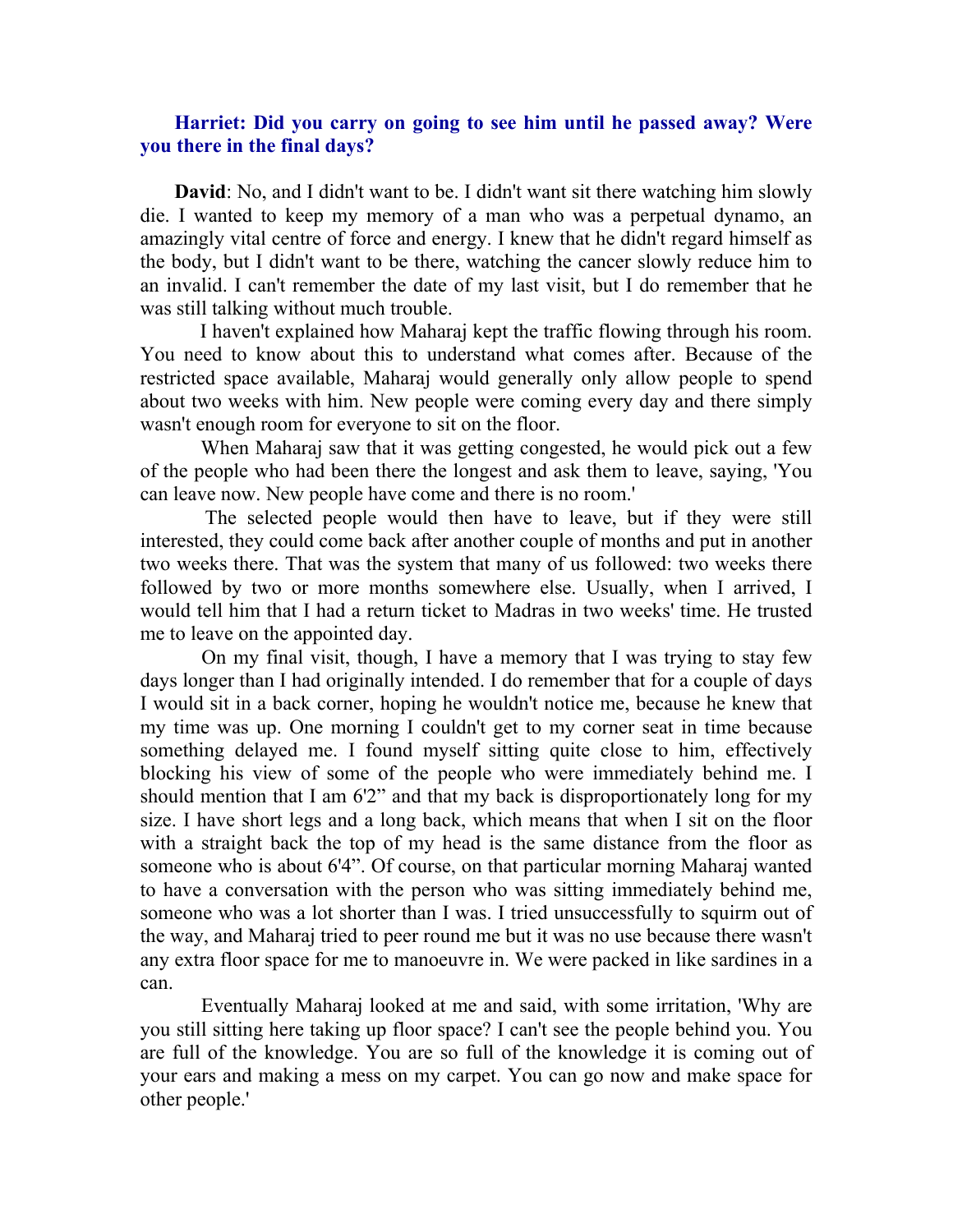**Harriet: Did you carry on going to see him until he passed away? Were you there in the final days?**

**David**: No, and I didn't want to be. I didn't want sit there watching him slowly die. I wanted to keep my memory of a man who was a perpetual dynamo, an amazingly vital centre of force and energy. I knew that he didn't regard himself as the body, but I didn't want to be there, watching the cancer slowly reduce him to an invalid. I can't remember the date of my last visit, but I do remember that he was still talking without much trouble.

I haven't explained how Maharaj kept the traffic flowing through his room. You need to know about this to understand what comes after. Because of the restricted space available, Maharaj would generally only allow people to spend about two weeks with him. New people were coming every day and there simply wasn't enough room for everyone to sit on the floor.

When Maharaj saw that it was getting congested, he would pick out a few of the people who had been there the longest and ask them to leave, saying, 'You can leave now. New people have come and there is no room.'

The selected people would then have to leave, but if they were still interested, they could come back after another couple of months and put in another two weeks there. That was the system that many of us followed: two weeks there followed by two or more months somewhere else. Usually, when I arrived, I would tell him that I had a return ticket to Madras in two weeks' time. He trusted me to leave on the appointed day.

On my final visit, though, I have a memory that I was trying to stay few days longer than I had originally intended. I do remember that for a couple of days I would sit in a back corner, hoping he wouldn't notice me, because he knew that my time was up. One morning I couldn't get to my corner seat in time because something delayed me. I found myself sitting quite close to him, effectively blocking his view of some of the people who were immediately behind me. I should mention that I am 6'2" and that my back is disproportionately long for my size. I have short legs and a long back, which means that when I sit on the floor with a straight back the top of my head is the same distance from the floor as someone who is about 6'4". Of course, on that particular morning Maharaj wanted to have a conversation with the person who was sitting immediately behind me, someone who was a lot shorter than I was. I tried unsuccessfully to squirm out of the way, and Maharaj tried to peer round me but it was no use because there wasn't any extra floor space for me to manoeuvre in. We were packed in like sardines in a can.

Eventually Maharaj looked at me and said, with some irritation, 'Why are you still sitting here taking up floor space? I can't see the people behind you. You are full of the knowledge. You are so full of the knowledge it is coming out of your ears and making a mess on my carpet. You can go now and make space for other people.'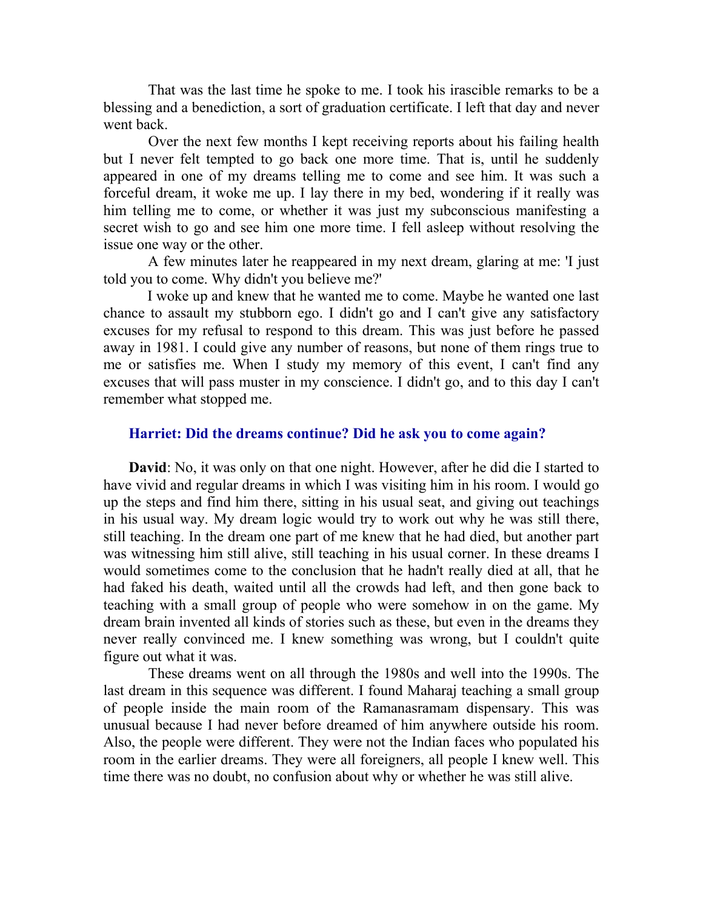That was the last time he spoke to me. I took his irascible remarks to be a blessing and a benediction, a sort of graduation certificate. I left that day and never went back.

Over the next few months I kept receiving reports about his failing health but I never felt tempted to go back one more time. That is, until he suddenly appeared in one of my dreams telling me to come and see him. It was such a forceful dream, it woke me up. I lay there in my bed, wondering if it really was him telling me to come, or whether it was just my subconscious manifesting a secret wish to go and see him one more time. I fell asleep without resolving the issue one way or the other.

A few minutes later he reappeared in my next dream, glaring at me: 'I just told you to come. Why didn't you believe me?'

I woke up and knew that he wanted me to come. Maybe he wanted one last chance to assault my stubborn ego. I didn't go and I can't give any satisfactory excuses for my refusal to respond to this dream. This was just before he passed away in 1981. I could give any number of reasons, but none of them rings true to me or satisfies me. When I study my memory of this event, I can't find any excuses that will pass muster in my conscience. I didn't go, and to this day I can't remember what stopped me.

**Harriet: Did the dreams continue? Did he ask you to come again?**

**David**: No, it was only on that one night. However, after he did die I started to have vivid and regular dreams in which I was visiting him in his room. I would go up the steps and find him there, sitting in his usual seat, and giving out teachings in his usual way. My dream logic would try to work out why he was still there, still teaching. In the dream one part of me knew that he had died, but another part was witnessing him still alive, still teaching in his usual corner. In these dreams I would sometimes come to the conclusion that he hadn't really died at all, that he had faked his death, waited until all the crowds had left, and then gone back to teaching with a small group of people who were somehow in on the game. My dream brain invented all kinds of stories such as these, but even in the dreams they never really convinced me. I knew something was wrong, but I couldn't quite figure out what it was.

These dreams went on all through the 1980s and well into the 1990s. The last dream in this sequence was different. I found Maharaj teaching a small group of people inside the main room of the Ramanasramam dispensary. This was unusual because I had never before dreamed of him anywhere outside his room. Also, the people were different. They were not the Indian faces who populated his room in the earlier dreams. They were all foreigners, all people I knew well. This time there was no doubt, no confusion about why or whether he was still alive.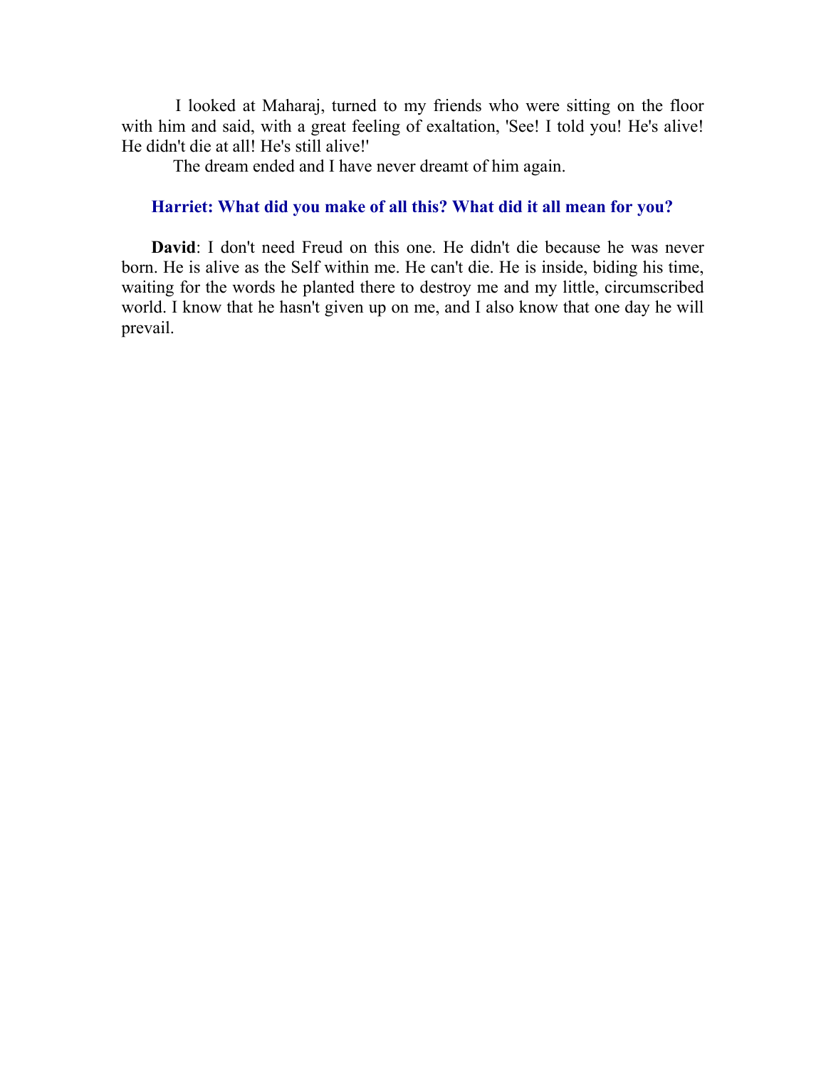I looked at Maharaj, turned to my friends who were sitting on the floor with him and said, with a great feeling of exaltation, 'See! I told you! He's alive! He didn't die at all! He's still alive!'

The dream ended and I have never dreamt of him again.

**Harriet: What did you make of all this? What did it all mean for you?**

**David**: I don't need Freud on this one. He didn't die because he was never born. He is alive as the Self within me. He can't die. He is inside, biding his time, waiting for the words he planted there to destroy me and my little, circumscribed world. I know that he hasn't given up on me, and I also know that one day he will prevail.